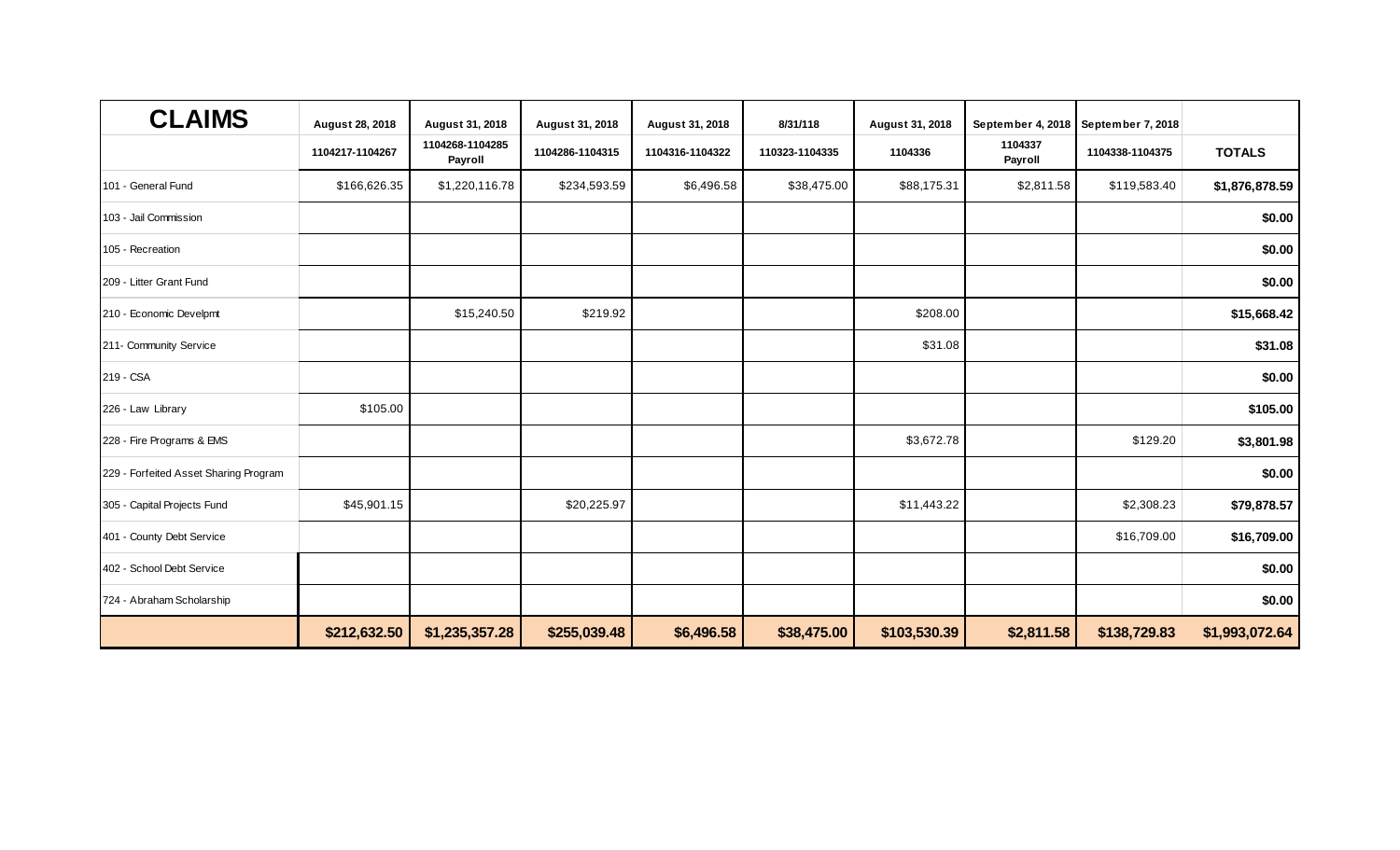| CLAIMS | August 28, 2018 | August 31, 2018 | August 31, 2018 | August 31, 2018 | 8/31/118 | August 31, 2018 | September 4, 2018 | September 7, 2018 | |
|---|---|---|---|---|---|---|---|---|---|
| | 1104217-1104267 | 1104268-1104285 Payroll | 1104286-1104315 | 1104316-1104322 | 110323-1104335 | 1104336 | 1104337 Payroll | 1104338-1104375 | **TOTALS** |
| 101 - General Fund | $166,626.35 | $1,220,116.78 | $234,593.59 | $6,496.58 | $38,475.00 | $88,175.31 | $2,811.58 | $119,583.40 | **$1,876,878.59** |
| 103 - Jail Commission | | | | | | | | | **$0.00** |
| 105 - Recreation | | | | | | | | | **$0.00** |
| 209 - Litter Grant Fund | | | | | | | | | **$0.00** |
| 210 - Economic Develpmt | | $15,240.50 | $219.92 | | | $208.00 | | | **$15,668.42** |
| 211- Community Service | | | | | | $31.08 | | | **$31.08** |
| 219 - CSA | | | | | | | | | **$0.00** |
| 226 - Law Library | $105.00 | | | | | | | | **$105.00** |
| 228 - Fire Programs & EMS | | | | | | $3,672.78 | | $129.20 | **$3,801.98** |
| 229 - Forfeited Asset Sharing Program | | | | | | | | | **$0.00** |
| 305 - Capital Projects Fund | $45,901.15 | | $20,225.97 | | | $11,443.22 | | $2,308.23 | **$79,878.57** |
| 401 - County Debt Service | | | | | | | | $16,709.00 | **$16,709.00** |
| 402 - School Debt Service | | | | | | | | | **$0.00** |
| 724 - Abraham Scholarship | | | | | | | | | **$0.00** |
| | **$212,632.50** | **$1,235,357.28** | **$255,039.48** | **$6,496.58** | **$38,475.00** | **$103,530.39** | **$2,811.58** | **$138,729.83** | **$1,993,072.64** |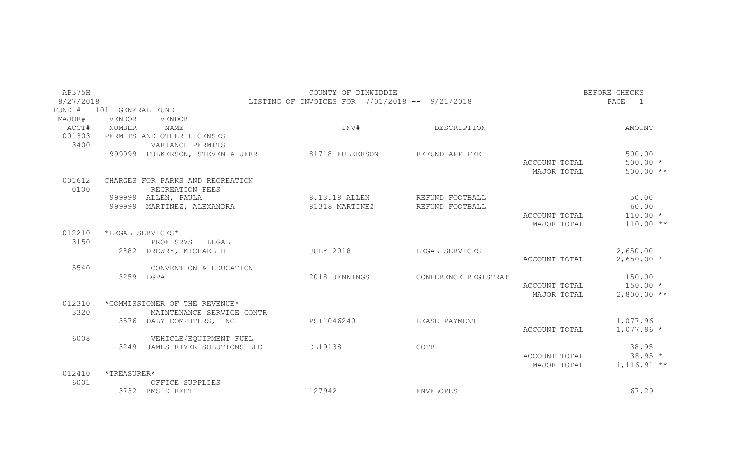AP375H COUNTY OF DINWIDDIE BEFORE CHECKS

8/27/2018 LISTING OF INVOICES FOR 7/01/2018 -- 9/21/2018 PAGE 1

FUND # - 101 GENERAL FUND

| MAJOR# ACCT# | VENDOR NUMBER | VENDOR NAME | INV# | DESCRIPTION | | AMOUNT |
|---|---|---|---|---|---|---|
| 001303 | | PERMITS AND OTHER LICENSES | | | | |
| 3400 | | VARIANCE PERMITS | | | | |
| | 999999 | FULKERSON, STEVEN & JERRI | 81718 FULKERSON | REFUND APP FEE | | 500.00 |
| | | | | | ACCOUNT TOTAL | 500.00 * |
| | | | | | MAJOR TOTAL | 500.00 ** |
| 001612 | | CHARGES FOR PARKS AND RECREATION | | | | |
| 0100 | | RECREATION FEES | | | | |
| | 999999 | ALLEN, PAULA | 8.13.18 ALLEN | REFUND FOOTBALL | | 50.00 |
| | 999999 | MARTINEZ, ALEXANDRA | 81318 MARTINEZ | REFUND FOOTBALL | | 60.00 |
| | | | | | ACCOUNT TOTAL | 110.00 * |
| | | | | | MAJOR TOTAL | 110.00 ** |
| 012210 | | *LEGAL SERVICES* | | | | |
| 3150 | | PROF SRVS - LEGAL | | | | |
| | 2882 | DREWRY, MICHAEL H | JULY 2018 | LEGAL SERVICES | | 2,650.00 |
| | | | | | ACCOUNT TOTAL | 2,650.00 * |
| 5540 | | CONVENTION & EDUCATION | | | | |
| | 3259 | LGPA | 2018-JENNINGS | CONFERENCE REGISTRAT | | 150.00 |
| | | | | | ACCOUNT TOTAL | 150.00 * |
| | | | | | MAJOR TOTAL | 2,800.00 ** |
| 012310 | | *COMMISSIONER OF THE REVENUE* | | | | |
| 3320 | | MAINTENANCE SERVICE CONTR | | | | |
| | 3576 | DALY COMPUTERS, INC | PSI1046240 | LEASE PAYMENT | | 1,077.96 |
| | | | | | ACCOUNT TOTAL | 1,077.96 * |
| 6008 | | VEHICLE/EQUIPMENT FUEL | | | | |
| | 3249 | JAMES RIVER SOLUTIONS LLC | CL19138 | COTR | | 38.95 |
| | | | | | ACCOUNT TOTAL | 38.95 * |
| | | | | | MAJOR TOTAL | 1,116.91 ** |
| 012410 | | *TREASURER* | | | | |
| 6001 | | OFFICE SUPPLIES | | | | |
| | 3732 | BMS DIRECT | 127942 | ENVELOPES | | 67.29 |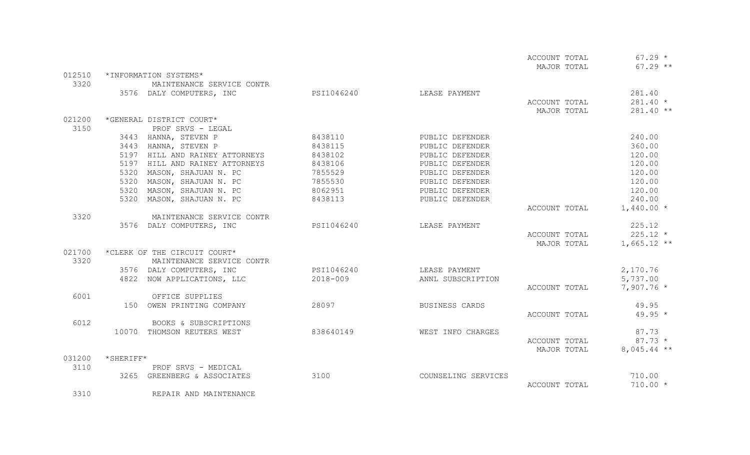| Dept/Acct | Vendor | Vendor Name | Invoice | Description | | Amount |
|---|---|---|---|---|---|---|
| | | | | | ACCOUNT TOTAL | 67.29 * |
| | | | | | MAJOR TOTAL | 67.29 ** |
| 012510 | *INFORMATION SYSTEMS* | | | | | |
| 3320 | | MAINTENANCE SERVICE CONTR | | | | |
| | 3576 | DALY COMPUTERS, INC | PSI1046240 | LEASE PAYMENT | | 281.40 |
| | | | | | ACCOUNT TOTAL | 281.40 * |
| | | | | | MAJOR TOTAL | 281.40 ** |
| 021200 | *GENERAL DISTRICT COURT* | | | | | |
| 3150 | | PROF SRVS - LEGAL | | | | |
| | 3443 | HANNA, STEVEN P | 8438110 | PUBLIC DEFENDER | | 240.00 |
| | 3443 | HANNA, STEVEN P | 8438115 | PUBLIC DEFENDER | | 360.00 |
| | 5197 | HILL AND RAINEY ATTORNEYS | 8438102 | PUBLIC DEFENDER | | 120.00 |
| | 5197 | HILL AND RAINEY ATTORNEYS | 8438106 | PUBLIC DEFENDER | | 120.00 |
| | 5320 | MASON, SHAJUAN N. PC | 7855529 | PUBLIC DEFENDER | | 120.00 |
| | 5320 | MASON, SHAJUAN N. PC | 7855530 | PUBLIC DEFENDER | | 120.00 |
| | 5320 | MASON, SHAJUAN N. PC | 8062951 | PUBLIC DEFENDER | | 120.00 |
| | 5320 | MASON, SHAJUAN N. PC | 8438113 | PUBLIC DEFENDER | | 240.00 |
| | | | | | ACCOUNT TOTAL | 1,440.00 * |
| 3320 | | MAINTENANCE SERVICE CONTR | | | | |
| | 3576 | DALY COMPUTERS, INC | PSI1046240 | LEASE PAYMENT | | 225.12 |
| | | | | | ACCOUNT TOTAL | 225.12 * |
| | | | | | MAJOR TOTAL | 1,665.12 ** |
| 021700 | *CLERK OF THE CIRCUIT COURT* | | | | | |
| 3320 | | MAINTENANCE SERVICE CONTR | | | | |
| | 3576 | DALY COMPUTERS, INC | PSI1046240 | LEASE PAYMENT | | 2,170.76 |
| | 4822 | NOW APPLICATIONS, LLC | 2018-009 | ANNL SUBSCRIPTION | | 5,737.00 |
| | | | | | ACCOUNT TOTAL | 7,907.76 * |
| 6001 | | OFFICE SUPPLIES | | | | |
| | 150 | OWEN PRINTING COMPANY | 28097 | BUSINESS CARDS | | 49.95 |
| | | | | | ACCOUNT TOTAL | 49.95 * |
| 6012 | | BOOKS & SUBSCRIPTIONS | | | | |
| | 10070 | THOMSON REUTERS WEST | 838640149 | WEST INFO CHARGES | | 87.73 |
| | | | | | ACCOUNT TOTAL | 87.73 * |
| | | | | | MAJOR TOTAL | 8,045.44 ** |
| 031200 | *SHERIFF* | | | | | |
| 3110 | | PROF SRVS - MEDICAL | | | | |
| | 3265 | GREENBERG & ASSOCIATES | 3100 | COUNSELING SERVICES | | 710.00 |
| | | | | | ACCOUNT TOTAL | 710.00 * |
| 3310 | | REPAIR AND MAINTENANCE | | | | |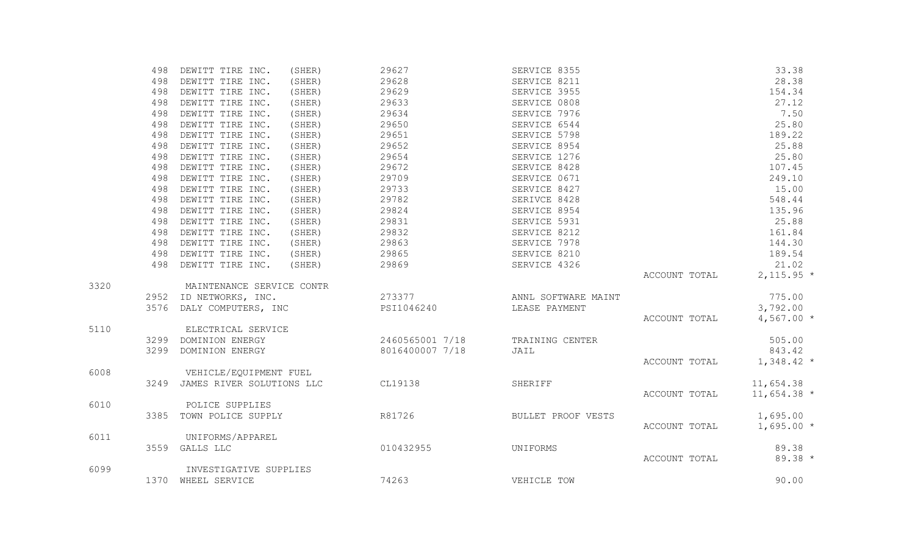| Account | Vendor | Name | Invoice | Description | | Amount |
|---|---|---|---|---|---|---|
| | 498 | DEWITT TIRE INC. (SHER) | 29627 | SERVICE 8355 | | 33.38 |
| | 498 | DEWITT TIRE INC. (SHER) | 29628 | SERVICE 8211 | | 28.38 |
| | 498 | DEWITT TIRE INC. (SHER) | 29629 | SERVICE 3955 | | 154.34 |
| | 498 | DEWITT TIRE INC. (SHER) | 29633 | SERVICE 0808 | | 27.12 |
| | 498 | DEWITT TIRE INC. (SHER) | 29634 | SERVICE 7976 | | 7.50 |
| | 498 | DEWITT TIRE INC. (SHER) | 29650 | SERVICE 6544 | | 25.80 |
| | 498 | DEWITT TIRE INC. (SHER) | 29651 | SERVICE 5798 | | 189.22 |
| | 498 | DEWITT TIRE INC. (SHER) | 29652 | SERVICE 8954 | | 25.88 |
| | 498 | DEWITT TIRE INC. (SHER) | 29654 | SERVICE 1276 | | 25.80 |
| | 498 | DEWITT TIRE INC. (SHER) | 29672 | SERVICE 8428 | | 107.45 |
| | 498 | DEWITT TIRE INC. (SHER) | 29709 | SERVICE 0671 | | 249.10 |
| | 498 | DEWITT TIRE INC. (SHER) | 29733 | SERVICE 8427 | | 15.00 |
| | 498 | DEWITT TIRE INC. (SHER) | 29782 | SERIVCE 8428 | | 548.44 |
| | 498 | DEWITT TIRE INC. (SHER) | 29824 | SERVICE 8954 | | 135.96 |
| | 498 | DEWITT TIRE INC. (SHER) | 29831 | SERVICE 5931 | | 25.88 |
| | 498 | DEWITT TIRE INC. (SHER) | 29832 | SERVICE 8212 | | 161.84 |
| | 498 | DEWITT TIRE INC. (SHER) | 29863 | SERVICE 7978 | | 144.30 |
| | 498 | DEWITT TIRE INC. (SHER) | 29865 | SERVICE 8210 | | 189.54 |
| | 498 | DEWITT TIRE INC. (SHER) | 29869 | SERVICE 4326 | | 21.02 |
| | | | | | ACCOUNT TOTAL | 2,115.95 * |
| 3320 | | MAINTENANCE SERVICE CONTR | | | | |
| | 2952 | ID NETWORKS, INC. | 273377 | ANNL SOFTWARE MAINT | | 775.00 |
| | 3576 | DALY COMPUTERS, INC | PSI1046240 | LEASE PAYMENT | | 3,792.00 |
| | | | | | ACCOUNT TOTAL | 4,567.00 * |
| 5110 | | ELECTRICAL SERVICE | | | | |
| | 3299 | DOMINION ENERGY | 2460565001 7/18 | TRAINING CENTER | | 505.00 |
| | 3299 | DOMINION ENERGY | 8016400007 7/18 | JAIL | | 843.42 |
| | | | | | ACCOUNT TOTAL | 1,348.42 * |
| 6008 | | VEHICLE/EQUIPMENT FUEL | | | | |
| | 3249 | JAMES RIVER SOLUTIONS LLC | CL19138 | SHERIFF | | 11,654.38 |
| | | | | | ACCOUNT TOTAL | 11,654.38 * |
| 6010 | | POLICE SUPPLIES | | | | |
| | 3385 | TOWN POLICE SUPPLY | R81726 | BULLET PROOF VESTS | | 1,695.00 |
| | | | | | ACCOUNT TOTAL | 1,695.00 * |
| 6011 | | UNIFORMS/APPAREL | | | | |
| | 3559 | GALLS LLC | 010432955 | UNIFORMS | | 89.38 |
| | | | | | ACCOUNT TOTAL | 89.38 * |
| 6099 | | INVESTIGATIVE SUPPLIES | | | | |
| | 1370 | WHEEL SERVICE | 74263 | VEHICLE TOW | | 90.00 |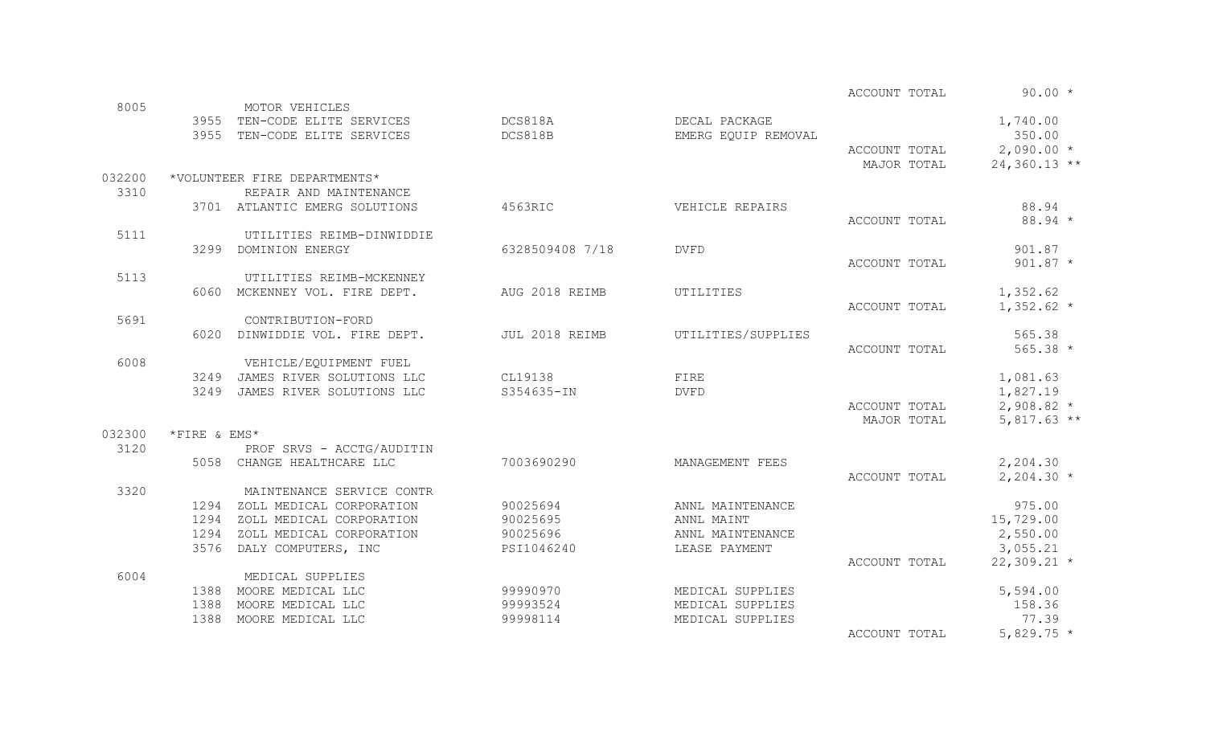| Account | Vendor No. | Vendor / Description | Invoice | Description | | Amount |
|---|---|---|---|---|---|---|
| | | | | | ACCOUNT TOTAL | 90.00 * |
| 8005 | | MOTOR VEHICLES | | | | |
| | 3955 | TEN-CODE ELITE SERVICES | DCS818A | DECAL PACKAGE | | 1,740.00 |
| | 3955 | TEN-CODE ELITE SERVICES | DCS818B | EMERG EQUIP REMOVAL | | 350.00 |
| | | | | | ACCOUNT TOTAL | 2,090.00 * |
| | | | | | MAJOR TOTAL | 24,360.13 ** |
| 032200 | | *VOLUNTEER FIRE DEPARTMENTS* | | | | |
| 3310 | | REPAIR AND MAINTENANCE | | | | |
| | 3701 | ATLANTIC EMERG SOLUTIONS | 4563RIC | VEHICLE REPAIRS | | 88.94 |
| | | | | | ACCOUNT TOTAL | 88.94 * |
| 5111 | | UTILITIES REIMB-DINWIDDIE | | | | |
| | 3299 | DOMINION ENERGY | 6328509408 7/18 | DVFD | | 901.87 |
| | | | | | ACCOUNT TOTAL | 901.87 * |
| 5113 | | UTILITIES REIMB-MCKENNEY | | | | |
| | 6060 | MCKENNEY VOL. FIRE DEPT. | AUG 2018 REIMB | UTILITIES | | 1,352.62 |
| | | | | | ACCOUNT TOTAL | 1,352.62 * |
| 5691 | | CONTRIBUTION-FORD | | | | |
| | 6020 | DINWIDDIE VOL. FIRE DEPT. | JUL 2018 REIMB | UTILITIES/SUPPLIES | | 565.38 |
| | | | | | ACCOUNT TOTAL | 565.38 * |
| 6008 | | VEHICLE/EQUIPMENT FUEL | | | | |
| | 3249 | JAMES RIVER SOLUTIONS LLC | CL19138 | FIRE | | 1,081.63 |
| | 3249 | JAMES RIVER SOLUTIONS LLC | S354635-IN | DVFD | | 1,827.19 |
| | | | | | ACCOUNT TOTAL | 2,908.82 * |
| | | | | | MAJOR TOTAL | 5,817.63 ** |
| 032300 | | *FIRE & EMS* | | | | |
| 3120 | | PROF SRVS - ACCTG/AUDITIN | | | | |
| | 5058 | CHANGE HEALTHCARE LLC | 7003690290 | MANAGEMENT FEES | | 2,204.30 |
| | | | | | ACCOUNT TOTAL | 2,204.30 * |
| 3320 | | MAINTENANCE SERVICE CONTR | | | | |
| | 1294 | ZOLL MEDICAL CORPORATION | 90025694 | ANNL MAINTENANCE | | 975.00 |
| | 1294 | ZOLL MEDICAL CORPORATION | 90025695 | ANNL MAINT | | 15,729.00 |
| | 1294 | ZOLL MEDICAL CORPORATION | 90025696 | ANNL MAINTENANCE | | 2,550.00 |
| | 3576 | DALY COMPUTERS, INC | PSI1046240 | LEASE PAYMENT | | 3,055.21 |
| | | | | | ACCOUNT TOTAL | 22,309.21 * |
| 6004 | | MEDICAL SUPPLIES | | | | |
| | 1388 | MOORE MEDICAL LLC | 99990970 | MEDICAL SUPPLIES | | 5,594.00 |
| | 1388 | MOORE MEDICAL LLC | 99993524 | MEDICAL SUPPLIES | | 158.36 |
| | 1388 | MOORE MEDICAL LLC | 99998114 | MEDICAL SUPPLIES | | 77.39 |
| | | | | | ACCOUNT TOTAL | 5,829.75 * |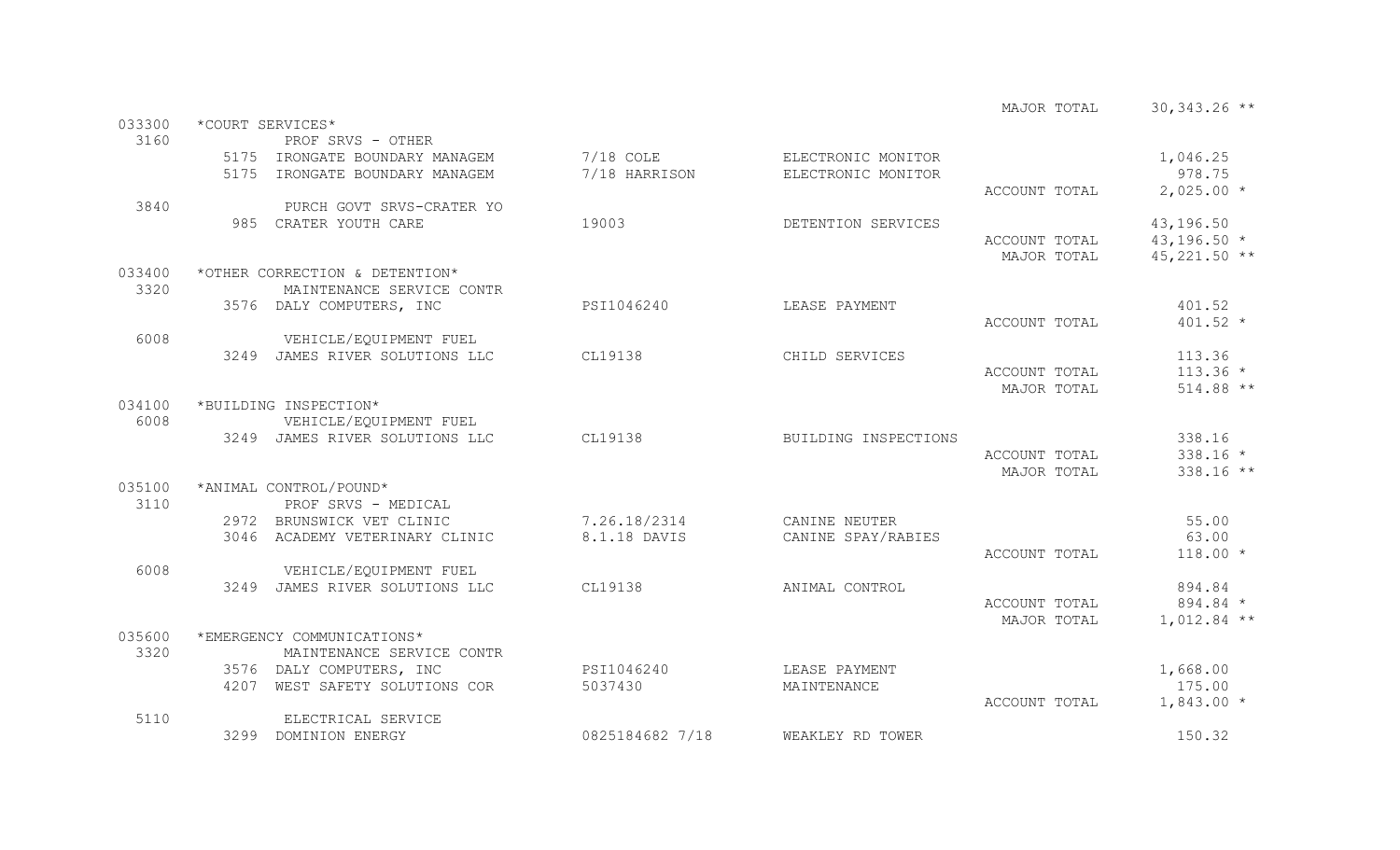| Dept/Acct | Description | Invoice | Item Description | Total Type | Amount |
|---|---|---|---|---|---|
| | | | | MAJOR TOTAL | 30,343.26 ** |
| 033300 | *COURT SERVICES* | | | | |
| 3160 | PROF SRVS - OTHER | | | | |
| | 5175 IRONGATE BOUNDARY MANAGEM | 7/18 COLE | ELECTRONIC MONITOR | | 1,046.25 |
| | 5175 IRONGATE BOUNDARY MANAGEM | 7/18 HARRISON | ELECTRONIC MONITOR | | 978.75 |
| | | | | ACCOUNT TOTAL | 2,025.00 * |
| 3840 | PURCH GOVT SRVS-CRATER YO | | | | |
| | 985 CRATER YOUTH CARE | 19003 | DETENTION SERVICES | | 43,196.50 |
| | | | | ACCOUNT TOTAL | 43,196.50 * |
| | | | | MAJOR TOTAL | 45,221.50 ** |
| 033400 | *OTHER CORRECTION & DETENTION* | | | | |
| 3320 | MAINTENANCE SERVICE CONTR | | | | |
| | 3576 DALY COMPUTERS, INC | PSI1046240 | LEASE PAYMENT | | 401.52 |
| | | | | ACCOUNT TOTAL | 401.52 * |
| 6008 | VEHICLE/EQUIPMENT FUEL | | | | |
| | 3249 JAMES RIVER SOLUTIONS LLC | CL19138 | CHILD SERVICES | | 113.36 |
| | | | | ACCOUNT TOTAL | 113.36 * |
| | | | | MAJOR TOTAL | 514.88 ** |
| 034100 | *BUILDING INSPECTION* | | | | |
| 6008 | VEHICLE/EQUIPMENT FUEL | | | | |
| | 3249 JAMES RIVER SOLUTIONS LLC | CL19138 | BUILDING INSPECTIONS | | 338.16 |
| | | | | ACCOUNT TOTAL | 338.16 * |
| | | | | MAJOR TOTAL | 338.16 ** |
| 035100 | *ANIMAL CONTROL/POUND* | | | | |
| 3110 | PROF SRVS - MEDICAL | | | | |
| | 2972 BRUNSWICK VET CLINIC | 7.26.18/2314 | CANINE NEUTER | | 55.00 |
| | 3046 ACADEMY VETERINARY CLINIC | 8.1.18 DAVIS | CANINE SPAY/RABIES | | 63.00 |
| | | | | ACCOUNT TOTAL | 118.00 * |
| 6008 | VEHICLE/EQUIPMENT FUEL | | | | |
| | 3249 JAMES RIVER SOLUTIONS LLC | CL19138 | ANIMAL CONTROL | | 894.84 |
| | | | | ACCOUNT TOTAL | 894.84 * |
| | | | | MAJOR TOTAL | 1,012.84 ** |
| 035600 | *EMERGENCY COMMUNICATIONS* | | | | |
| 3320 | MAINTENANCE SERVICE CONTR | | | | |
| | 3576 DALY COMPUTERS, INC | PSI1046240 | LEASE PAYMENT | | 1,668.00 |
| | 4207 WEST SAFETY SOLUTIONS COR | 5037430 | MAINTENANCE | | 175.00 |
| | | | | ACCOUNT TOTAL | 1,843.00 * |
| 5110 | ELECTRICAL SERVICE | | | | |
| | 3299 DOMINION ENERGY | 0825184682 7/18 | WEAKLEY RD TOWER | | 150.32 |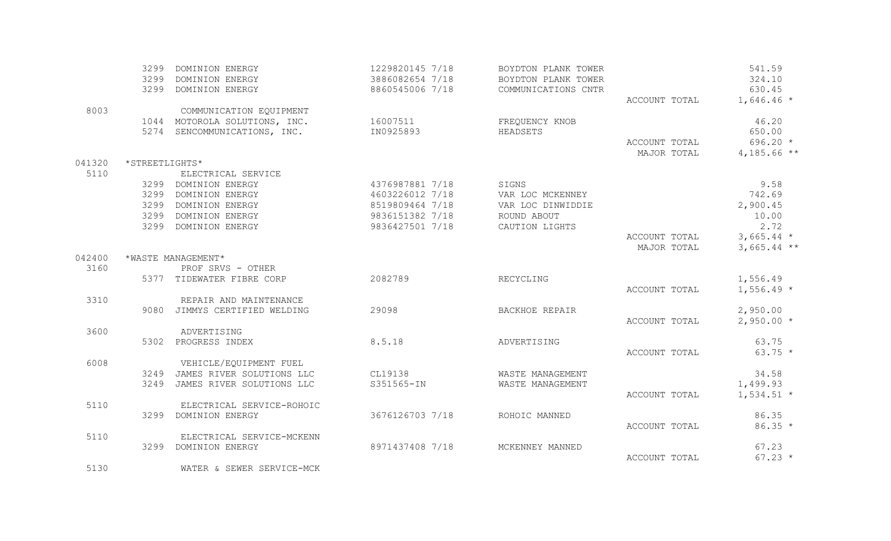| Account | Vendor No. | Vendor / Description | Invoice | Description | | Amount |
|---|---|---|---|---|---|---|
| | 3299 | DOMINION ENERGY | 1229820145 7/18 | BOYDTON PLANK TOWER | | 541.59 |
| | 3299 | DOMINION ENERGY | 3886082654 7/18 | BOYDTON PLANK TOWER | | 324.10 |
| | 3299 | DOMINION ENERGY | 8860545006 7/18 | COMMUNICATIONS CNTR | | 630.45 |
| | | | | | ACCOUNT TOTAL | 1,646.46 * |
| 8003 | | COMMUNICATION EQUIPMENT | | | | |
| | 1044 | MOTOROLA SOLUTIONS, INC. | 16007511 | FREQUENCY KNOB | | 46.20 |
| | 5274 | SENCOMMUNICATIONS, INC. | IN0925893 | HEADSETS | | 650.00 |
| | | | | | ACCOUNT TOTAL | 696.20 * |
| | | | | | MAJOR TOTAL | 4,185.66 ** |
| 041320 | | *STREETLIGHTS* | | | | |
| 5110 | | ELECTRICAL SERVICE | | | | |
| | 3299 | DOMINION ENERGY | 4376987881 7/18 | SIGNS | | 9.58 |
| | 3299 | DOMINION ENERGY | 4603226012 7/18 | VAR LOC MCKENNEY | | 742.69 |
| | 3299 | DOMINION ENERGY | 8519809464 7/18 | VAR LOC DINWIDDIE | | 2,900.45 |
| | 3299 | DOMINION ENERGY | 9836151382 7/18 | ROUND ABOUT | | 10.00 |
| | 3299 | DOMINION ENERGY | 9836427501 7/18 | CAUTION LIGHTS | | 2.72 |
| | | | | | ACCOUNT TOTAL | 3,665.44 * |
| | | | | | MAJOR TOTAL | 3,665.44 ** |
| 042400 | | *WASTE MANAGEMENT* | | | | |
| 3160 | | PROF SRVS - OTHER | | | | |
| | 5377 | TIDEWATER FIBRE CORP | 2082789 | RECYCLING | | 1,556.49 |
| | | | | | ACCOUNT TOTAL | 1,556.49 * |
| 3310 | | REPAIR AND MAINTENANCE | | | | |
| | 9080 | JIMMYS CERTIFIED WELDING | 29098 | BACKHOE REPAIR | | 2,950.00 |
| | | | | | ACCOUNT TOTAL | 2,950.00 * |
| 3600 | | ADVERTISING | | | | |
| | 5302 | PROGRESS INDEX | 8.5.18 | ADVERTISING | | 63.75 |
| | | | | | ACCOUNT TOTAL | 63.75 * |
| 6008 | | VEHICLE/EQUIPMENT FUEL | | | | |
| | 3249 | JAMES RIVER SOLUTIONS LLC | CL19138 | WASTE MANAGEMENT | | 34.58 |
| | 3249 | JAMES RIVER SOLUTIONS LLC | S351565-IN | WASTE MANAGEMENT | | 1,499.93 |
| | | | | | ACCOUNT TOTAL | 1,534.51 * |
| 5110 | | ELECTRICAL SERVICE-ROHOIC | | | | |
| | 3299 | DOMINION ENERGY | 3676126703 7/18 | ROHOIC MANNED | | 86.35 |
| | | | | | ACCOUNT TOTAL | 86.35 * |
| 5110 | | ELECTRICAL SERVICE-MCKENN | | | | |
| | 3299 | DOMINION ENERGY | 8971437408 7/18 | MCKENNEY MANNED | | 67.23 |
| | | | | | ACCOUNT TOTAL | 67.23 * |
| 5130 | | WATER & SEWER SERVICE-MCK | | | | |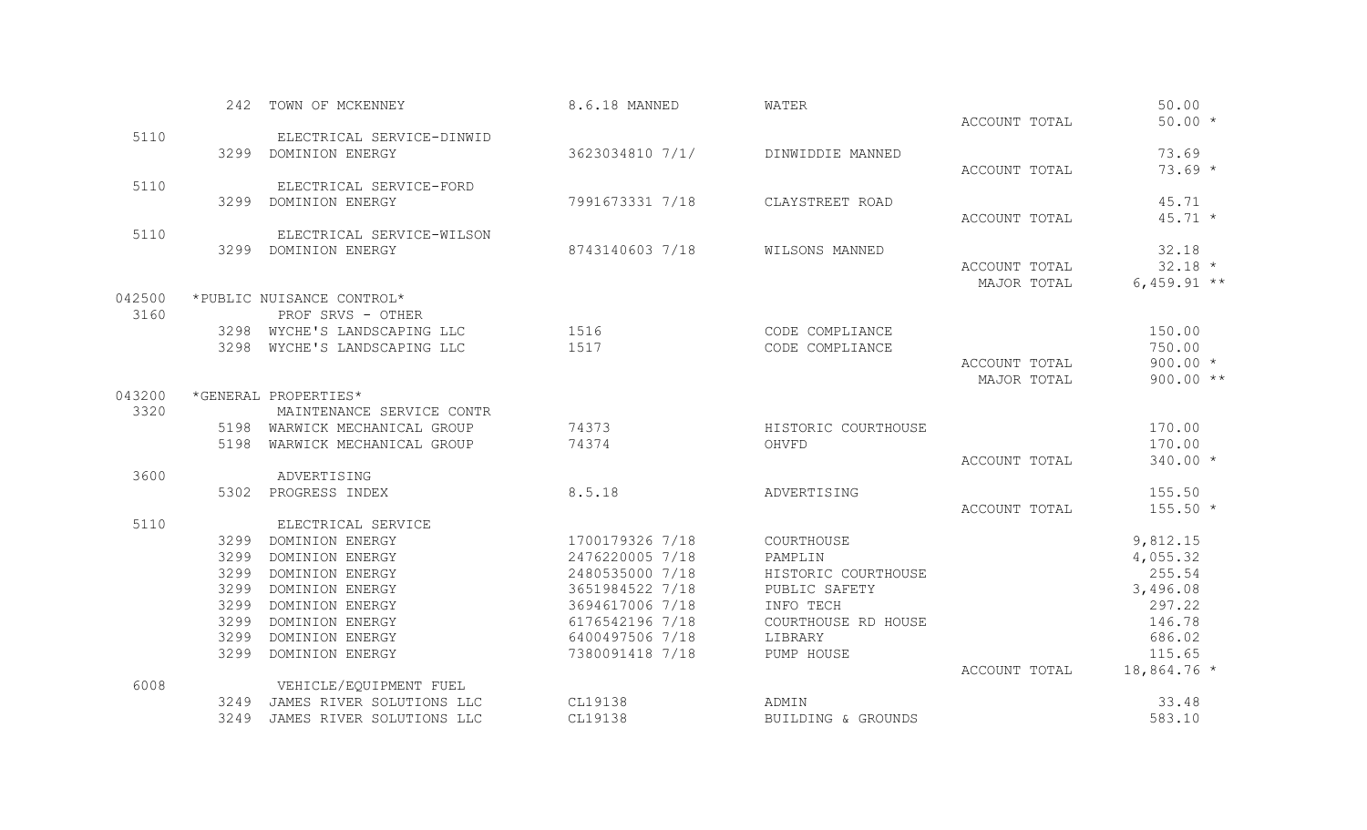| Account | Vendor No. | Vendor / Description | Invoice | Description | | Amount |
|---|---|---|---|---|---|---|
| | 242 | TOWN OF MCKENNEY | 8.6.18 MANNED | WATER | | 50.00 |
| | | | | | ACCOUNT TOTAL | 50.00 * |
| 5110 | | ELECTRICAL SERVICE-DINWID | | | | |
| | 3299 | DOMINION ENERGY | 3623034810 7/1/ | DINWIDDIE MANNED | | 73.69 |
| | | | | | ACCOUNT TOTAL | 73.69 * |
| 5110 | | ELECTRICAL SERVICE-FORD | | | | |
| | 3299 | DOMINION ENERGY | 7991673331 7/18 | CLAYSTREET ROAD | | 45.71 |
| | | | | | ACCOUNT TOTAL | 45.71 * |
| 5110 | | ELECTRICAL SERVICE-WILSON | | | | |
| | 3299 | DOMINION ENERGY | 8743140603 7/18 | WILSONS MANNED | | 32.18 |
| | | | | | ACCOUNT TOTAL | 32.18 * |
| | | | | | MAJOR TOTAL | 6,459.91 ** |
| 042500 | | *PUBLIC NUISANCE CONTROL* | | | | |
| 3160 | | PROF SRVS - OTHER | | | | |
| | 3298 | WYCHE'S LANDSCAPING LLC | 1516 | CODE COMPLIANCE | | 150.00 |
| | 3298 | WYCHE'S LANDSCAPING LLC | 1517 | CODE COMPLIANCE | | 750.00 |
| | | | | | ACCOUNT TOTAL | 900.00 * |
| | | | | | MAJOR TOTAL | 900.00 ** |
| 043200 | | *GENERAL PROPERTIES* | | | | |
| 3320 | | MAINTENANCE SERVICE CONTR | | | | |
| | 5198 | WARWICK MECHANICAL GROUP | 74373 | HISTORIC COURTHOUSE | | 170.00 |
| | 5198 | WARWICK MECHANICAL GROUP | 74374 | OHVFD | | 170.00 |
| | | | | | ACCOUNT TOTAL | 340.00 * |
| 3600 | | ADVERTISING | | | | |
| | 5302 | PROGRESS INDEX | 8.5.18 | ADVERTISING | | 155.50 |
| | | | | | ACCOUNT TOTAL | 155.50 * |
| 5110 | | ELECTRICAL SERVICE | | | | |
| | 3299 | DOMINION ENERGY | 1700179326 7/18 | COURTHOUSE | | 9,812.15 |
| | 3299 | DOMINION ENERGY | 2476220005 7/18 | PAMPLIN | | 4,055.32 |
| | 3299 | DOMINION ENERGY | 2480535000 7/18 | HISTORIC COURTHOUSE | | 255.54 |
| | 3299 | DOMINION ENERGY | 3651984522 7/18 | PUBLIC SAFETY | | 3,496.08 |
| | 3299 | DOMINION ENERGY | 3694617006 7/18 | INFO TECH | | 297.22 |
| | 3299 | DOMINION ENERGY | 6176542196 7/18 | COURTHOUSE RD HOUSE | | 146.78 |
| | 3299 | DOMINION ENERGY | 6400497506 7/18 | LIBRARY | | 686.02 |
| | 3299 | DOMINION ENERGY | 7380091418 7/18 | PUMP HOUSE | | 115.65 |
| | | | | | ACCOUNT TOTAL | 18,864.76 * |
| 6008 | | VEHICLE/EQUIPMENT FUEL | | | | |
| | 3249 | JAMES RIVER SOLUTIONS LLC | CL19138 | ADMIN | | 33.48 |
| | 3249 | JAMES RIVER SOLUTIONS LLC | CL19138 | BUILDING & GROUNDS | | 583.10 |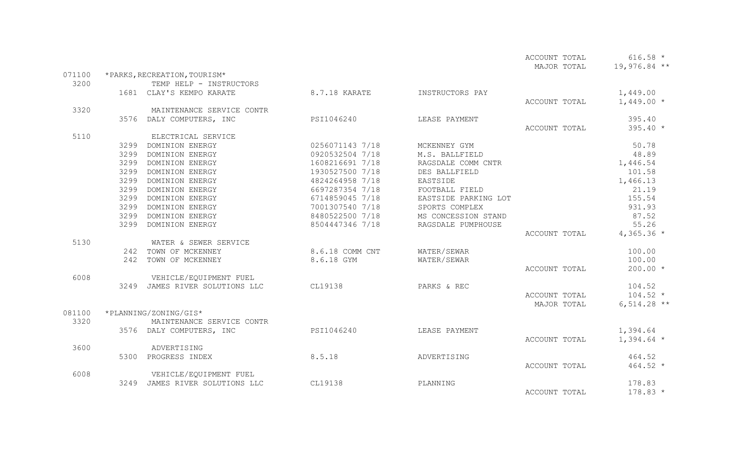| Dept/Acct | Vendor | Vendor Name | Invoice | Description | | Amount |
|---|---|---|---|---|---|---|
| | | | | | ACCOUNT TOTAL | 616.58 * |
| | | | | | MAJOR TOTAL | 19,976.84 ** |
| 071100 | | *PARKS,RECREATION,TOURISM* | | | | |
| 3200 | | TEMP HELP - INSTRUCTORS | | | | |
| | 1681 | CLAY'S KEMPO KARATE | 8.7.18 KARATE | INSTRUCTORS PAY | | 1,449.00 |
| | | | | | ACCOUNT TOTAL | 1,449.00 * |
| 3320 | | MAINTENANCE SERVICE CONTR | | | | |
| | 3576 | DALY COMPUTERS, INC | PSI1046240 | LEASE PAYMENT | | 395.40 |
| | | | | | ACCOUNT TOTAL | 395.40 * |
| 5110 | | ELECTRICAL SERVICE | | | | |
| | 3299 | DOMINION ENERGY | 0256071143 7/18 | MCKENNEY GYM | | 50.78 |
| | 3299 | DOMINION ENERGY | 0920532504 7/18 | M.S. BALLFIELD | | 48.89 |
| | 3299 | DOMINION ENERGY | 1608216691 7/18 | RAGSDALE COMM CNTR | | 1,446.54 |
| | 3299 | DOMINION ENERGY | 1930527500 7/18 | DES BALLFIELD | | 101.58 |
| | 3299 | DOMINION ENERGY | 4824264958 7/18 | EASTSIDE | | 1,466.13 |
| | 3299 | DOMINION ENERGY | 6697287354 7/18 | FOOTBALL FIELD | | 21.19 |
| | 3299 | DOMINION ENERGY | 6714859045 7/18 | EASTSIDE PARKING LOT | | 155.54 |
| | 3299 | DOMINION ENERGY | 7001307540 7/18 | SPORTS COMPLEX | | 931.93 |
| | 3299 | DOMINION ENERGY | 8480522500 7/18 | MS CONCESSION STAND | | 87.52 |
| | 3299 | DOMINION ENERGY | 8504447346 7/18 | RAGSDALE PUMPHOUSE | | 55.26 |
| | | | | | ACCOUNT TOTAL | 4,365.36 * |
| 5130 | | WATER & SEWER SERVICE | | | | |
| | 242 | TOWN OF MCKENNEY | 8.6.18 COMM CNT | WATER/SEWAR | | 100.00 |
| | 242 | TOWN OF MCKENNEY | 8.6.18 GYM | WATER/SEWAR | | 100.00 |
| | | | | | ACCOUNT TOTAL | 200.00 * |
| 6008 | | VEHICLE/EQUIPMENT FUEL | | | | |
| | 3249 | JAMES RIVER SOLUTIONS LLC | CL19138 | PARKS & REC | | 104.52 |
| | | | | | ACCOUNT TOTAL | 104.52 * |
| | | | | | MAJOR TOTAL | 6,514.28 ** |
| 081100 | | *PLANNING/ZONING/GIS* | | | | |
| 3320 | | MAINTENANCE SERVICE CONTR | | | | |
| | 3576 | DALY COMPUTERS, INC | PSI1046240 | LEASE PAYMENT | | 1,394.64 |
| | | | | | ACCOUNT TOTAL | 1,394.64 * |
| 3600 | | ADVERTISING | | | | |
| | 5300 | PROGRESS INDEX | 8.5.18 | ADVERTISING | | 464.52 |
| | | | | | ACCOUNT TOTAL | 464.52 * |
| 6008 | | VEHICLE/EQUIPMENT FUEL | | | | |
| | 3249 | JAMES RIVER SOLUTIONS LLC | CL19138 | PLANNING | | 178.83 |
| | | | | | ACCOUNT TOTAL | 178.83 * |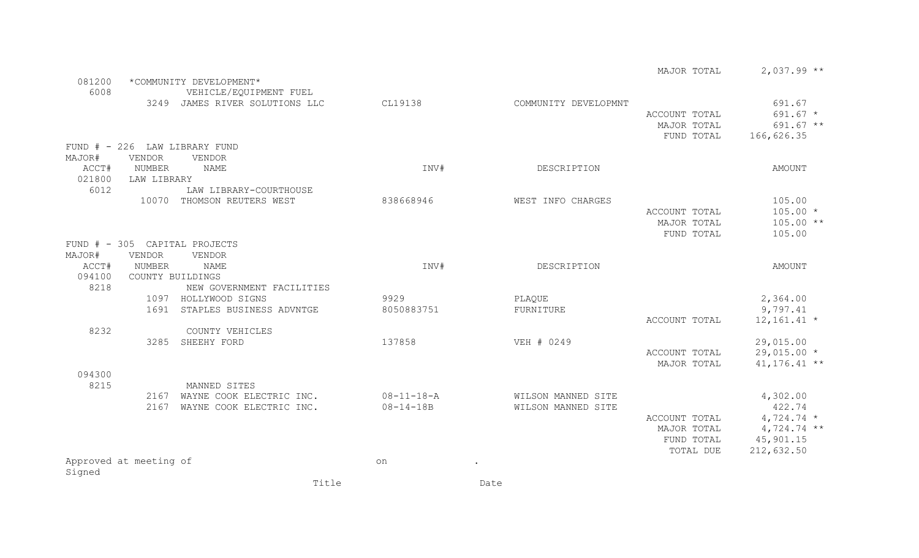| | | | | | | |
|---|---|---|---|---|---|---|
| | | | | | MAJOR TOTAL | 2,037.99 ** |
| 081200 | *COMMUNITY DEVELOPMENT* | | | | | |
| 6008 | | VEHICLE/EQUIPMENT FUEL | | | | |
| | 3249 | JAMES RIVER SOLUTIONS LLC | CL19138 | COMMUNITY DEVELOPMNT | | 691.67 |
| | | | | | ACCOUNT TOTAL | 691.67 * |
| | | | | | MAJOR TOTAL | 691.67 ** |
| | | | | | FUND TOTAL | 166,626.35 |

FUND # - 226 LAW LIBRARY FUND

| MAJOR# ACCT# | VENDOR NUMBER | VENDOR NAME | INV# | DESCRIPTION | | AMOUNT |
|---|---|---|---|---|---|---|
| 021800 | LAW LIBRARY | | | | | |
| 6012 | | LAW LIBRARY-COURTHOUSE | | | | |
| | 10070 | THOMSON REUTERS WEST | 838668946 | WEST INFO CHARGES | | 105.00 |
| | | | | | ACCOUNT TOTAL | 105.00 * |
| | | | | | MAJOR TOTAL | 105.00 ** |
| | | | | | FUND TOTAL | 105.00 |

FUND # - 305 CAPITAL PROJECTS

| MAJOR# ACCT# | VENDOR NUMBER | VENDOR NAME | INV# | DESCRIPTION | | AMOUNT |
|---|---|---|---|---|---|---|
| 094100 | COUNTY BUILDINGS | | | | | |
| 8218 | | NEW GOVERNMENT FACILITIES | | | | |
| | 1097 | HOLLYWOOD SIGNS | 9929 | PLAQUE | | 2,364.00 |
| | 1691 | STAPLES BUSINESS ADVNTGE | 8050883751 | FURNITURE | | 9,797.41 |
| | | | | | ACCOUNT TOTAL | 12,161.41 * |
| 8232 | | COUNTY VEHICLES | | | | |
| | 3285 | SHEEHY FORD | 137858 | VEH # 0249 | | 29,015.00 |
| | | | | | ACCOUNT TOTAL | 29,015.00 * |
| | | | | | MAJOR TOTAL | 41,176.41 ** |
| 094300 | | | | | | |
| 8215 | | MANNED SITES | | | | |
| | 2167 | WAYNE COOK ELECTRIC INC. | 08-11-18-A | WILSON MANNED SITE | | 4,302.00 |
| | 2167 | WAYNE COOK ELECTRIC INC. | 08-14-18B | WILSON MANNED SITE | | 422.74 |
| | | | | | ACCOUNT TOTAL | 4,724.74 * |
| | | | | | MAJOR TOTAL | 4,724.74 ** |
| | | | | | FUND TOTAL | 45,901.15 |
| | | | | | TOTAL DUE | 212,632.50 |

Approved at meeting of on .

Signed

Title Date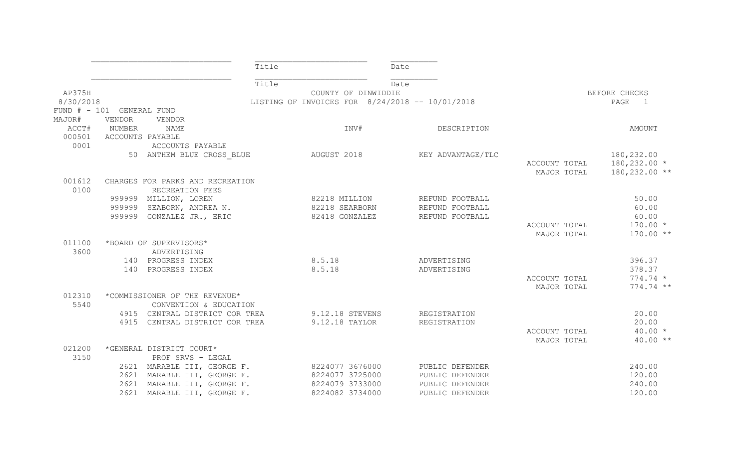_____________________________ _______________________ __________
Title Date

_____________________________ _______________________ __________
Title Date

AP375H COUNTY OF DINWIDDIE BEFORE CHECKS
8/30/2018 LISTING OF INVOICES FOR 8/24/2018 -- 10/01/2018 PAGE 1

FUND # - 101 GENERAL FUND

| MAJOR# ACCT# | VENDOR NUMBER | VENDOR NAME | INV# | DESCRIPTION | | AMOUNT |
|---|---|---|---|---|---|---|
| 000501 | ACCOUNTS PAYABLE | | | | | |
| 0001 | | ACCOUNTS PAYABLE | | | | |
| | 50 | ANTHEM BLUE CROSS BLUE | AUGUST 2018 | KEY ADVANTAGE/TLC | | 180,232.00 |
| | | | | | ACCOUNT TOTAL | 180,232.00 * |
| | | | | | MAJOR TOTAL | 180,232.00 ** |
| 001612 | CHARGES FOR PARKS AND RECREATION | | | | | |
| 0100 | | RECREATION FEES | | | | |
| | 999999 | MILLION, LOREN | 82218 MILLION | REFUND FOOTBALL | | 50.00 |
| | 999999 | SEABORN, ANDREA N. | 82218 SEARBORN | REFUND FOOTBALL | | 60.00 |
| | 999999 | GONZALEZ JR., ERIC | 82418 GONZALEZ | REFUND FOOTBALL | | 60.00 |
| | | | | | ACCOUNT TOTAL | 170.00 * |
| | | | | | MAJOR TOTAL | 170.00 ** |
| 011100 | *BOARD OF SUPERVISORS* | | | | | |
| 3600 | | ADVERTISING | | | | |
| | 140 | PROGRESS INDEX | 8.5.18 | ADVERTISING | | 396.37 |
| | 140 | PROGRESS INDEX | 8.5.18 | ADVERTISING | | 378.37 |
| | | | | | ACCOUNT TOTAL | 774.74 * |
| | | | | | MAJOR TOTAL | 774.74 ** |
| 012310 | *COMMISSIONER OF THE REVENUE* | | | | | |
| 5540 | | CONVENTION & EDUCATION | | | | |
| | 4915 | CENTRAL DISTRICT COR TREA | 9.12.18 STEVENS | REGISTRATION | | 20.00 |
| | 4915 | CENTRAL DISTRICT COR TREA | 9.12.18 TAYLOR | REGISTRATION | | 20.00 |
| | | | | | ACCOUNT TOTAL | 40.00 * |
| | | | | | MAJOR TOTAL | 40.00 ** |
| 021200 | *GENERAL DISTRICT COURT* | | | | | |
| 3150 | | PROF SRVS - LEGAL | | | | |
| | 2621 | MARABLE III, GEORGE F. | 8224077 3676000 | PUBLIC DEFENDER | | 240.00 |
| | 2621 | MARABLE III, GEORGE F. | 8224077 3725000 | PUBLIC DEFENDER | | 120.00 |
| | 2621 | MARABLE III, GEORGE F. | 8224079 3733000 | PUBLIC DEFENDER | | 240.00 |
| | 2621 | MARABLE III, GEORGE F. | 8224082 3734000 | PUBLIC DEFENDER | | 120.00 |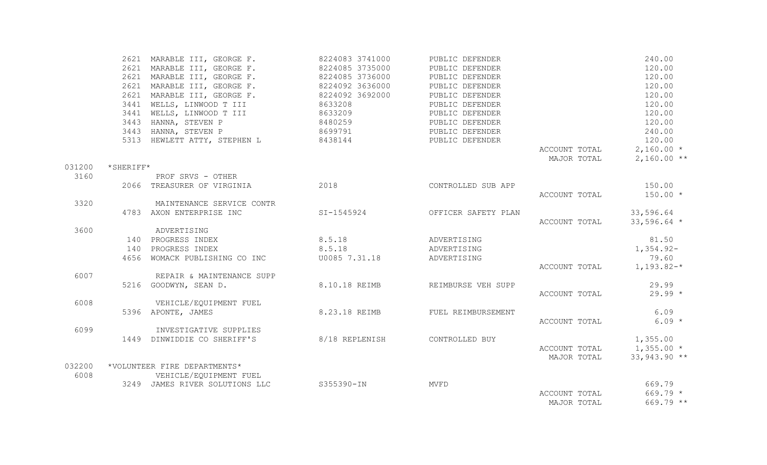| Code | Vendor No. | Vendor / Description | Invoice | Description | Total Type | Amount |
|---|---|---|---|---|---|---|
| | 2621 | MARABLE III, GEORGE F. | 8224083 3741000 | PUBLIC DEFENDER | | 240.00 |
| | 2621 | MARABLE III, GEORGE F. | 8224085 3735000 | PUBLIC DEFENDER | | 120.00 |
| | 2621 | MARABLE III, GEORGE F. | 8224085 3736000 | PUBLIC DEFENDER | | 120.00 |
| | 2621 | MARABLE III, GEORGE F. | 8224092 3636000 | PUBLIC DEFENDER | | 120.00 |
| | 2621 | MARABLE III, GEORGE F. | 8224092 3692000 | PUBLIC DEFENDER | | 120.00 |
| | 3441 | WELLS, LINWOOD T III | 8633208 | PUBLIC DEFENDER | | 120.00 |
| | 3441 | WELLS, LINWOOD T III | 8633209 | PUBLIC DEFENDER | | 120.00 |
| | 3443 | HANNA, STEVEN P | 8480259 | PUBLIC DEFENDER | | 120.00 |
| | 3443 | HANNA, STEVEN P | 8699791 | PUBLIC DEFENDER | | 240.00 |
| | 5313 | HEWLETT ATTY, STEPHEN L | 8438144 | PUBLIC DEFENDER | | 120.00 |
| | | | | | ACCOUNT TOTAL | 2,160.00 * |
| | | | | | MAJOR TOTAL | 2,160.00 ** |
| 031200 | *SHERIFF* | | | | | |
| 3160 | | PROF SRVS - OTHER | | | | |
| | 2066 | TREASURER OF VIRGINIA | 2018 | CONTROLLED SUB APP | | 150.00 |
| | | | | | ACCOUNT TOTAL | 150.00 * |
| 3320 | | MAINTENANCE SERVICE CONTR | | | | |
| | 4783 | AXON ENTERPRISE INC | SI-1545924 | OFFICER SAFETY PLAN | | 33,596.64 |
| | | | | | ACCOUNT TOTAL | 33,596.64 * |
| 3600 | | ADVERTISING | | | | |
| | 140 | PROGRESS INDEX | 8.5.18 | ADVERTISING | | 81.50 |
| | 140 | PROGRESS INDEX | 8.5.18 | ADVERTISING | | 1,354.92- |
| | 4656 | WOMACK PUBLISHING CO INC | U0085 7.31.18 | ADVERTISING | | 79.60 |
| | | | | | ACCOUNT TOTAL | 1,193.82-* |
| 6007 | | REPAIR & MAINTENANCE SUPP | | | | |
| | 5216 | GOODWYN, SEAN D. | 8.10.18 REIMB | REIMBURSE VEH SUPP | | 29.99 |
| | | | | | ACCOUNT TOTAL | 29.99 * |
| 6008 | | VEHICLE/EQUIPMENT FUEL | | | | |
| | 5396 | APONTE, JAMES | 8.23.18 REIMB | FUEL REIMBURSEMENT | | 6.09 |
| | | | | | ACCOUNT TOTAL | 6.09 * |
| 6099 | | INVESTIGATIVE SUPPLIES | | | | |
| | 1449 | DINWIDDIE CO SHERIFF'S | 8/18 REPLENISH | CONTROLLED BUY | | 1,355.00 |
| | | | | | ACCOUNT TOTAL | 1,355.00 * |
| | | | | | MAJOR TOTAL | 33,943.90 ** |
| 032200 | *VOLUNTEER FIRE DEPARTMENTS* | | | | | |
| 6008 | | VEHICLE/EQUIPMENT FUEL | | | | |
| | 3249 | JAMES RIVER SOLUTIONS LLC | S355390-IN | MVFD | | 669.79 |
| | | | | | ACCOUNT TOTAL | 669.79 * |
| | | | | | MAJOR TOTAL | 669.79 ** |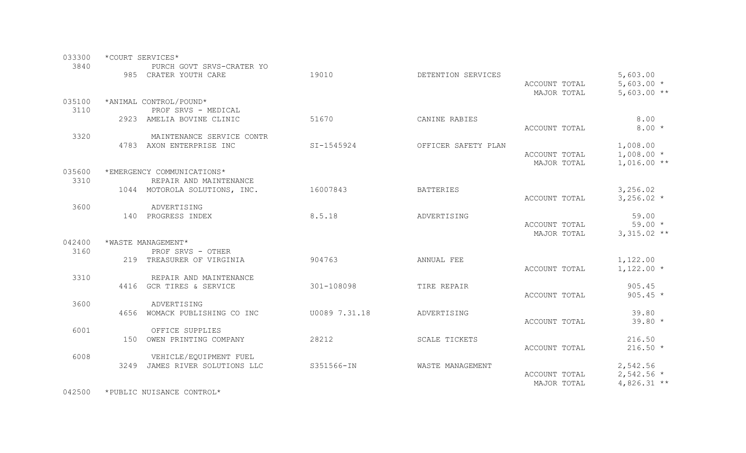| Account | Vendor | Invoice | Description | | Amount |
|---|---|---|---|---|---|
| 033300 | *COURT SERVICES* | | | | |
| 3840 | PURCH GOVT SRVS-CRATER YO | | | | |
| | 985 CRATER YOUTH CARE | 19010 | DETENTION SERVICES | | 5,603.00 |
| | | | | ACCOUNT TOTAL | 5,603.00 * |
| | | | | MAJOR TOTAL | 5,603.00 ** |
| 035100 | *ANIMAL CONTROL/POUND* | | | | |
| 3110 | PROF SRVS - MEDICAL | | | | |
| | 2923 AMELIA BOVINE CLINIC | 51670 | CANINE RABIES | | 8.00 |
| | | | | ACCOUNT TOTAL | 8.00 * |
| 3320 | MAINTENANCE SERVICE CONTR | | | | |
| | 4783 AXON ENTERPRISE INC | SI-1545924 | OFFICER SAFETY PLAN | | 1,008.00 |
| | | | | ACCOUNT TOTAL | 1,008.00 * |
| | | | | MAJOR TOTAL | 1,016.00 ** |
| 035600 | *EMERGENCY COMMUNICATIONS* | | | | |
| 3310 | REPAIR AND MAINTENANCE | | | | |
| | 1044 MOTOROLA SOLUTIONS, INC. | 16007843 | BATTERIES | | 3,256.02 |
| | | | | ACCOUNT TOTAL | 3,256.02 * |
| 3600 | ADVERTISING | | | | |
| | 140 PROGRESS INDEX | 8.5.18 | ADVERTISING | | 59.00 |
| | | | | ACCOUNT TOTAL | 59.00 * |
| | | | | MAJOR TOTAL | 3,315.02 ** |
| 042400 | *WASTE MANAGEMENT* | | | | |
| 3160 | PROF SRVS - OTHER | | | | |
| | 219 TREASURER OF VIRGINIA | 904763 | ANNUAL FEE | | 1,122.00 |
| | | | | ACCOUNT TOTAL | 1,122.00 * |
| 3310 | REPAIR AND MAINTENANCE | | | | |
| | 4416 GCR TIRES & SERVICE | 301-108098 | TIRE REPAIR | | 905.45 |
| | | | | ACCOUNT TOTAL | 905.45 * |
| 3600 | ADVERTISING | | | | |
| | 4656 WOMACK PUBLISHING CO INC | U0089 7.31.18 | ADVERTISING | | 39.80 |
| | | | | ACCOUNT TOTAL | 39.80 * |
| 6001 | OFFICE SUPPLIES | | | | |
| | 150 OWEN PRINTING COMPANY | 28212 | SCALE TICKETS | | 216.50 |
| | | | | ACCOUNT TOTAL | 216.50 * |
| 6008 | VEHICLE/EQUIPMENT FUEL | | | | |
| | 3249 JAMES RIVER SOLUTIONS LLC | S351566-IN | WASTE MANAGEMENT | | 2,542.56 |
| | | | | ACCOUNT TOTAL | 2,542.56 * |
| | | | | MAJOR TOTAL | 4,826.31 ** |
| 042500 | *PUBLIC NUISANCE CONTROL* | | | | |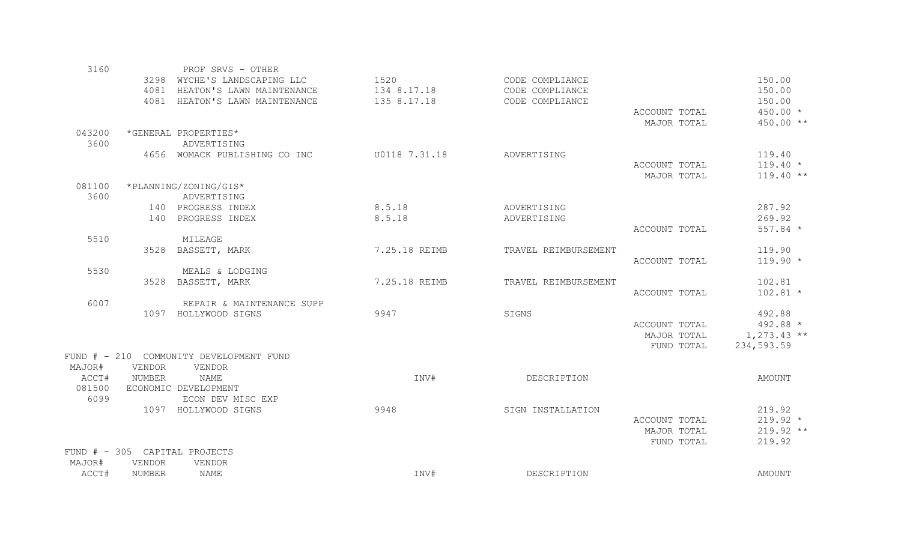| MAJOR# ACCT# | VENDOR NUMBER | VENDOR NAME | INV# | DESCRIPTION | | AMOUNT |
|---|---|---|---|---|---|---|
| 3160 | | PROF SRVS - OTHER | | | | |
| | 3298 | WYCHE'S LANDSCAPING LLC | 1520 | CODE COMPLIANCE | | 150.00 |
| | 4081 | HEATON'S LAWN MAINTENANCE | 134 8.17.18 | CODE COMPLIANCE | | 150.00 |
| | 4081 | HEATON'S LAWN MAINTENANCE | 135 8.17.18 | CODE COMPLIANCE | | 150.00 |
| | | | | | ACCOUNT TOTAL | 450.00 * |
| | | | | | MAJOR TOTAL | 450.00 ** |
| 043200 | | *GENERAL PROPERTIES* | | | | |
| 3600 | | ADVERTISING | | | | |
| | 4656 | WOMACK PUBLISHING CO INC | U0118 7.31.18 | ADVERTISING | | 119.40 |
| | | | | | ACCOUNT TOTAL | 119.40 * |
| | | | | | MAJOR TOTAL | 119.40 ** |
| 081100 | | *PLANNING/ZONING/GIS* | | | | |
| 3600 | | ADVERTISING | | | | |
| | 140 | PROGRESS INDEX | 8.5.18 | ADVERTISING | | 287.92 |
| | 140 | PROGRESS INDEX | 8.5.18 | ADVERTISING | | 269.92 |
| | | | | | ACCOUNT TOTAL | 557.84 * |
| 5510 | | MILEAGE | | | | |
| | 3528 | BASSETT, MARK | 7.25.18 REIMB | TRAVEL REIMBURSEMENT | | 119.90 |
| | | | | | ACCOUNT TOTAL | 119.90 * |
| 5530 | | MEALS & LODGING | | | | |
| | 3528 | BASSETT, MARK | 7.25.18 REIMB | TRAVEL REIMBURSEMENT | | 102.81 |
| | | | | | ACCOUNT TOTAL | 102.81 * |
| 6007 | | REPAIR & MAINTENANCE SUPP | | | | |
| | 1097 | HOLLYWOOD SIGNS | 9947 | SIGNS | | 492.88 |
| | | | | | ACCOUNT TOTAL | 492.88 * |
| | | | | | MAJOR TOTAL | 1,273.43 ** |
| | | | | | FUND TOTAL | 234,593.59 |

FUND # - 210 COMMUNITY DEVELOPMENT FUND

| MAJOR# ACCT# | VENDOR NUMBER | VENDOR NAME | INV# | DESCRIPTION | | AMOUNT |
|---|---|---|---|---|---|---|
| 081500 | | ECONOMIC DEVELOPMENT | | | | |
| 6099 | | ECON DEV MISC EXP | | | | |
| | 1097 | HOLLYWOOD SIGNS | 9948 | SIGN INSTALLATION | | 219.92 |
| | | | | | ACCOUNT TOTAL | 219.92 * |
| | | | | | MAJOR TOTAL | 219.92 ** |
| | | | | | FUND TOTAL | 219.92 |

FUND # - 305 CAPITAL PROJECTS

| MAJOR# ACCT# | VENDOR NUMBER | VENDOR NAME | INV# | DESCRIPTION | | AMOUNT |
|---|---|---|---|---|---|---|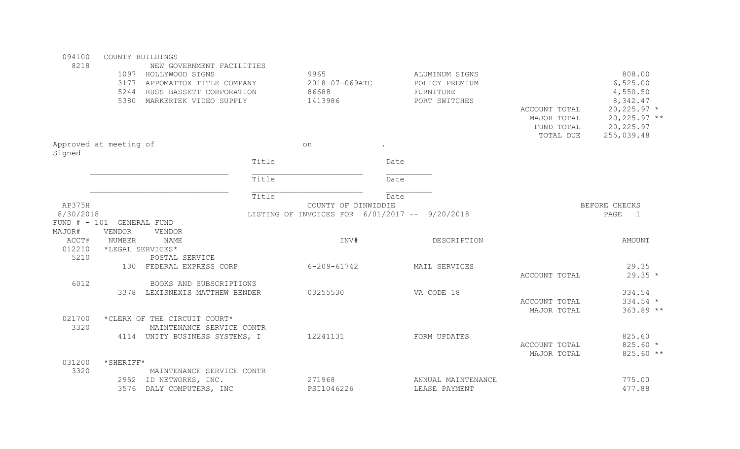| MAJOR# / ACCT# | VENDOR NUMBER | VENDOR NAME | INV# | DESCRIPTION | | AMOUNT |
|---|---|---|---|---|---|---|
| 094100 | COUNTY BUILDINGS | | | | | |
| 8218 | | NEW GOVERNMENT FACILITIES | | | | |
| | 1097 | HOLLYWOOD SIGNS | 9965 | ALUMINUM SIGNS | | 808.00 |
| | 3177 | APPOMATTOX TITLE COMPANY | 2018-07-069ATC | POLICY PREMIUM | | 6,525.00 |
| | 5244 | RUSS BASSETT CORPORATION | 86688 | FURNITURE | | 4,550.50 |
| | 5380 | MARKERTEK VIDEO SUPPLY | 1413986 | PORT SWITCHES | | 8,342.47 |
| | | | | | ACCOUNT TOTAL | 20,225.97 * |
| | | | | | MAJOR TOTAL | 20,225.97 ** |
| | | | | | FUND TOTAL | 20,225.97 |
| | | | | | TOTAL DUE | 255,039.48 |

Approved at meeting of on .

Signed

| | Title | Date |
|---|---|---|
| ____________________________ | ______________________ | _________ |
| | Title | Date |
| ____________________________ | ______________________ | _________ |
| | Title | Date |

AP375H — COUNTY OF DINWIDDIE — BEFORE CHECKS

8/30/2018 — LISTING OF INVOICES FOR 6/01/2017 -- 9/20/2018 — PAGE 1

FUND # - 101 GENERAL FUND

| MAJOR# / ACCT# | VENDOR NUMBER | VENDOR NAME | INV# | DESCRIPTION | | AMOUNT |
|---|---|---|---|---|---|---|
| 012210 | *LEGAL SERVICES* | | | | | |
| 5210 | | POSTAL SERVICE | | | | |
| | 130 | FEDERAL EXPRESS CORP | 6-209-61742 | MAIL SERVICES | | 29.35 |
| | | | | | ACCOUNT TOTAL | 29.35 * |
| 6012 | | BOOKS AND SUBSCRIPTIONS | | | | |
| | 3378 | LEXISNEXIS MATTHEW BENDER | 03255530 | VA CODE 18 | | 334.54 |
| | | | | | ACCOUNT TOTAL | 334.54 * |
| | | | | | MAJOR TOTAL | 363.89 ** |
| 021700 | *CLERK OF THE CIRCUIT COURT* | | | | | |
| 3320 | | MAINTENANCE SERVICE CONTR | | | | |
| | 4114 | UNITY BUSINESS SYSTEMS, I | 12241131 | FORM UPDATES | | 825.60 |
| | | | | | ACCOUNT TOTAL | 825.60 * |
| | | | | | MAJOR TOTAL | 825.60 ** |
| 031200 | *SHERIFF* | | | | | |
| 3320 | | MAINTENANCE SERVICE CONTR | | | | |
| | 2952 | ID NETWORKS, INC. | 271968 | ANNUAL MAINTENANCE | | 775.00 |
| | 3576 | DALY COMPUTERS, INC | PSI1046226 | LEASE PAYMENT | | 477.88 |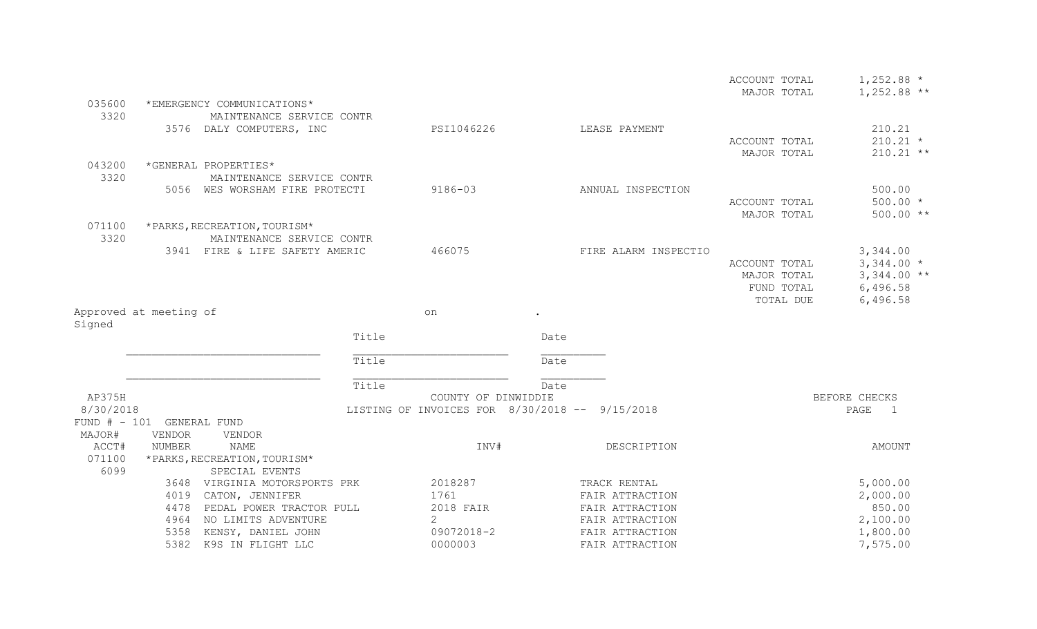| | | | | | | |
|---|---|---|---|---|---|---|
| | | | | | ACCOUNT TOTAL | 1,252.88 * |
| | | | | | MAJOR TOTAL | 1,252.88 ** |
| 035600 | *EMERGENCY COMMUNICATIONS* | | | | | |
| 3320 | | MAINTENANCE SERVICE CONTR | | | | |
| | 3576 | DALY COMPUTERS, INC | PSI1046226 | LEASE PAYMENT | | 210.21 |
| | | | | | ACCOUNT TOTAL | 210.21 * |
| | | | | | MAJOR TOTAL | 210.21 ** |
| 043200 | *GENERAL PROPERTIES* | | | | | |
| 3320 | | MAINTENANCE SERVICE CONTR | | | | |
| | 5056 | WES WORSHAM FIRE PROTECTI | 9186-03 | ANNUAL INSPECTION | | 500.00 |
| | | | | | ACCOUNT TOTAL | 500.00 * |
| | | | | | MAJOR TOTAL | 500.00 ** |
| 071100 | *PARKS,RECREATION,TOURISM* | | | | | |
| 3320 | | MAINTENANCE SERVICE CONTR | | | | |
| | 3941 | FIRE & LIFE SAFETY AMERIC | 466075 | FIRE ALARM INSPECTIO | | 3,344.00 |
| | | | | | ACCOUNT TOTAL | 3,344.00 * |
| | | | | | MAJOR TOTAL | 3,344.00 ** |
| | | | | | FUND TOTAL | 6,496.58 |
| | | | | | TOTAL DUE | 6,496.58 |

Approved at meeting of on .

Signed

| | | |
|---|---|---|
| | Title | Date |
| ____________________________ | ______________________ | _________ |
| | Title | Date |
| ____________________________ | ______________________ | _________ |
| | Title | Date |

AP375H COUNTY OF DINWIDDIE BEFORE CHECKS

8/30/2018 LISTING OF INVOICES FOR 8/30/2018 -- 9/15/2018 PAGE 1

FUND # - 101 GENERAL FUND

| MAJOR# ACCT# | VENDOR NUMBER | VENDOR NAME | INV# | DESCRIPTION | AMOUNT |
|---|---|---|---|---|---|
| 071100 | *PARKS,RECREATION,TOURISM* | | | | |
| 6099 | | SPECIAL EVENTS | | | |
| | 3648 | VIRGINIA MOTORSPORTS PRK | 2018287 | TRACK RENTAL | 5,000.00 |
| | 4019 | CATON, JENNIFER | 1761 | FAIR ATTRACTION | 2,000.00 |
| | 4478 | PEDAL POWER TRACTOR PULL | 2018 FAIR | FAIR ATTRACTION | 850.00 |
| | 4964 | NO LIMITS ADVENTURE | 2 | FAIR ATTRACTION | 2,100.00 |
| | 5358 | KENSY, DANIEL JOHN | 09072018-2 | FAIR ATTRACTION | 1,800.00 |
| | 5382 | K9S IN FLIGHT LLC | 0000003 | FAIR ATTRACTION | 7,575.00 |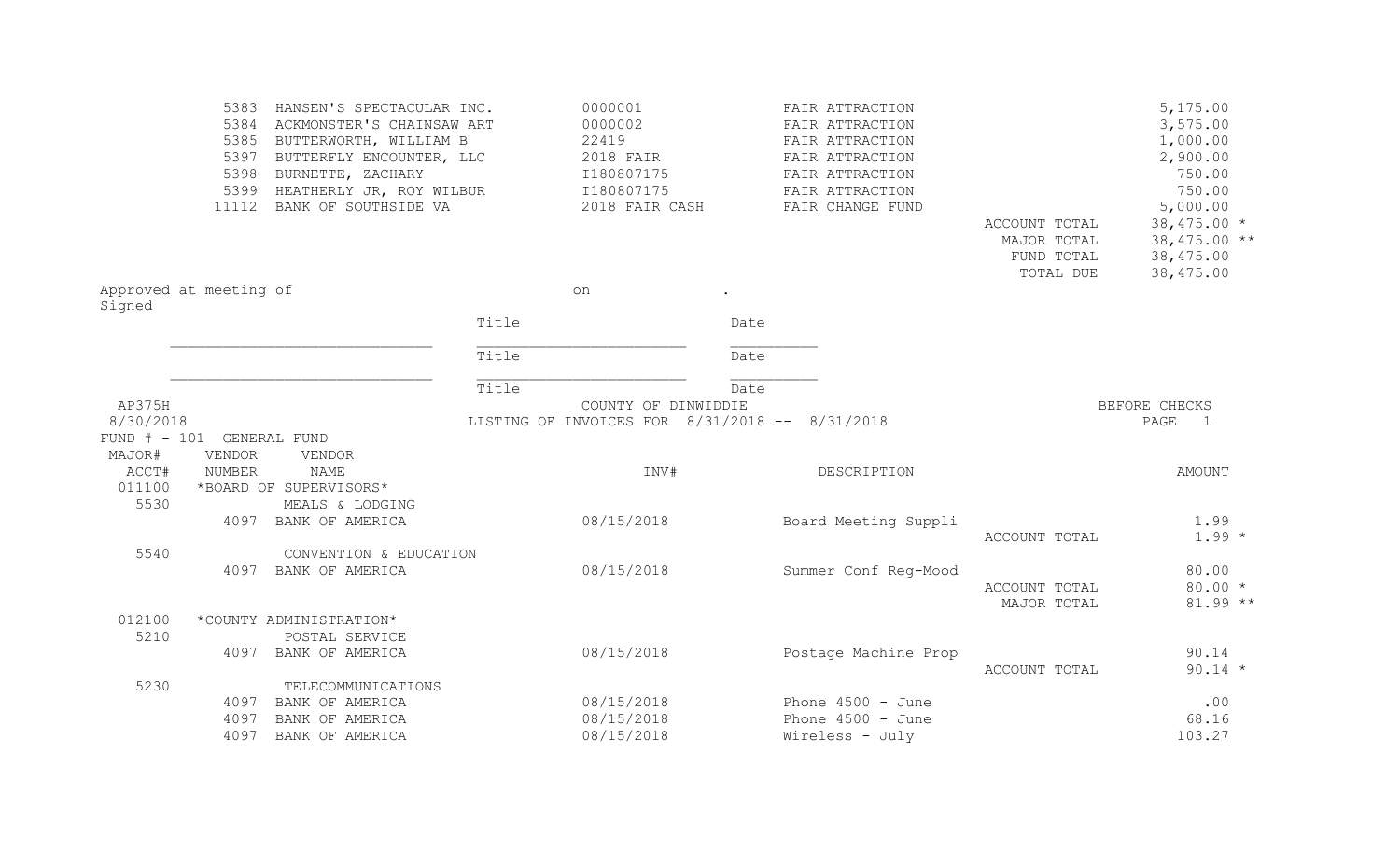| | | | | | |
|---|---|---|---|---|---|
| 5383 | HANSEN'S SPECTACULAR INC. | 0000001 | FAIR ATTRACTION | | 5,175.00 |
| 5384 | ACKMONSTER'S CHAINSAW ART | 0000002 | FAIR ATTRACTION | | 3,575.00 |
| 5385 | BUTTERWORTH, WILLIAM B | 22419 | FAIR ATTRACTION | | 1,000.00 |
| 5397 | BUTTERFLY ENCOUNTER, LLC | 2018 FAIR | FAIR ATTRACTION | | 2,900.00 |
| 5398 | BURNETTE, ZACHARY | I180807175 | FAIR ATTRACTION | | 750.00 |
| 5399 | HEATHERLY JR, ROY WILBUR | I180807175 | FAIR ATTRACTION | | 750.00 |
| 11112 | BANK OF SOUTHSIDE VA | 2018 FAIR CASH | FAIR CHANGE FUND | | 5,000.00 |
| | | | | ACCOUNT TOTAL | 38,475.00 * |
| | | | | MAJOR TOTAL | 38,475.00 ** |
| | | | | FUND TOTAL | 38,475.00 |
| | | | | TOTAL DUE | 38,475.00 |

Approved at meeting of on .

Signed

_____________________________ Title _______________________ Date __________

_____________________________ Title _______________________ Date __________

_____________________________ Title Date

AP375H COUNTY OF DINWIDDIE BEFORE CHECKS

8/30/2018 LISTING OF INVOICES FOR 8/31/2018 -- 8/31/2018 PAGE 1

FUND # - 101 GENERAL FUND

| MAJOR# ACCT# | VENDOR NUMBER | VENDOR NAME | INV# | DESCRIPTION | | AMOUNT |
|---|---|---|---|---|---|---|
| 011100 | *BOARD OF SUPERVISORS* | | | | | |
| 5530 | | MEALS & LODGING | | | | |
| | 4097 | BANK OF AMERICA | 08/15/2018 | Board Meeting Suppli | | 1.99 |
| | | | | | ACCOUNT TOTAL | 1.99 * |
| 5540 | | CONVENTION & EDUCATION | | | | |
| | 4097 | BANK OF AMERICA | 08/15/2018 | Summer Conf Reg-Mood | | 80.00 |
| | | | | | ACCOUNT TOTAL | 80.00 * |
| | | | | | MAJOR TOTAL | 81.99 ** |
| 012100 | *COUNTY ADMINISTRATION* | | | | | |
| 5210 | | POSTAL SERVICE | | | | |
| | 4097 | BANK OF AMERICA | 08/15/2018 | Postage Machine Prop | | 90.14 |
| | | | | | ACCOUNT TOTAL | 90.14 * |
| 5230 | | TELECOMMUNICATIONS | | | | |
| | 4097 | BANK OF AMERICA | 08/15/2018 | Phone 4500 - June | | .00 |
| | 4097 | BANK OF AMERICA | 08/15/2018 | Phone 4500 - June | | 68.16 |
| | 4097 | BANK OF AMERICA | 08/15/2018 | Wireless - July | | 103.27 |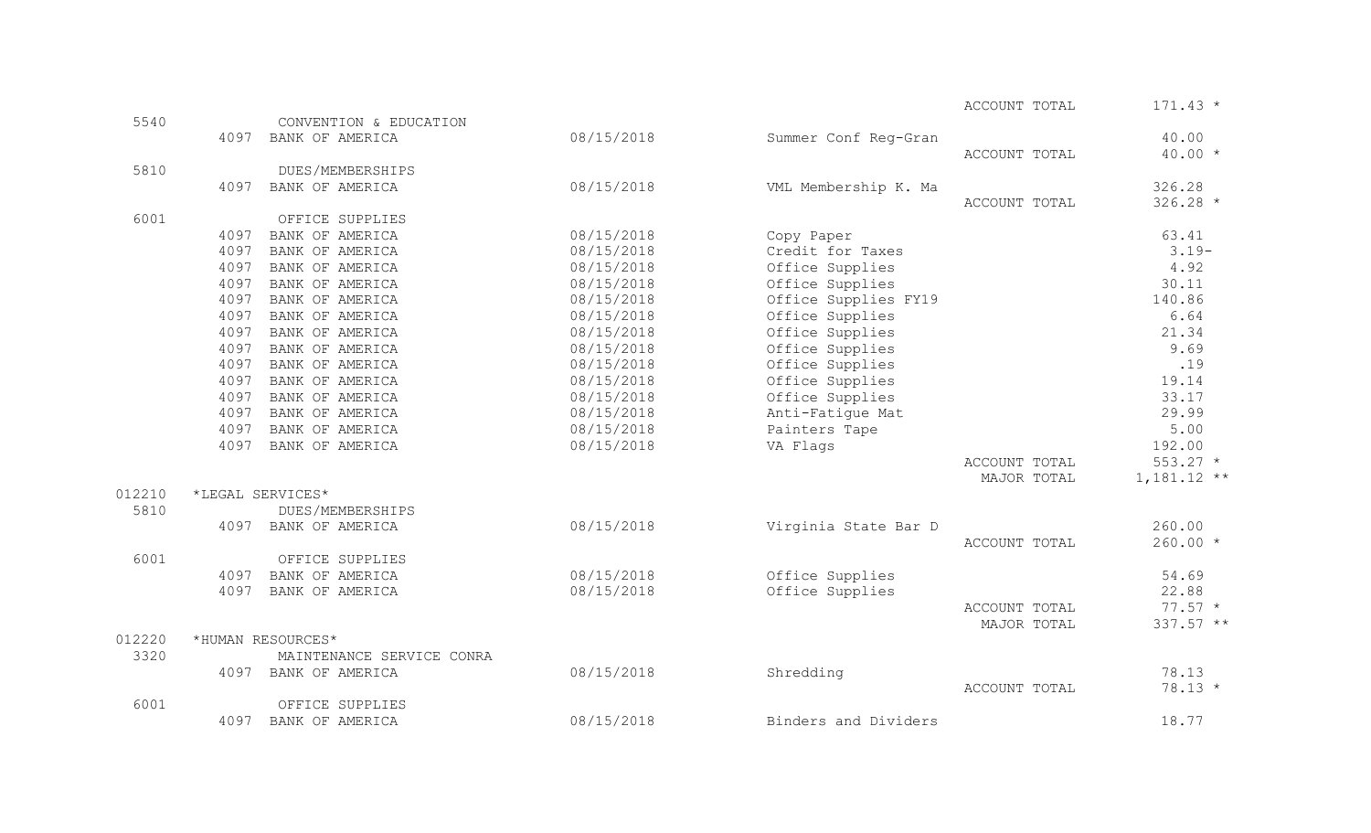| | | | | | |
|---|---|---|---|---|---|
| | | | | ACCOUNT TOTAL | 171.43 * |
| 5540 | CONVENTION & EDUCATION | | | | |
| | 4097 BANK OF AMERICA | 08/15/2018 | Summer Conf Reg-Gran | | 40.00 |
| | | | | ACCOUNT TOTAL | 40.00 * |
| 5810 | DUES/MEMBERSHIPS | | | | |
| | 4097 BANK OF AMERICA | 08/15/2018 | VML Membership K. Ma | | 326.28 |
| | | | | ACCOUNT TOTAL | 326.28 * |
| 6001 | OFFICE SUPPLIES | | | | |
| | 4097 BANK OF AMERICA | 08/15/2018 | Copy Paper | | 63.41 |
| | 4097 BANK OF AMERICA | 08/15/2018 | Credit for Taxes | | 3.19- |
| | 4097 BANK OF AMERICA | 08/15/2018 | Office Supplies | | 4.92 |
| | 4097 BANK OF AMERICA | 08/15/2018 | Office Supplies | | 30.11 |
| | 4097 BANK OF AMERICA | 08/15/2018 | Office Supplies FY19 | | 140.86 |
| | 4097 BANK OF AMERICA | 08/15/2018 | Office Supplies | | 6.64 |
| | 4097 BANK OF AMERICA | 08/15/2018 | Office Supplies | | 21.34 |
| | 4097 BANK OF AMERICA | 08/15/2018 | Office Supplies | | 9.69 |
| | 4097 BANK OF AMERICA | 08/15/2018 | Office Supplies | | .19 |
| | 4097 BANK OF AMERICA | 08/15/2018 | Office Supplies | | 19.14 |
| | 4097 BANK OF AMERICA | 08/15/2018 | Office Supplies | | 33.17 |
| | 4097 BANK OF AMERICA | 08/15/2018 | Anti-Fatigue Mat | | 29.99 |
| | 4097 BANK OF AMERICA | 08/15/2018 | Painters Tape | | 5.00 |
| | 4097 BANK OF AMERICA | 08/15/2018 | VA Flags | | 192.00 |
| | | | | ACCOUNT TOTAL | 553.27 * |
| | | | | MAJOR TOTAL | 1,181.12 ** |
| 012210 | *LEGAL SERVICES* | | | | |
| 5810 | DUES/MEMBERSHIPS | | | | |
| | 4097 BANK OF AMERICA | 08/15/2018 | Virginia State Bar D | | 260.00 |
| | | | | ACCOUNT TOTAL | 260.00 * |
| 6001 | OFFICE SUPPLIES | | | | |
| | 4097 BANK OF AMERICA | 08/15/2018 | Office Supplies | | 54.69 |
| | 4097 BANK OF AMERICA | 08/15/2018 | Office Supplies | | 22.88 |
| | | | | ACCOUNT TOTAL | 77.57 * |
| | | | | MAJOR TOTAL | 337.57 ** |
| 012220 | *HUMAN RESOURCES* | | | | |
| 3320 | MAINTENANCE SERVICE CONRA | | | | |
| | 4097 BANK OF AMERICA | 08/15/2018 | Shredding | | 78.13 |
| | | | | ACCOUNT TOTAL | 78.13 * |
| 6001 | OFFICE SUPPLIES | | | | |
| | 4097 BANK OF AMERICA | 08/15/2018 | Binders and Dividers | | 18.77 |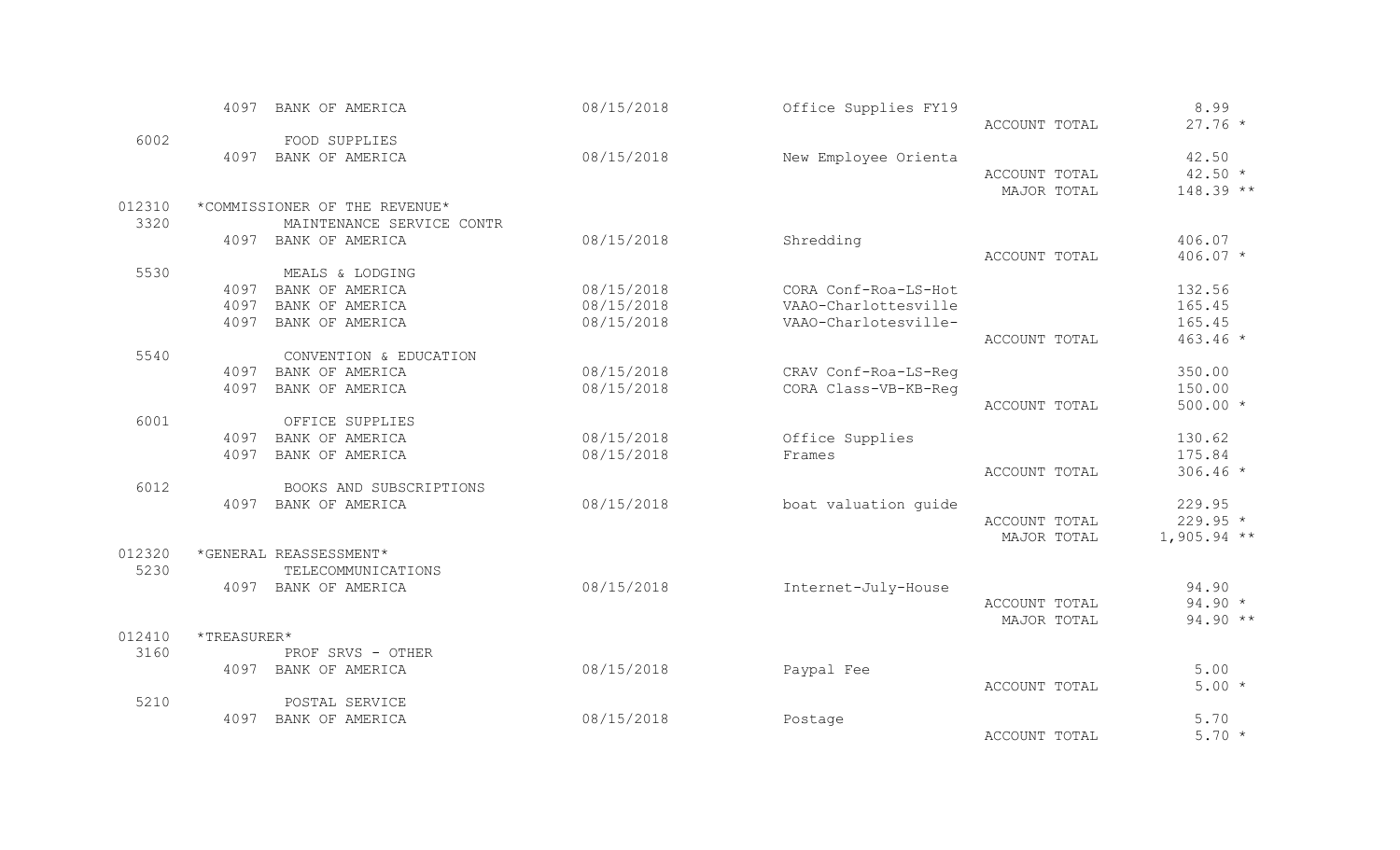| Account | Vendor | Date | Description | Total Type | Amount |
|---|---|---|---|---|---|
| | 4097 BANK OF AMERICA | 08/15/2018 | Office Supplies FY19 | | 8.99 |
| | | | | ACCOUNT TOTAL | 27.76 * |
| 6002 | FOOD SUPPLIES | | | | |
| | 4097 BANK OF AMERICA | 08/15/2018 | New Employee Orienta | | 42.50 |
| | | | | ACCOUNT TOTAL | 42.50 * |
| | | | | MAJOR TOTAL | 148.39 ** |
| 012310 | *COMMISSIONER OF THE REVENUE* | | | | |
| 3320 | MAINTENANCE SERVICE CONTR | | | | |
| | 4097 BANK OF AMERICA | 08/15/2018 | Shredding | | 406.07 |
| | | | | ACCOUNT TOTAL | 406.07 * |
| 5530 | MEALS & LODGING | | | | |
| | 4097 BANK OF AMERICA | 08/15/2018 | CORA Conf-Roa-LS-Hot | | 132.56 |
| | 4097 BANK OF AMERICA | 08/15/2018 | VAAO-Charlottesville | | 165.45 |
| | 4097 BANK OF AMERICA | 08/15/2018 | VAAO-Charlotesville- | | 165.45 |
| | | | | ACCOUNT TOTAL | 463.46 * |
| 5540 | CONVENTION & EDUCATION | | | | |
| | 4097 BANK OF AMERICA | 08/15/2018 | CRAV Conf-Roa-LS-Reg | | 350.00 |
| | 4097 BANK OF AMERICA | 08/15/2018 | CORA Class-VB-KB-Reg | | 150.00 |
| | | | | ACCOUNT TOTAL | 500.00 * |
| 6001 | OFFICE SUPPLIES | | | | |
| | 4097 BANK OF AMERICA | 08/15/2018 | Office Supplies | | 130.62 |
| | 4097 BANK OF AMERICA | 08/15/2018 | Frames | | 175.84 |
| | | | | ACCOUNT TOTAL | 306.46 * |
| 6012 | BOOKS AND SUBSCRIPTIONS | | | | |
| | 4097 BANK OF AMERICA | 08/15/2018 | boat valuation guide | | 229.95 |
| | | | | ACCOUNT TOTAL | 229.95 * |
| | | | | MAJOR TOTAL | 1,905.94 ** |
| 012320 | *GENERAL REASSESSMENT* | | | | |
| 5230 | TELECOMMUNICATIONS | | | | |
| | 4097 BANK OF AMERICA | 08/15/2018 | Internet-July-House | | 94.90 |
| | | | | ACCOUNT TOTAL | 94.90 * |
| | | | | MAJOR TOTAL | 94.90 ** |
| 012410 | *TREASURER* | | | | |
| 3160 | PROF SRVS - OTHER | | | | |
| | 4097 BANK OF AMERICA | 08/15/2018 | Paypal Fee | | 5.00 |
| | | | | ACCOUNT TOTAL | 5.00 * |
| 5210 | POSTAL SERVICE | | | | |
| | 4097 BANK OF AMERICA | 08/15/2018 | Postage | | 5.70 |
| | | | | ACCOUNT TOTAL | 5.70 * |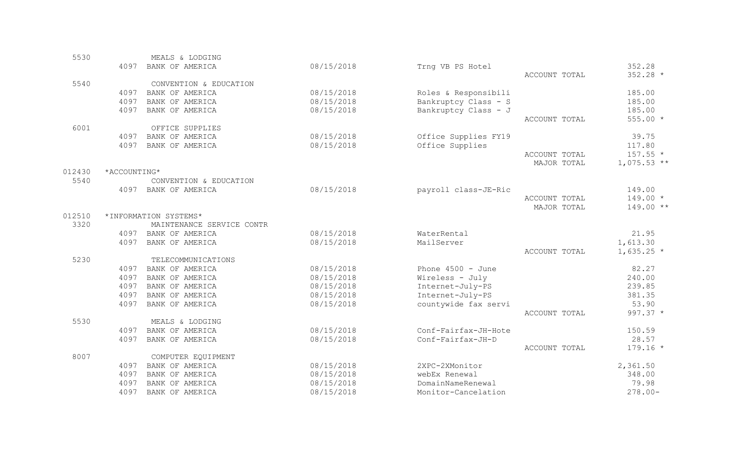| Account | Vendor | Vendor Name | Date | Description | | Amount |
|---|---|---|---|---|---|---|
| 5530 | | MEALS & LODGING | | | | |
| | 4097 | BANK OF AMERICA | 08/15/2018 | Trng VB PS Hotel | | 352.28 |
| | | | | | ACCOUNT TOTAL | 352.28 * |
| 5540 | | CONVENTION & EDUCATION | | | | |
| | 4097 | BANK OF AMERICA | 08/15/2018 | Roles & Responsibili | | 185.00 |
| | 4097 | BANK OF AMERICA | 08/15/2018 | Bankruptcy Class - S | | 185.00 |
| | 4097 | BANK OF AMERICA | 08/15/2018 | Bankruptcy Class - J | | 185.00 |
| | | | | | ACCOUNT TOTAL | 555.00 * |
| 6001 | | OFFICE SUPPLIES | | | | |
| | 4097 | BANK OF AMERICA | 08/15/2018 | Office Supplies FY19 | | 39.75 |
| | 4097 | BANK OF AMERICA | 08/15/2018 | Office Supplies | | 117.80 |
| | | | | | ACCOUNT TOTAL | 157.55 * |
| | | | | | MAJOR TOTAL | 1,075.53 ** |
| 012430 | *ACCOUNTING* | | | | | |
| 5540 | | CONVENTION & EDUCATION | | | | |
| | 4097 | BANK OF AMERICA | 08/15/2018 | payroll class-JE-Ric | | 149.00 |
| | | | | | ACCOUNT TOTAL | 149.00 * |
| | | | | | MAJOR TOTAL | 149.00 ** |
| 012510 | *INFORMATION SYSTEMS* | | | | | |
| 3320 | | MAINTENANCE SERVICE CONTR | | | | |
| | 4097 | BANK OF AMERICA | 08/15/2018 | WaterRental | | 21.95 |
| | 4097 | BANK OF AMERICA | 08/15/2018 | MailServer | | 1,613.30 |
| | | | | | ACCOUNT TOTAL | 1,635.25 * |
| 5230 | | TELECOMMUNICATIONS | | | | |
| | 4097 | BANK OF AMERICA | 08/15/2018 | Phone 4500 - June | | 82.27 |
| | 4097 | BANK OF AMERICA | 08/15/2018 | Wireless - July | | 240.00 |
| | 4097 | BANK OF AMERICA | 08/15/2018 | Internet-July-PS | | 239.85 |
| | 4097 | BANK OF AMERICA | 08/15/2018 | Internet-July-PS | | 381.35 |
| | 4097 | BANK OF AMERICA | 08/15/2018 | countywide fax servi | | 53.90 |
| | | | | | ACCOUNT TOTAL | 997.37 * |
| 5530 | | MEALS & LODGING | | | | |
| | 4097 | BANK OF AMERICA | 08/15/2018 | Conf-Fairfax-JH-Hote | | 150.59 |
| | 4097 | BANK OF AMERICA | 08/15/2018 | Conf-Fairfax-JH-D | | 28.57 |
| | | | | | ACCOUNT TOTAL | 179.16 * |
| 8007 | | COMPUTER EQUIPMENT | | | | |
| | 4097 | BANK OF AMERICA | 08/15/2018 | 2XPC-2XMonitor | | 2,361.50 |
| | 4097 | BANK OF AMERICA | 08/15/2018 | webEx Renewal | | 348.00 |
| | 4097 | BANK OF AMERICA | 08/15/2018 | DomainNameRenewal | | 79.98 |
| | 4097 | BANK OF AMERICA | 08/15/2018 | Monitor-Cancelation | | 278.00- |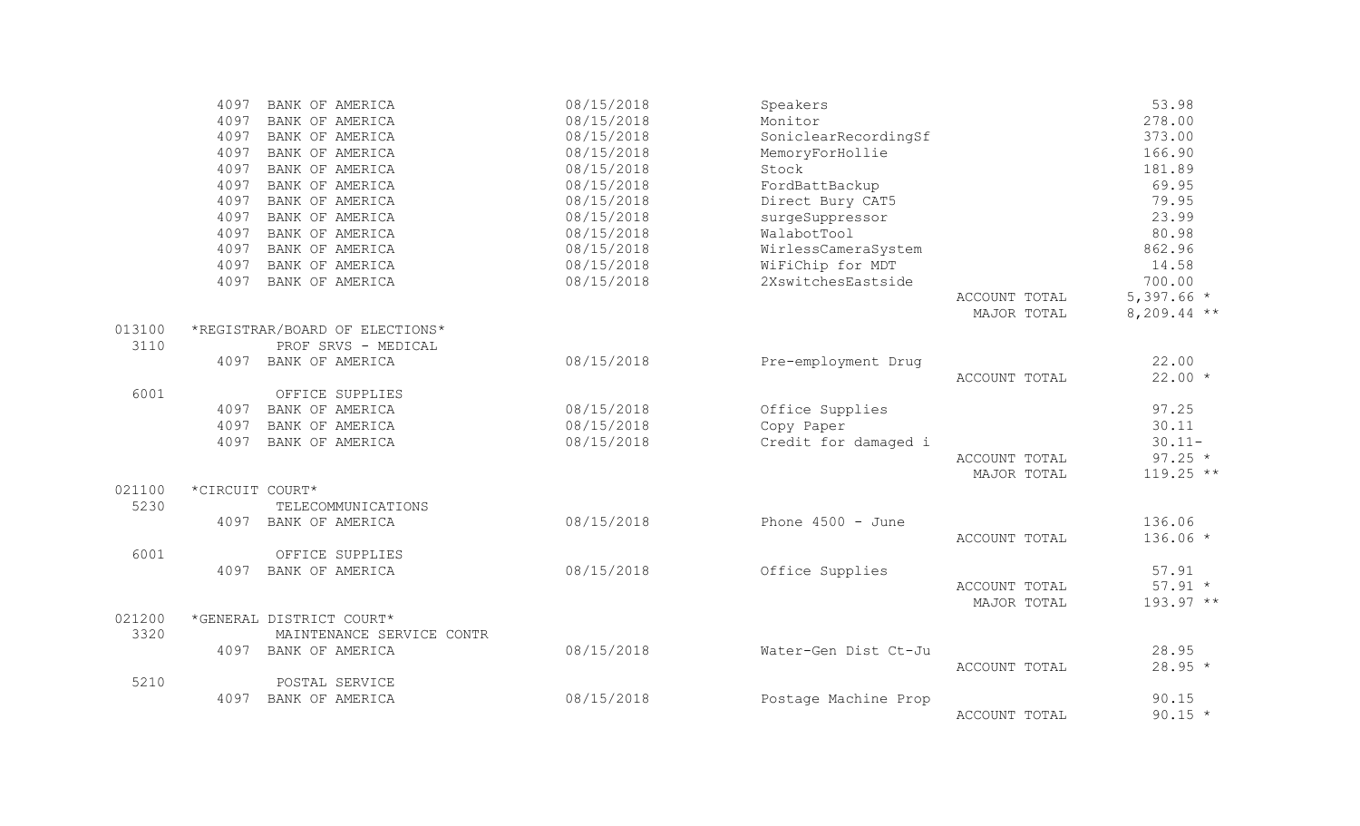| Dept/Acct | Vendor | Date | Description | | Amount |
|---|---|---|---|---|---|
| | 4097 BANK OF AMERICA | 08/15/2018 | Speakers | | 53.98 |
| | 4097 BANK OF AMERICA | 08/15/2018 | Monitor | | 278.00 |
| | 4097 BANK OF AMERICA | 08/15/2018 | SoniclearRecordingSf | | 373.00 |
| | 4097 BANK OF AMERICA | 08/15/2018 | MemoryForHollie | | 166.90 |
| | 4097 BANK OF AMERICA | 08/15/2018 | Stock | | 181.89 |
| | 4097 BANK OF AMERICA | 08/15/2018 | FordBattBackup | | 69.95 |
| | 4097 BANK OF AMERICA | 08/15/2018 | Direct Bury CAT5 | | 79.95 |
| | 4097 BANK OF AMERICA | 08/15/2018 | surgeSuppressor | | 23.99 |
| | 4097 BANK OF AMERICA | 08/15/2018 | WalabotTool | | 80.98 |
| | 4097 BANK OF AMERICA | 08/15/2018 | WirlessCameraSystem | | 862.96 |
| | 4097 BANK OF AMERICA | 08/15/2018 | WiFiChip for MDT | | 14.58 |
| | 4097 BANK OF AMERICA | 08/15/2018 | 2XswitchesEastside | | 700.00 |
| | | | | ACCOUNT TOTAL | 5,397.66 * |
| | | | | MAJOR TOTAL | 8,209.44 ** |
| 013100 | *REGISTRAR/BOARD OF ELECTIONS* | | | | |
| 3110 | PROF SRVS - MEDICAL | | | | |
| | 4097 BANK OF AMERICA | 08/15/2018 | Pre-employment Drug | | 22.00 |
| | | | | ACCOUNT TOTAL | 22.00 * |
| 6001 | OFFICE SUPPLIES | | | | |
| | 4097 BANK OF AMERICA | 08/15/2018 | Office Supplies | | 97.25 |
| | 4097 BANK OF AMERICA | 08/15/2018 | Copy Paper | | 30.11 |
| | 4097 BANK OF AMERICA | 08/15/2018 | Credit for damaged i | | 30.11- |
| | | | | ACCOUNT TOTAL | 97.25 * |
| | | | | MAJOR TOTAL | 119.25 ** |
| 021100 | *CIRCUIT COURT* | | | | |
| 5230 | TELECOMMUNICATIONS | | | | |
| | 4097 BANK OF AMERICA | 08/15/2018 | Phone 4500 - June | | 136.06 |
| | | | | ACCOUNT TOTAL | 136.06 * |
| 6001 | OFFICE SUPPLIES | | | | |
| | 4097 BANK OF AMERICA | 08/15/2018 | Office Supplies | | 57.91 |
| | | | | ACCOUNT TOTAL | 57.91 * |
| | | | | MAJOR TOTAL | 193.97 ** |
| 021200 | *GENERAL DISTRICT COURT* | | | | |
| 3320 | MAINTENANCE SERVICE CONTR | | | | |
| | 4097 BANK OF AMERICA | 08/15/2018 | Water-Gen Dist Ct-Ju | | 28.95 |
| | | | | ACCOUNT TOTAL | 28.95 * |
| 5210 | POSTAL SERVICE | | | | |
| | 4097 BANK OF AMERICA | 08/15/2018 | Postage Machine Prop | | 90.15 |
| | | | | ACCOUNT TOTAL | 90.15 * |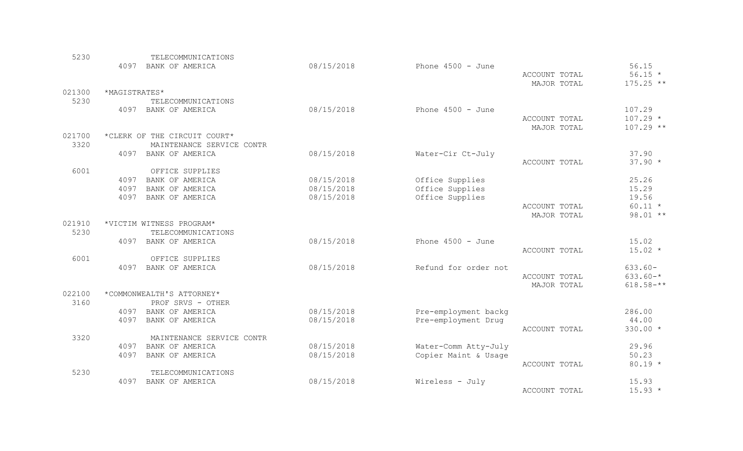| Account | Vendor | Date | Description | Total Type | Amount |
|---|---|---|---|---|---|
| 5230 | TELECOMMUNICATIONS | | | | |
| | 4097 BANK OF AMERICA | 08/15/2018 | Phone 4500 - June | | 56.15 |
| | | | | ACCOUNT TOTAL | 56.15 * |
| | | | | MAJOR TOTAL | 175.25 ** |
| 021300 | *MAGISTRATES* | | | | |
| 5230 | TELECOMMUNICATIONS | | | | |
| | 4097 BANK OF AMERICA | 08/15/2018 | Phone 4500 - June | | 107.29 |
| | | | | ACCOUNT TOTAL | 107.29 * |
| | | | | MAJOR TOTAL | 107.29 ** |
| 021700 | *CLERK OF THE CIRCUIT COURT* | | | | |
| 3320 | MAINTENANCE SERVICE CONTR | | | | |
| | 4097 BANK OF AMERICA | 08/15/2018 | Water-Cir Ct-July | | 37.90 |
| | | | | ACCOUNT TOTAL | 37.90 * |
| 6001 | OFFICE SUPPLIES | | | | |
| | 4097 BANK OF AMERICA | 08/15/2018 | Office Supplies | | 25.26 |
| | 4097 BANK OF AMERICA | 08/15/2018 | Office Supplies | | 15.29 |
| | 4097 BANK OF AMERICA | 08/15/2018 | Office Supplies | | 19.56 |
| | | | | ACCOUNT TOTAL | 60.11 * |
| | | | | MAJOR TOTAL | 98.01 ** |
| 021910 | *VICTIM WITNESS PROGRAM* | | | | |
| 5230 | TELECOMMUNICATIONS | | | | |
| | 4097 BANK OF AMERICA | 08/15/2018 | Phone 4500 - June | | 15.02 |
| | | | | ACCOUNT TOTAL | 15.02 * |
| 6001 | OFFICE SUPPLIES | | | | |
| | 4097 BANK OF AMERICA | 08/15/2018 | Refund for order not | | 633.60- |
| | | | | ACCOUNT TOTAL | 633.60-* |
| | | | | MAJOR TOTAL | 618.58-** |
| 022100 | *COMMONWEALTH'S ATTORNEY* | | | | |
| 3160 | PROF SRVS - OTHER | | | | |
| | 4097 BANK OF AMERICA | 08/15/2018 | Pre-employment backg | | 286.00 |
| | 4097 BANK OF AMERICA | 08/15/2018 | Pre-employment Drug | | 44.00 |
| | | | | ACCOUNT TOTAL | 330.00 * |
| 3320 | MAINTENANCE SERVICE CONTR | | | | |
| | 4097 BANK OF AMERICA | 08/15/2018 | Water-Comm Atty-July | | 29.96 |
| | 4097 BANK OF AMERICA | 08/15/2018 | Copier Maint & Usage | | 50.23 |
| | | | | ACCOUNT TOTAL | 80.19 * |
| 5230 | TELECOMMUNICATIONS | | | | |
| | 4097 BANK OF AMERICA | 08/15/2018 | Wireless - July | | 15.93 |
| | | | | ACCOUNT TOTAL | 15.93 * |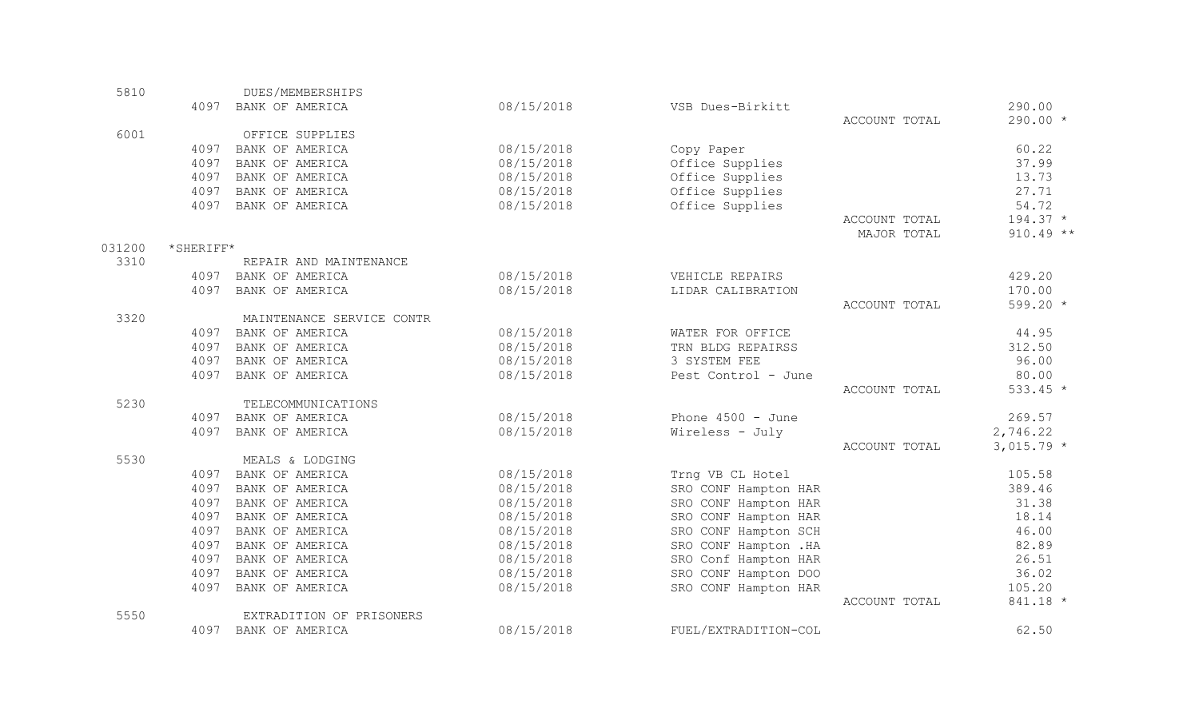| Account | Vendor # | Vendor | Date | Description | | Amount |
|---|---|---|---|---|---|---|
| 5810 | | DUES/MEMBERSHIPS | | | | |
| | 4097 | BANK OF AMERICA | 08/15/2018 | VSB Dues-Birkitt | | 290.00 |
| | | | | | ACCOUNT TOTAL | 290.00 * |
| 6001 | | OFFICE SUPPLIES | | | | |
| | 4097 | BANK OF AMERICA | 08/15/2018 | Copy Paper | | 60.22 |
| | 4097 | BANK OF AMERICA | 08/15/2018 | Office Supplies | | 37.99 |
| | 4097 | BANK OF AMERICA | 08/15/2018 | Office Supplies | | 13.73 |
| | 4097 | BANK OF AMERICA | 08/15/2018 | Office Supplies | | 27.71 |
| | 4097 | BANK OF AMERICA | 08/15/2018 | Office Supplies | | 54.72 |
| | | | | | ACCOUNT TOTAL | 194.37 * |
| | | | | | MAJOR TOTAL | 910.49 ** |
| 031200 | *SHERIFF* | | | | | |
| 3310 | | REPAIR AND MAINTENANCE | | | | |
| | 4097 | BANK OF AMERICA | 08/15/2018 | VEHICLE REPAIRS | | 429.20 |
| | 4097 | BANK OF AMERICA | 08/15/2018 | LIDAR CALIBRATION | | 170.00 |
| | | | | | ACCOUNT TOTAL | 599.20 * |
| 3320 | | MAINTENANCE SERVICE CONTR | | | | |
| | 4097 | BANK OF AMERICA | 08/15/2018 | WATER FOR OFFICE | | 44.95 |
| | 4097 | BANK OF AMERICA | 08/15/2018 | TRN BLDG REPAIRSS | | 312.50 |
| | 4097 | BANK OF AMERICA | 08/15/2018 | 3 SYSTEM FEE | | 96.00 |
| | 4097 | BANK OF AMERICA | 08/15/2018 | Pest Control - June | | 80.00 |
| | | | | | ACCOUNT TOTAL | 533.45 * |
| 5230 | | TELECOMMUNICATIONS | | | | |
| | 4097 | BANK OF AMERICA | 08/15/2018 | Phone 4500 - June | | 269.57 |
| | 4097 | BANK OF AMERICA | 08/15/2018 | Wireless - July | | 2,746.22 |
| | | | | | ACCOUNT TOTAL | 3,015.79 * |
| 5530 | | MEALS & LODGING | | | | |
| | 4097 | BANK OF AMERICA | 08/15/2018 | Trng VB CL Hotel | | 105.58 |
| | 4097 | BANK OF AMERICA | 08/15/2018 | SRO CONF Hampton HAR | | 389.46 |
| | 4097 | BANK OF AMERICA | 08/15/2018 | SRO CONF Hampton HAR | | 31.38 |
| | 4097 | BANK OF AMERICA | 08/15/2018 | SRO CONF Hampton HAR | | 18.14 |
| | 4097 | BANK OF AMERICA | 08/15/2018 | SRO CONF Hampton SCH | | 46.00 |
| | 4097 | BANK OF AMERICA | 08/15/2018 | SRO CONF Hampton .HA | | 82.89 |
| | 4097 | BANK OF AMERICA | 08/15/2018 | SRO Conf Hampton HAR | | 26.51 |
| | 4097 | BANK OF AMERICA | 08/15/2018 | SRO CONF Hampton DOO | | 36.02 |
| | 4097 | BANK OF AMERICA | 08/15/2018 | SRO CONF Hampton HAR | | 105.20 |
| | | | | | ACCOUNT TOTAL | 841.18 * |
| 5550 | | EXTRADITION OF PRISONERS | | | | |
| | 4097 | BANK OF AMERICA | 08/15/2018 | FUEL/EXTRADITION-COL | | 62.50 |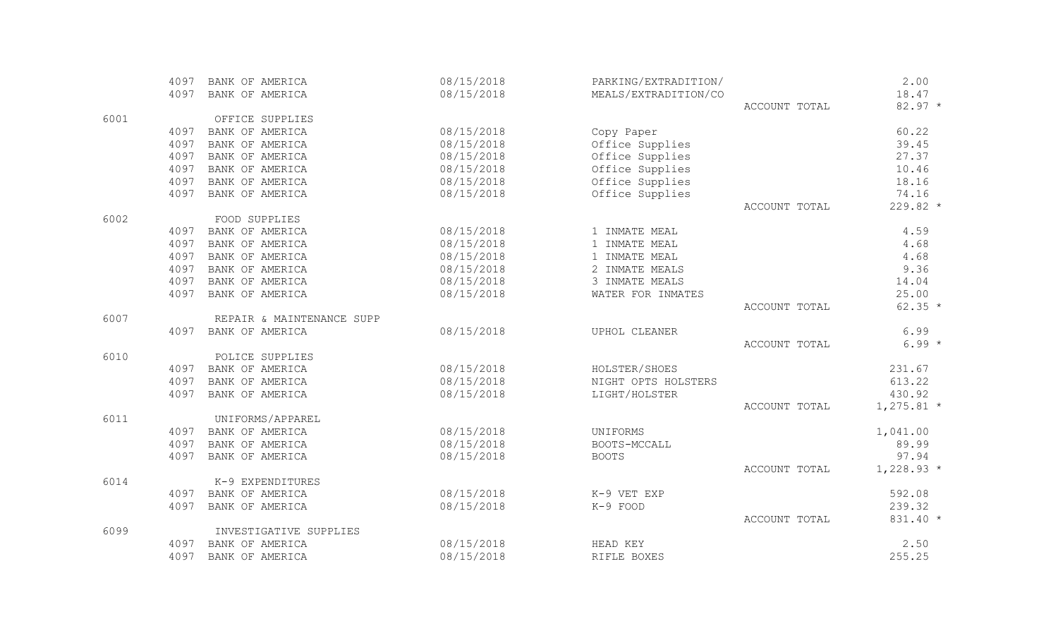| Account | Vendor No. | Vendor | Date | Description | | Amount |
|---|---|---|---|---|---|---|
| | 4097 | BANK OF AMERICA | 08/15/2018 | PARKING/EXTRADITION/ | | 2.00 |
| | 4097 | BANK OF AMERICA | 08/15/2018 | MEALS/EXTRADITION/CO | | 18.47 |
| | | | | | ACCOUNT TOTAL | 82.97 * |
| 6001 | | OFFICE SUPPLIES | | | | |
| | 4097 | BANK OF AMERICA | 08/15/2018 | Copy Paper | | 60.22 |
| | 4097 | BANK OF AMERICA | 08/15/2018 | Office Supplies | | 39.45 |
| | 4097 | BANK OF AMERICA | 08/15/2018 | Office Supplies | | 27.37 |
| | 4097 | BANK OF AMERICA | 08/15/2018 | Office Supplies | | 10.46 |
| | 4097 | BANK OF AMERICA | 08/15/2018 | Office Supplies | | 18.16 |
| | 4097 | BANK OF AMERICA | 08/15/2018 | Office Supplies | | 74.16 |
| | | | | | ACCOUNT TOTAL | 229.82 * |
| 6002 | | FOOD SUPPLIES | | | | |
| | 4097 | BANK OF AMERICA | 08/15/2018 | 1 INMATE MEAL | | 4.59 |
| | 4097 | BANK OF AMERICA | 08/15/2018 | 1 INMATE MEAL | | 4.68 |
| | 4097 | BANK OF AMERICA | 08/15/2018 | 1 INMATE MEAL | | 4.68 |
| | 4097 | BANK OF AMERICA | 08/15/2018 | 2 INMATE MEALS | | 9.36 |
| | 4097 | BANK OF AMERICA | 08/15/2018 | 3 INMATE MEALS | | 14.04 |
| | 4097 | BANK OF AMERICA | 08/15/2018 | WATER FOR INMATES | | 25.00 |
| | | | | | ACCOUNT TOTAL | 62.35 * |
| 6007 | | REPAIR & MAINTENANCE SUPP | | | | |
| | 4097 | BANK OF AMERICA | 08/15/2018 | UPHOL CLEANER | | 6.99 |
| | | | | | ACCOUNT TOTAL | 6.99 * |
| 6010 | | POLICE SUPPLIES | | | | |
| | 4097 | BANK OF AMERICA | 08/15/2018 | HOLSTER/SHOES | | 231.67 |
| | 4097 | BANK OF AMERICA | 08/15/2018 | NIGHT OPTS HOLSTERS | | 613.22 |
| | 4097 | BANK OF AMERICA | 08/15/2018 | LIGHT/HOLSTER | | 430.92 |
| | | | | | ACCOUNT TOTAL | 1,275.81 * |
| 6011 | | UNIFORMS/APPAREL | | | | |
| | 4097 | BANK OF AMERICA | 08/15/2018 | UNIFORMS | | 1,041.00 |
| | 4097 | BANK OF AMERICA | 08/15/2018 | BOOTS-MCCALL | | 89.99 |
| | 4097 | BANK OF AMERICA | 08/15/2018 | BOOTS | | 97.94 |
| | | | | | ACCOUNT TOTAL | 1,228.93 * |
| 6014 | | K-9 EXPENDITURES | | | | |
| | 4097 | BANK OF AMERICA | 08/15/2018 | K-9 VET EXP | | 592.08 |
| | 4097 | BANK OF AMERICA | 08/15/2018 | K-9 FOOD | | 239.32 |
| | | | | | ACCOUNT TOTAL | 831.40 * |
| 6099 | | INVESTIGATIVE SUPPLIES | | | | |
| | 4097 | BANK OF AMERICA | 08/15/2018 | HEAD KEY | | 2.50 |
| | 4097 | BANK OF AMERICA | 08/15/2018 | RIFLE BOXES | | 255.25 |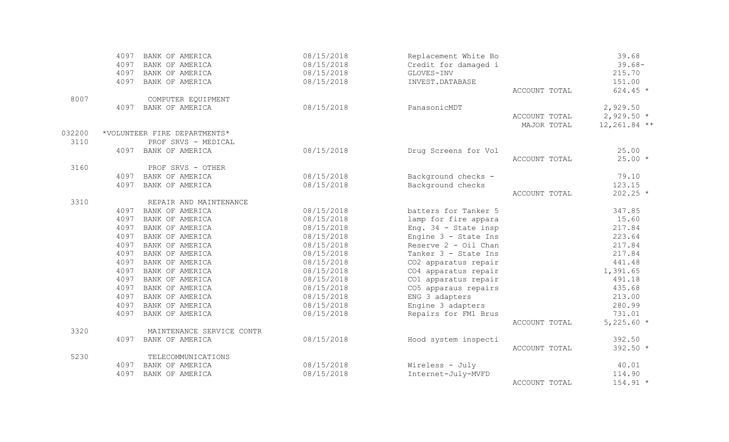| | | | | | |
|---|---|---|---|---|---|
| | 4097 BANK OF AMERICA | 08/15/2018 | Replacement White Bo | | 39.68 |
| | 4097 BANK OF AMERICA | 08/15/2018 | Credit for damaged i | | 39.68- |
| | 4097 BANK OF AMERICA | 08/15/2018 | GLOVES-INV | | 215.70 |
| | 4097 BANK OF AMERICA | 08/15/2018 | INVEST.DATABASE | | 151.00 |
| | | | | ACCOUNT TOTAL | 624.45 * |
| 8007 | COMPUTER EQUIPMENT | | | | |
| | 4097 BANK OF AMERICA | 08/15/2018 | PanasonicMDT | | 2,929.50 |
| | | | | ACCOUNT TOTAL | 2,929.50 * |
| | | | | MAJOR TOTAL | 12,261.84 ** |
| 032200 | *VOLUNTEER FIRE DEPARTMENTS* | | | | |
| 3110 | PROF SRVS - MEDICAL | | | | |
| | 4097 BANK OF AMERICA | 08/15/2018 | Drug Screens for Vol | | 25.00 |
| | | | | ACCOUNT TOTAL | 25.00 * |
| 3160 | PROF SRVS - OTHER | | | | |
| | 4097 BANK OF AMERICA | 08/15/2018 | Background checks - | | 79.10 |
| | 4097 BANK OF AMERICA | 08/15/2018 | Background checks | | 123.15 |
| | | | | ACCOUNT TOTAL | 202.25 * |
| 3310 | REPAIR AND MAINTENANCE | | | | |
| | 4097 BANK OF AMERICA | 08/15/2018 | batters for Tanker 5 | | 347.85 |
| | 4097 BANK OF AMERICA | 08/15/2018 | lamp for fire appara | | 15.60 |
| | 4097 BANK OF AMERICA | 08/15/2018 | Eng. 34 - State insp | | 217.84 |
| | 4097 BANK OF AMERICA | 08/15/2018 | Engine 3 - State Ins | | 223.64 |
| | 4097 BANK OF AMERICA | 08/15/2018 | Reserve 2 - Oil Chan | | 217.84 |
| | 4097 BANK OF AMERICA | 08/15/2018 | Tanker 3 - State Ins | | 217.84 |
| | 4097 BANK OF AMERICA | 08/15/2018 | CO2 apparatus repair | | 441.48 |
| | 4097 BANK OF AMERICA | 08/15/2018 | CO4 apparatus repair | | 1,391.65 |
| | 4097 BANK OF AMERICA | 08/15/2018 | CO1 apparatus repair | | 491.18 |
| | 4097 BANK OF AMERICA | 08/15/2018 | CO5 apparaus repairs | | 435.68 |
| | 4097 BANK OF AMERICA | 08/15/2018 | ENG 3 adapters | | 213.00 |
| | 4097 BANK OF AMERICA | 08/15/2018 | Engine 3 adapters | | 280.99 |
| | 4097 BANK OF AMERICA | 08/15/2018 | Repairs for FM1 Brus | | 731.01 |
| | | | | ACCOUNT TOTAL | 5,225.60 * |
| 3320 | MAINTENANCE SERVICE CONTR | | | | |
| | 4097 BANK OF AMERICA | 08/15/2018 | Hood system inspecti | | 392.50 |
| | | | | ACCOUNT TOTAL | 392.50 * |
| 5230 | TELECOMMUNICATIONS | | | | |
| | 4097 BANK OF AMERICA | 08/15/2018 | Wireless - July | | 40.01 |
| | 4097 BANK OF AMERICA | 08/15/2018 | Internet-July-MVFD | | 114.90 |
| | | | | ACCOUNT TOTAL | 154.91 * |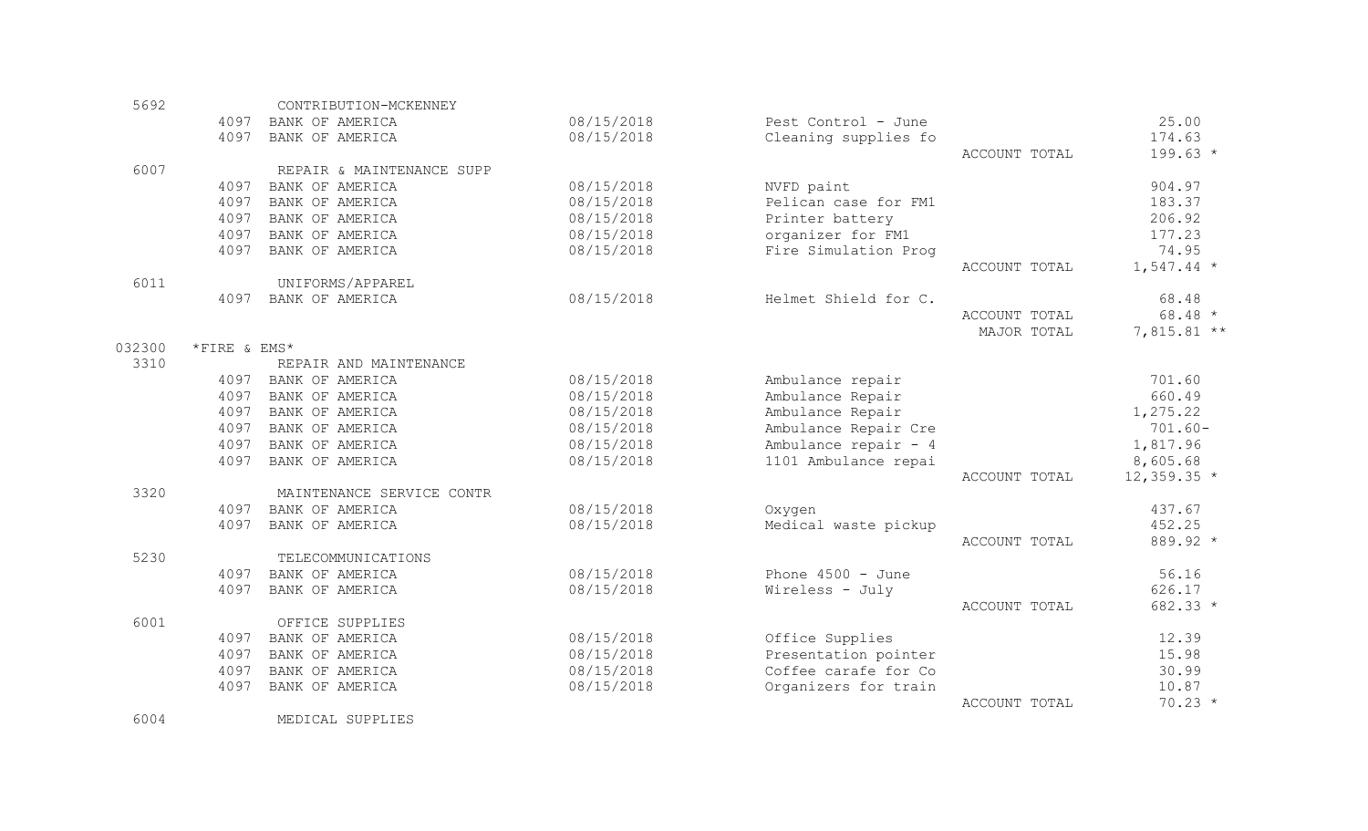| Account | Vendor | Name | Date | Description | | Amount |
|---|---|---|---|---|---|---|
| 5692 | | CONTRIBUTION-MCKENNEY | | | | |
| | 4097 | BANK OF AMERICA | 08/15/2018 | Pest Control - June | | 25.00 |
| | 4097 | BANK OF AMERICA | 08/15/2018 | Cleaning supplies fo | | 174.63 |
| | | | | | ACCOUNT TOTAL | 199.63 * |
| 6007 | | REPAIR & MAINTENANCE SUPP | | | | |
| | 4097 | BANK OF AMERICA | 08/15/2018 | NVFD paint | | 904.97 |
| | 4097 | BANK OF AMERICA | 08/15/2018 | Pelican case for FM1 | | 183.37 |
| | 4097 | BANK OF AMERICA | 08/15/2018 | Printer battery | | 206.92 |
| | 4097 | BANK OF AMERICA | 08/15/2018 | organizer for FM1 | | 177.23 |
| | 4097 | BANK OF AMERICA | 08/15/2018 | Fire Simulation Prog | | 74.95 |
| | | | | | ACCOUNT TOTAL | 1,547.44 * |
| 6011 | | UNIFORMS/APPAREL | | | | |
| | 4097 | BANK OF AMERICA | 08/15/2018 | Helmet Shield for C. | | 68.48 |
| | | | | | ACCOUNT TOTAL | 68.48 * |
| | | | | | MAJOR TOTAL | 7,815.81 ** |
| 032300 | *FIRE & EMS* | | | | | |
| 3310 | | REPAIR AND MAINTENANCE | | | | |
| | 4097 | BANK OF AMERICA | 08/15/2018 | Ambulance repair | | 701.60 |
| | 4097 | BANK OF AMERICA | 08/15/2018 | Ambulance Repair | | 660.49 |
| | 4097 | BANK OF AMERICA | 08/15/2018 | Ambulance Repair | | 1,275.22 |
| | 4097 | BANK OF AMERICA | 08/15/2018 | Ambulance Repair Cre | | 701.60- |
| | 4097 | BANK OF AMERICA | 08/15/2018 | Ambulance repair - 4 | | 1,817.96 |
| | 4097 | BANK OF AMERICA | 08/15/2018 | 1101 Ambulance repai | | 8,605.68 |
| | | | | | ACCOUNT TOTAL | 12,359.35 * |
| 3320 | | MAINTENANCE SERVICE CONTR | | | | |
| | 4097 | BANK OF AMERICA | 08/15/2018 | Oxygen | | 437.67 |
| | 4097 | BANK OF AMERICA | 08/15/2018 | Medical waste pickup | | 452.25 |
| | | | | | ACCOUNT TOTAL | 889.92 * |
| 5230 | | TELECOMMUNICATIONS | | | | |
| | 4097 | BANK OF AMERICA | 08/15/2018 | Phone 4500 - June | | 56.16 |
| | 4097 | BANK OF AMERICA | 08/15/2018 | Wireless - July | | 626.17 |
| | | | | | ACCOUNT TOTAL | 682.33 * |
| 6001 | | OFFICE SUPPLIES | | | | |
| | 4097 | BANK OF AMERICA | 08/15/2018 | Office Supplies | | 12.39 |
| | 4097 | BANK OF AMERICA | 08/15/2018 | Presentation pointer | | 15.98 |
| | 4097 | BANK OF AMERICA | 08/15/2018 | Coffee carafe for Co | | 30.99 |
| | 4097 | BANK OF AMERICA | 08/15/2018 | Organizers for train | | 10.87 |
| | | | | | ACCOUNT TOTAL | 70.23 * |
| 6004 | | MEDICAL SUPPLIES | | | | |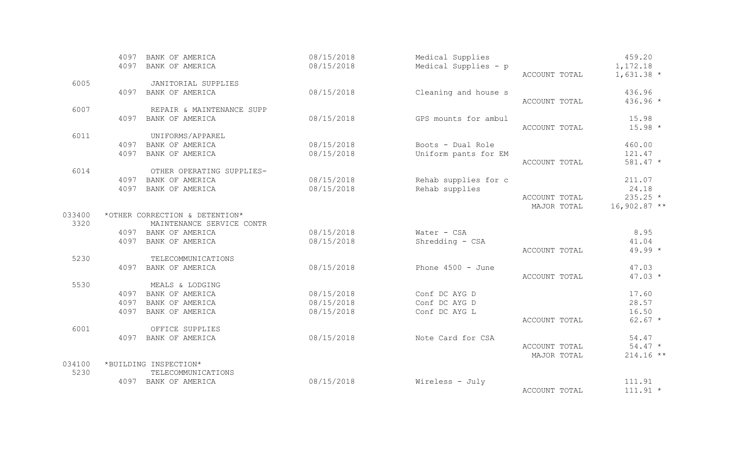| Account | Vendor | | Date | Description | Total Type | Amount |
|---|---|---|---|---|---|---|
| | 4097 | BANK OF AMERICA | 08/15/2018 | Medical Supplies | | 459.20 |
| | 4097 | BANK OF AMERICA | 08/15/2018 | Medical Supplies - p | | 1,172.18 |
| | | | | | ACCOUNT TOTAL | 1,631.38 * |
| 6005 | | JANITORIAL SUPPLIES | | | | |
| | 4097 | BANK OF AMERICA | 08/15/2018 | Cleaning and house s | | 436.96 |
| | | | | | ACCOUNT TOTAL | 436.96 * |
| 6007 | | REPAIR & MAINTENANCE SUPP | | | | |
| | 4097 | BANK OF AMERICA | 08/15/2018 | GPS mounts for ambul | | 15.98 |
| | | | | | ACCOUNT TOTAL | 15.98 * |
| 6011 | | UNIFORMS/APPAREL | | | | |
| | 4097 | BANK OF AMERICA | 08/15/2018 | Boots - Dual Role | | 460.00 |
| | 4097 | BANK OF AMERICA | 08/15/2018 | Uniform pants for EM | | 121.47 |
| | | | | | ACCOUNT TOTAL | 581.47 * |
| 6014 | | OTHER OPERATING SUPPLIES- | | | | |
| | 4097 | BANK OF AMERICA | 08/15/2018 | Rehab supplies for c | | 211.07 |
| | 4097 | BANK OF AMERICA | 08/15/2018 | Rehab supplies | | 24.18 |
| | | | | | ACCOUNT TOTAL | 235.25 * |
| | | | | | MAJOR TOTAL | 16,902.87 ** |
| 033400 | *OTHER CORRECTION & DETENTION* | | | | | |
| 3320 | | MAINTENANCE SERVICE CONTR | | | | |
| | 4097 | BANK OF AMERICA | 08/15/2018 | Water - CSA | | 8.95 |
| | 4097 | BANK OF AMERICA | 08/15/2018 | Shredding - CSA | | 41.04 |
| | | | | | ACCOUNT TOTAL | 49.99 * |
| 5230 | | TELECOMMUNICATIONS | | | | |
| | 4097 | BANK OF AMERICA | 08/15/2018 | Phone 4500 - June | | 47.03 |
| | | | | | ACCOUNT TOTAL | 47.03 * |
| 5530 | | MEALS & LODGING | | | | |
| | 4097 | BANK OF AMERICA | 08/15/2018 | Conf DC AYG D | | 17.60 |
| | 4097 | BANK OF AMERICA | 08/15/2018 | Conf DC AYG D | | 28.57 |
| | 4097 | BANK OF AMERICA | 08/15/2018 | Conf DC AYG L | | 16.50 |
| | | | | | ACCOUNT TOTAL | 62.67 * |
| 6001 | | OFFICE SUPPLIES | | | | |
| | 4097 | BANK OF AMERICA | 08/15/2018 | Note Card for CSA | | 54.47 |
| | | | | | ACCOUNT TOTAL | 54.47 * |
| | | | | | MAJOR TOTAL | 214.16 ** |
| 034100 | *BUILDING INSPECTION* | | | | | |
| 5230 | | TELECOMMUNICATIONS | | | | |
| | 4097 | BANK OF AMERICA | 08/15/2018 | Wireless - July | | 111.91 |
| | | | | | ACCOUNT TOTAL | 111.91 * |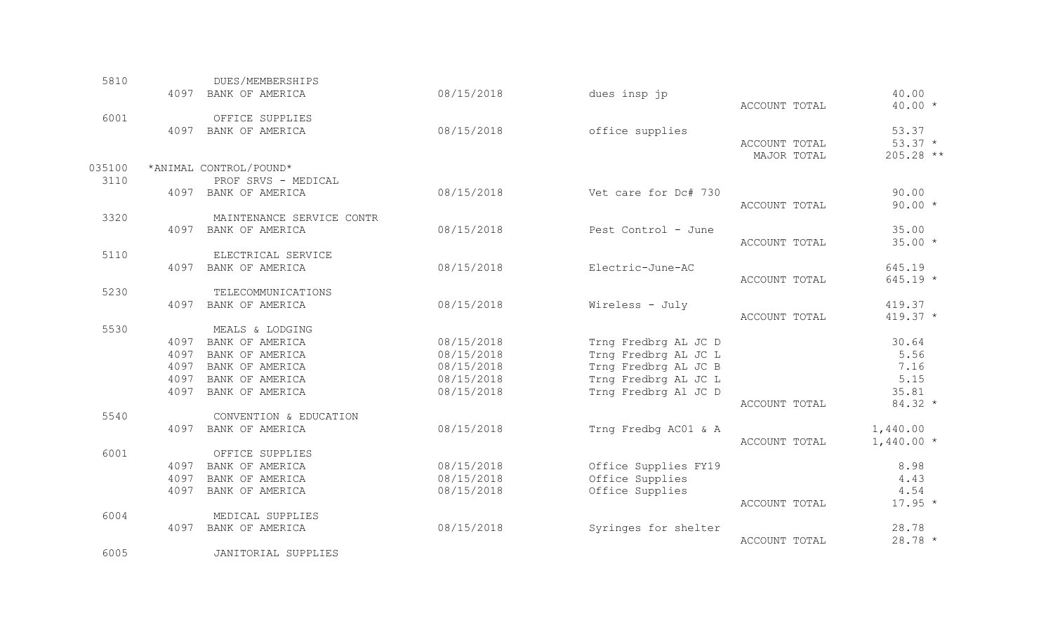| Account | Vendor | Vendor Name | Date | Description | | Amount |
|---|---|---|---|---|---|---|
| 5810 | | DUES/MEMBERSHIPS | | | | |
| | 4097 | BANK OF AMERICA | 08/15/2018 | dues insp jp | | 40.00 |
| | | | | | ACCOUNT TOTAL | 40.00 * |
| 6001 | | OFFICE SUPPLIES | | | | |
| | 4097 | BANK OF AMERICA | 08/15/2018 | office supplies | | 53.37 |
| | | | | | ACCOUNT TOTAL | 53.37 * |
| | | | | | MAJOR TOTAL | 205.28 ** |
| 035100 | | *ANIMAL CONTROL/POUND* | | | | |
| 3110 | | PROF SRVS - MEDICAL | | | | |
| | 4097 | BANK OF AMERICA | 08/15/2018 | Vet care for Dc# 730 | | 90.00 |
| | | | | | ACCOUNT TOTAL | 90.00 * |
| 3320 | | MAINTENANCE SERVICE CONTR | | | | |
| | 4097 | BANK OF AMERICA | 08/15/2018 | Pest Control - June | | 35.00 |
| | | | | | ACCOUNT TOTAL | 35.00 * |
| 5110 | | ELECTRICAL SERVICE | | | | |
| | 4097 | BANK OF AMERICA | 08/15/2018 | Electric-June-AC | | 645.19 |
| | | | | | ACCOUNT TOTAL | 645.19 * |
| 5230 | | TELECOMMUNICATIONS | | | | |
| | 4097 | BANK OF AMERICA | 08/15/2018 | Wireless - July | | 419.37 |
| | | | | | ACCOUNT TOTAL | 419.37 * |
| 5530 | | MEALS & LODGING | | | | |
| | 4097 | BANK OF AMERICA | 08/15/2018 | Trng Fredbrg AL JC D | | 30.64 |
| | 4097 | BANK OF AMERICA | 08/15/2018 | Trng Fredbrg AL JC L | | 5.56 |
| | 4097 | BANK OF AMERICA | 08/15/2018 | Trng Fredbrg AL JC B | | 7.16 |
| | 4097 | BANK OF AMERICA | 08/15/2018 | Trng Fredbrg AL JC L | | 5.15 |
| | 4097 | BANK OF AMERICA | 08/15/2018 | Trng Fredbrg Al JC D | | 35.81 |
| | | | | | ACCOUNT TOTAL | 84.32 * |
| 5540 | | CONVENTION & EDUCATION | | | | |
| | 4097 | BANK OF AMERICA | 08/15/2018 | Trng Fredbg AC01 & A | | 1,440.00 |
| | | | | | ACCOUNT TOTAL | 1,440.00 * |
| 6001 | | OFFICE SUPPLIES | | | | |
| | 4097 | BANK OF AMERICA | 08/15/2018 | Office Supplies FY19 | | 8.98 |
| | 4097 | BANK OF AMERICA | 08/15/2018 | Office Supplies | | 4.43 |
| | 4097 | BANK OF AMERICA | 08/15/2018 | Office Supplies | | 4.54 |
| | | | | | ACCOUNT TOTAL | 17.95 * |
| 6004 | | MEDICAL SUPPLIES | | | | |
| | 4097 | BANK OF AMERICA | 08/15/2018 | Syringes for shelter | | 28.78 |
| | | | | | ACCOUNT TOTAL | 28.78 * |
| 6005 | | JANITORIAL SUPPLIES | | | | |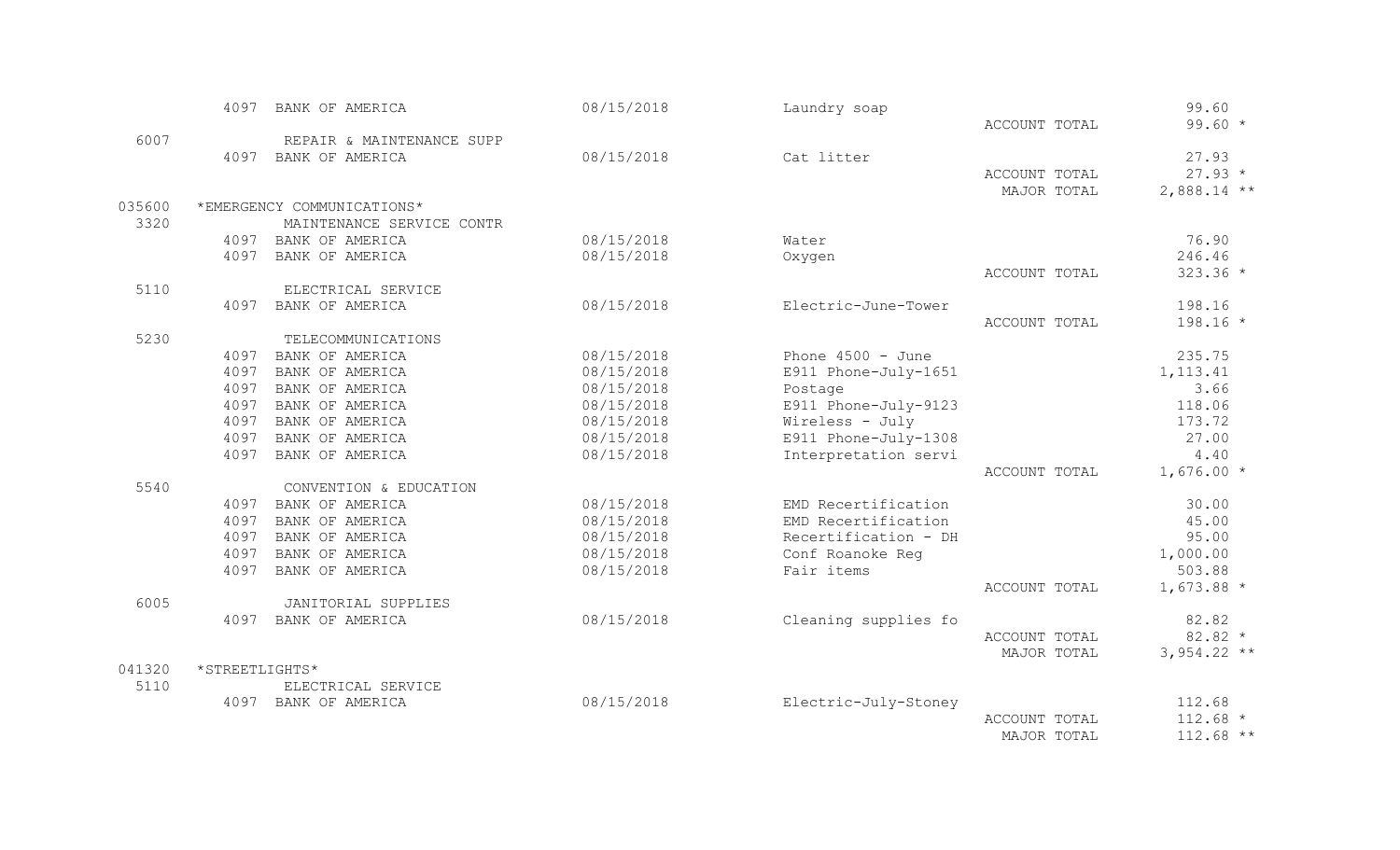| Account | Vendor | Date | Description | Total Type | Amount |
|---|---|---|---|---|---|
| | 4097 BANK OF AMERICA | 08/15/2018 | Laundry soap | | 99.60 |
| | | | | ACCOUNT TOTAL | 99.60 * |
| 6007 | REPAIR & MAINTENANCE SUPP | | | | |
| | 4097 BANK OF AMERICA | 08/15/2018 | Cat litter | | 27.93 |
| | | | | ACCOUNT TOTAL | 27.93 * |
| | | | | MAJOR TOTAL | 2,888.14 ** |
| 035600 | *EMERGENCY COMMUNICATIONS* | | | | |
| 3320 | MAINTENANCE SERVICE CONTR | | | | |
| | 4097 BANK OF AMERICA | 08/15/2018 | Water | | 76.90 |
| | 4097 BANK OF AMERICA | 08/15/2018 | Oxygen | | 246.46 |
| | | | | ACCOUNT TOTAL | 323.36 * |
| 5110 | ELECTRICAL SERVICE | | | | |
| | 4097 BANK OF AMERICA | 08/15/2018 | Electric-June-Tower | | 198.16 |
| | | | | ACCOUNT TOTAL | 198.16 * |
| 5230 | TELECOMMUNICATIONS | | | | |
| | 4097 BANK OF AMERICA | 08/15/2018 | Phone 4500 - June | | 235.75 |
| | 4097 BANK OF AMERICA | 08/15/2018 | E911 Phone-July-1651 | | 1,113.41 |
| | 4097 BANK OF AMERICA | 08/15/2018 | Postage | | 3.66 |
| | 4097 BANK OF AMERICA | 08/15/2018 | E911 Phone-July-9123 | | 118.06 |
| | 4097 BANK OF AMERICA | 08/15/2018 | Wireless - July | | 173.72 |
| | 4097 BANK OF AMERICA | 08/15/2018 | E911 Phone-July-1308 | | 27.00 |
| | 4097 BANK OF AMERICA | 08/15/2018 | Interpretation servi | | 4.40 |
| | | | | ACCOUNT TOTAL | 1,676.00 * |
| 5540 | CONVENTION & EDUCATION | | | | |
| | 4097 BANK OF AMERICA | 08/15/2018 | EMD Recertification | | 30.00 |
| | 4097 BANK OF AMERICA | 08/15/2018 | EMD Recertification | | 45.00 |
| | 4097 BANK OF AMERICA | 08/15/2018 | Recertification - DH | | 95.00 |
| | 4097 BANK OF AMERICA | 08/15/2018 | Conf Roanoke Reg | | 1,000.00 |
| | 4097 BANK OF AMERICA | 08/15/2018 | Fair items | | 503.88 |
| | | | | ACCOUNT TOTAL | 1,673.88 * |
| 6005 | JANITORIAL SUPPLIES | | | | |
| | 4097 BANK OF AMERICA | 08/15/2018 | Cleaning supplies fo | | 82.82 |
| | | | | ACCOUNT TOTAL | 82.82 * |
| | | | | MAJOR TOTAL | 3,954.22 ** |
| 041320 | *STREETLIGHTS* | | | | |
| 5110 | ELECTRICAL SERVICE | | | | |
| | 4097 BANK OF AMERICA | 08/15/2018 | Electric-July-Stoney | | 112.68 |
| | | | | ACCOUNT TOTAL | 112.68 * |
| | | | | MAJOR TOTAL | 112.68 ** |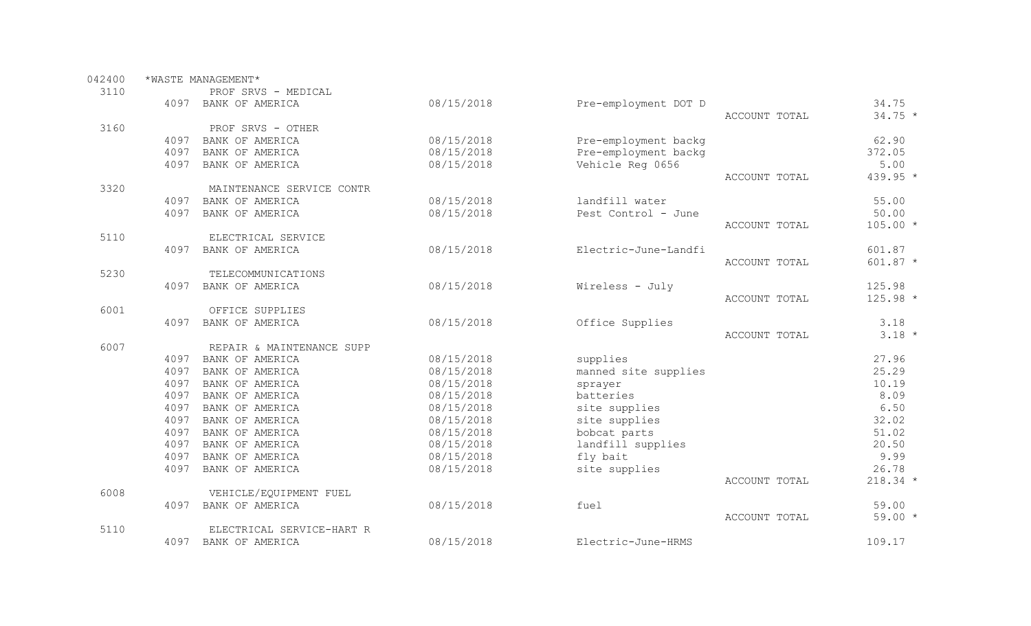042400 *WASTE MANAGEMENT*

| Account | Vendor No. | Vendor | Date | Description | | Amount |
|---|---|---|---|---|---|---|
| 3110 | | PROF SRVS - MEDICAL | | | | |
| | 4097 | BANK OF AMERICA | 08/15/2018 | Pre-employment DOT D | | 34.75 |
| | | | | | ACCOUNT TOTAL | 34.75 * |
| 3160 | | PROF SRVS - OTHER | | | | |
| | 4097 | BANK OF AMERICA | 08/15/2018 | Pre-employment backg | | 62.90 |
| | 4097 | BANK OF AMERICA | 08/15/2018 | Pre-employment backg | | 372.05 |
| | 4097 | BANK OF AMERICA | 08/15/2018 | Vehicle Reg 0656 | | 5.00 |
| | | | | | ACCOUNT TOTAL | 439.95 * |
| 3320 | | MAINTENANCE SERVICE CONTR | | | | |
| | 4097 | BANK OF AMERICA | 08/15/2018 | landfill water | | 55.00 |
| | 4097 | BANK OF AMERICA | 08/15/2018 | Pest Control - June | | 50.00 |
| | | | | | ACCOUNT TOTAL | 105.00 * |
| 5110 | | ELECTRICAL SERVICE | | | | |
| | 4097 | BANK OF AMERICA | 08/15/2018 | Electric-June-Landfi | | 601.87 |
| | | | | | ACCOUNT TOTAL | 601.87 * |
| 5230 | | TELECOMMUNICATIONS | | | | |
| | 4097 | BANK OF AMERICA | 08/15/2018 | Wireless - July | | 125.98 |
| | | | | | ACCOUNT TOTAL | 125.98 * |
| 6001 | | OFFICE SUPPLIES | | | | |
| | 4097 | BANK OF AMERICA | 08/15/2018 | Office Supplies | | 3.18 |
| | | | | | ACCOUNT TOTAL | 3.18 * |
| 6007 | | REPAIR & MAINTENANCE SUPP | | | | |
| | 4097 | BANK OF AMERICA | 08/15/2018 | supplies | | 27.96 |
| | 4097 | BANK OF AMERICA | 08/15/2018 | manned site supplies | | 25.29 |
| | 4097 | BANK OF AMERICA | 08/15/2018 | sprayer | | 10.19 |
| | 4097 | BANK OF AMERICA | 08/15/2018 | batteries | | 8.09 |
| | 4097 | BANK OF AMERICA | 08/15/2018 | site supplies | | 6.50 |
| | 4097 | BANK OF AMERICA | 08/15/2018 | site supplies | | 32.02 |
| | 4097 | BANK OF AMERICA | 08/15/2018 | bobcat parts | | 51.02 |
| | 4097 | BANK OF AMERICA | 08/15/2018 | landfill supplies | | 20.50 |
| | 4097 | BANK OF AMERICA | 08/15/2018 | fly bait | | 9.99 |
| | 4097 | BANK OF AMERICA | 08/15/2018 | site supplies | | 26.78 |
| | | | | | ACCOUNT TOTAL | 218.34 * |
| 6008 | | VEHICLE/EQUIPMENT FUEL | | | | |
| | 4097 | BANK OF AMERICA | 08/15/2018 | fuel | | 59.00 |
| | | | | | ACCOUNT TOTAL | 59.00 * |
| 5110 | | ELECTRICAL SERVICE-HART R | | | | |
| | 4097 | BANK OF AMERICA | 08/15/2018 | Electric-June-HRMS | | 109.17 |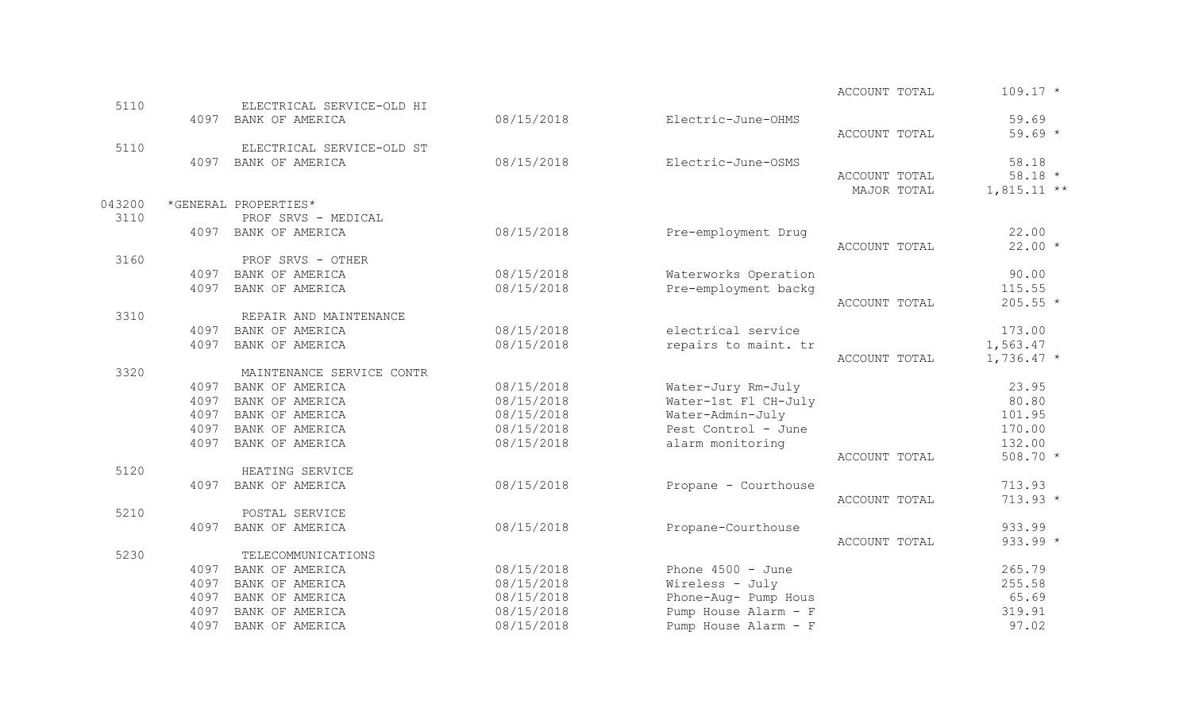| | | | | | | |
|---|---|---|---|---|---|---|
| | | | | | ACCOUNT TOTAL | 109.17 * |
| 5110 | | ELECTRICAL SERVICE-OLD HI | | | | |
| | 4097 | BANK OF AMERICA | 08/15/2018 | Electric-June-OHMS | | 59.69 |
| | | | | | ACCOUNT TOTAL | 59.69 * |
| 5110 | | ELECTRICAL SERVICE-OLD ST | | | | |
| | 4097 | BANK OF AMERICA | 08/15/2018 | Electric-June-OSMS | | 58.18 |
| | | | | | ACCOUNT TOTAL | 58.18 * |
| | | | | | MAJOR TOTAL | 1,815.11 ** |
| 043200 | | *GENERAL PROPERTIES* | | | | |
| 3110 | | PROF SRVS - MEDICAL | | | | |
| | 4097 | BANK OF AMERICA | 08/15/2018 | Pre-employment Drug | | 22.00 |
| | | | | | ACCOUNT TOTAL | 22.00 * |
| 3160 | | PROF SRVS - OTHER | | | | |
| | 4097 | BANK OF AMERICA | 08/15/2018 | Waterworks Operation | | 90.00 |
| | 4097 | BANK OF AMERICA | 08/15/2018 | Pre-employment backg | | 115.55 |
| | | | | | ACCOUNT TOTAL | 205.55 * |
| 3310 | | REPAIR AND MAINTENANCE | | | | |
| | 4097 | BANK OF AMERICA | 08/15/2018 | electrical service | | 173.00 |
| | 4097 | BANK OF AMERICA | 08/15/2018 | repairs to maint. tr | | 1,563.47 |
| | | | | | ACCOUNT TOTAL | 1,736.47 * |
| 3320 | | MAINTENANCE SERVICE CONTR | | | | |
| | 4097 | BANK OF AMERICA | 08/15/2018 | Water-Jury Rm-July | | 23.95 |
| | 4097 | BANK OF AMERICA | 08/15/2018 | Water-1st Fl CH-July | | 80.80 |
| | 4097 | BANK OF AMERICA | 08/15/2018 | Water-Admin-July | | 101.95 |
| | 4097 | BANK OF AMERICA | 08/15/2018 | Pest Control - June | | 170.00 |
| | 4097 | BANK OF AMERICA | 08/15/2018 | alarm monitoring | | 132.00 |
| | | | | | ACCOUNT TOTAL | 508.70 * |
| 5120 | | HEATING SERVICE | | | | |
| | 4097 | BANK OF AMERICA | 08/15/2018 | Propane - Courthouse | | 713.93 |
| | | | | | ACCOUNT TOTAL | 713.93 * |
| 5210 | | POSTAL SERVICE | | | | |
| | 4097 | BANK OF AMERICA | 08/15/2018 | Propane-Courthouse | | 933.99 |
| | | | | | ACCOUNT TOTAL | 933.99 * |
| 5230 | | TELECOMMUNICATIONS | | | | |
| | 4097 | BANK OF AMERICA | 08/15/2018 | Phone 4500 - June | | 265.79 |
| | 4097 | BANK OF AMERICA | 08/15/2018 | Wireless - July | | 255.58 |
| | 4097 | BANK OF AMERICA | 08/15/2018 | Phone-Aug- Pump Hous | | 65.69 |
| | 4097 | BANK OF AMERICA | 08/15/2018 | Pump House Alarm - F | | 319.91 |
| | 4097 | BANK OF AMERICA | 08/15/2018 | Pump House Alarm - F | | 97.02 |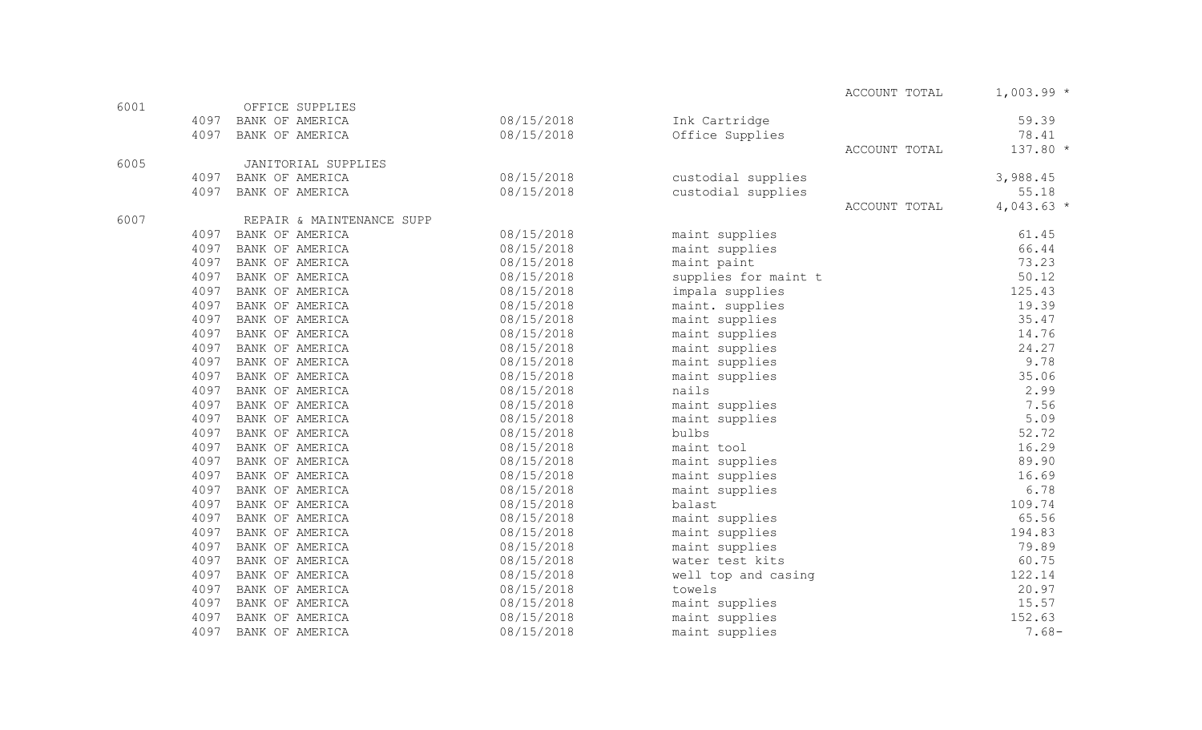| Account | Vendor No. | Vendor | Date | Description | | Amount |
|---|---|---|---|---|---|---|
| | | | | | ACCOUNT TOTAL | 1,003.99 * |
| 6001 | | OFFICE SUPPLIES | | | | |
| | 4097 | BANK OF AMERICA | 08/15/2018 | Ink Cartridge | | 59.39 |
| | 4097 | BANK OF AMERICA | 08/15/2018 | Office Supplies | | 78.41 |
| | | | | | ACCOUNT TOTAL | 137.80 * |
| 6005 | | JANITORIAL SUPPLIES | | | | |
| | 4097 | BANK OF AMERICA | 08/15/2018 | custodial supplies | | 3,988.45 |
| | 4097 | BANK OF AMERICA | 08/15/2018 | custodial supplies | | 55.18 |
| | | | | | ACCOUNT TOTAL | 4,043.63 * |
| 6007 | | REPAIR & MAINTENANCE SUPP | | | | |
| | 4097 | BANK OF AMERICA | 08/15/2018 | maint supplies | | 61.45 |
| | 4097 | BANK OF AMERICA | 08/15/2018 | maint supplies | | 66.44 |
| | 4097 | BANK OF AMERICA | 08/15/2018 | maint paint | | 73.23 |
| | 4097 | BANK OF AMERICA | 08/15/2018 | supplies for maint t | | 50.12 |
| | 4097 | BANK OF AMERICA | 08/15/2018 | impala supplies | | 125.43 |
| | 4097 | BANK OF AMERICA | 08/15/2018 | maint. supplies | | 19.39 |
| | 4097 | BANK OF AMERICA | 08/15/2018 | maint supplies | | 35.47 |
| | 4097 | BANK OF AMERICA | 08/15/2018 | maint supplies | | 14.76 |
| | 4097 | BANK OF AMERICA | 08/15/2018 | maint supplies | | 24.27 |
| | 4097 | BANK OF AMERICA | 08/15/2018 | maint supplies | | 9.78 |
| | 4097 | BANK OF AMERICA | 08/15/2018 | maint supplies | | 35.06 |
| | 4097 | BANK OF AMERICA | 08/15/2018 | nails | | 2.99 |
| | 4097 | BANK OF AMERICA | 08/15/2018 | maint supplies | | 7.56 |
| | 4097 | BANK OF AMERICA | 08/15/2018 | maint supplies | | 5.09 |
| | 4097 | BANK OF AMERICA | 08/15/2018 | bulbs | | 52.72 |
| | 4097 | BANK OF AMERICA | 08/15/2018 | maint tool | | 16.29 |
| | 4097 | BANK OF AMERICA | 08/15/2018 | maint supplies | | 89.90 |
| | 4097 | BANK OF AMERICA | 08/15/2018 | maint supplies | | 16.69 |
| | 4097 | BANK OF AMERICA | 08/15/2018 | maint supplies | | 6.78 |
| | 4097 | BANK OF AMERICA | 08/15/2018 | balast | | 109.74 |
| | 4097 | BANK OF AMERICA | 08/15/2018 | maint supplies | | 65.56 |
| | 4097 | BANK OF AMERICA | 08/15/2018 | maint supplies | | 194.83 |
| | 4097 | BANK OF AMERICA | 08/15/2018 | maint supplies | | 79.89 |
| | 4097 | BANK OF AMERICA | 08/15/2018 | water test kits | | 60.75 |
| | 4097 | BANK OF AMERICA | 08/15/2018 | well top and casing | | 122.14 |
| | 4097 | BANK OF AMERICA | 08/15/2018 | towels | | 20.97 |
| | 4097 | BANK OF AMERICA | 08/15/2018 | maint supplies | | 15.57 |
| | 4097 | BANK OF AMERICA | 08/15/2018 | maint supplies | | 152.63 |
| | 4097 | BANK OF AMERICA | 08/15/2018 | maint supplies | | 7.68- |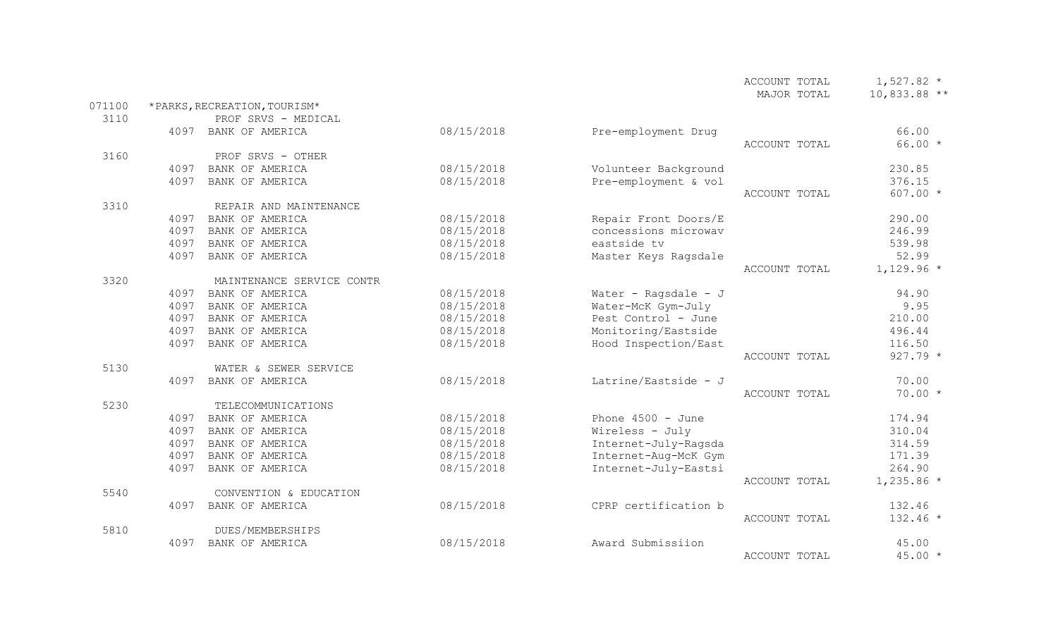| | | | | | |
|---|---|---|---|---|---|
| | | | | ACCOUNT TOTAL | 1,527.82 * |
| | | | | MAJOR TOTAL | 10,833.88 ** |
| 071100 | *PARKS,RECREATION,TOURISM* | | | | |
| 3110 | PROF SRVS - MEDICAL | | | | |
| | 4097 BANK OF AMERICA | 08/15/2018 | Pre-employment Drug | | 66.00 |
| | | | | ACCOUNT TOTAL | 66.00 * |
| 3160 | PROF SRVS - OTHER | | | | |
| | 4097 BANK OF AMERICA | 08/15/2018 | Volunteer Background | | 230.85 |
| | 4097 BANK OF AMERICA | 08/15/2018 | Pre-employment & vol | | 376.15 |
| | | | | ACCOUNT TOTAL | 607.00 * |
| 3310 | REPAIR AND MAINTENANCE | | | | |
| | 4097 BANK OF AMERICA | 08/15/2018 | Repair Front Doors/E | | 290.00 |
| | 4097 BANK OF AMERICA | 08/15/2018 | concessions microwav | | 246.99 |
| | 4097 BANK OF AMERICA | 08/15/2018 | eastside tv | | 539.98 |
| | 4097 BANK OF AMERICA | 08/15/2018 | Master Keys Ragsdale | | 52.99 |
| | | | | ACCOUNT TOTAL | 1,129.96 * |
| 3320 | MAINTENANCE SERVICE CONTR | | | | |
| | 4097 BANK OF AMERICA | 08/15/2018 | Water - Ragsdale - J | | 94.90 |
| | 4097 BANK OF AMERICA | 08/15/2018 | Water-McK Gym-July | | 9.95 |
| | 4097 BANK OF AMERICA | 08/15/2018 | Pest Control - June | | 210.00 |
| | 4097 BANK OF AMERICA | 08/15/2018 | Monitoring/Eastside | | 496.44 |
| | 4097 BANK OF AMERICA | 08/15/2018 | Hood Inspection/East | | 116.50 |
| | | | | ACCOUNT TOTAL | 927.79 * |
| 5130 | WATER & SEWER SERVICE | | | | |
| | 4097 BANK OF AMERICA | 08/15/2018 | Latrine/Eastside - J | | 70.00 |
| | | | | ACCOUNT TOTAL | 70.00 * |
| 5230 | TELECOMMUNICATIONS | | | | |
| | 4097 BANK OF AMERICA | 08/15/2018 | Phone 4500 - June | | 174.94 |
| | 4097 BANK OF AMERICA | 08/15/2018 | Wireless - July | | 310.04 |
| | 4097 BANK OF AMERICA | 08/15/2018 | Internet-July-Ragsda | | 314.59 |
| | 4097 BANK OF AMERICA | 08/15/2018 | Internet-Aug-McK Gym | | 171.39 |
| | 4097 BANK OF AMERICA | 08/15/2018 | Internet-July-Eastsi | | 264.90 |
| | | | | ACCOUNT TOTAL | 1,235.86 * |
| 5540 | CONVENTION & EDUCATION | | | | |
| | 4097 BANK OF AMERICA | 08/15/2018 | CPRP certification b | | 132.46 |
| | | | | ACCOUNT TOTAL | 132.46 * |
| 5810 | DUES/MEMBERSHIPS | | | | |
| | 4097 BANK OF AMERICA | 08/15/2018 | Award Submissiion | | 45.00 |
| | | | | ACCOUNT TOTAL | 45.00 * |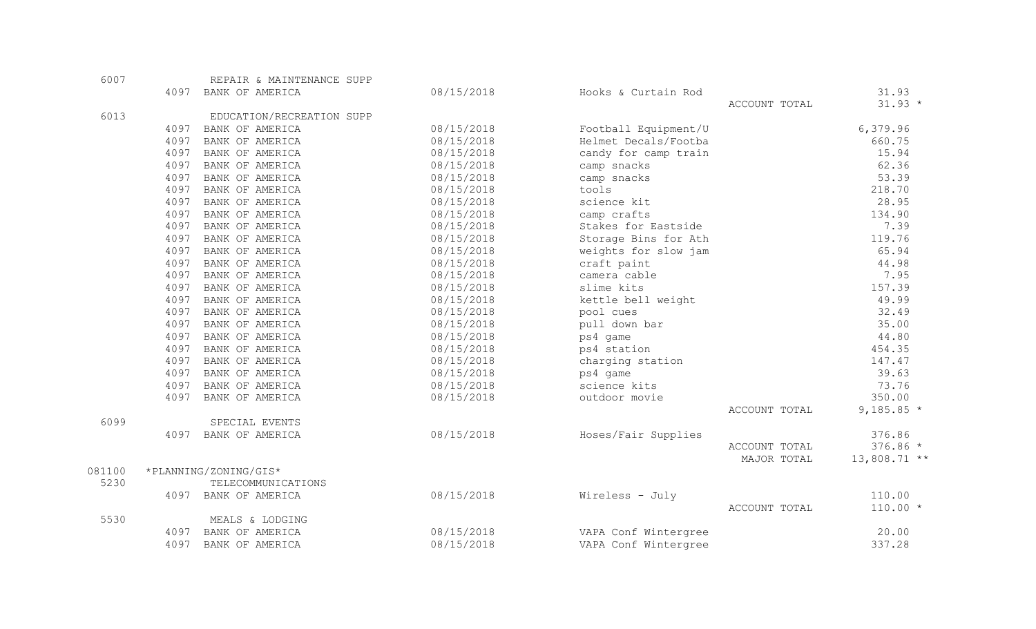| Account | Vendor | Vendor Name | Date | Description | | Amount |
|---|---|---|---|---|---|---|
| 6007 | | REPAIR & MAINTENANCE SUPP | | | | |
| | 4097 | BANK OF AMERICA | 08/15/2018 | Hooks & Curtain Rod | | 31.93 |
| | | | | | ACCOUNT TOTAL | 31.93 * |
| 6013 | | EDUCATION/RECREATION SUPP | | | | |
| | 4097 | BANK OF AMERICA | 08/15/2018 | Football Equipment/U | | 6,379.96 |
| | 4097 | BANK OF AMERICA | 08/15/2018 | Helmet Decals/Footba | | 660.75 |
| | 4097 | BANK OF AMERICA | 08/15/2018 | candy for camp train | | 15.94 |
| | 4097 | BANK OF AMERICA | 08/15/2018 | camp snacks | | 62.36 |
| | 4097 | BANK OF AMERICA | 08/15/2018 | camp snacks | | 53.39 |
| | 4097 | BANK OF AMERICA | 08/15/2018 | tools | | 218.70 |
| | 4097 | BANK OF AMERICA | 08/15/2018 | science kit | | 28.95 |
| | 4097 | BANK OF AMERICA | 08/15/2018 | camp crafts | | 134.90 |
| | 4097 | BANK OF AMERICA | 08/15/2018 | Stakes for Eastside | | 7.39 |
| | 4097 | BANK OF AMERICA | 08/15/2018 | Storage Bins for Ath | | 119.76 |
| | 4097 | BANK OF AMERICA | 08/15/2018 | weights for slow jam | | 65.94 |
| | 4097 | BANK OF AMERICA | 08/15/2018 | craft paint | | 44.98 |
| | 4097 | BANK OF AMERICA | 08/15/2018 | camera cable | | 7.95 |
| | 4097 | BANK OF AMERICA | 08/15/2018 | slime kits | | 157.39 |
| | 4097 | BANK OF AMERICA | 08/15/2018 | kettle bell weight | | 49.99 |
| | 4097 | BANK OF AMERICA | 08/15/2018 | pool cues | | 32.49 |
| | 4097 | BANK OF AMERICA | 08/15/2018 | pull down bar | | 35.00 |
| | 4097 | BANK OF AMERICA | 08/15/2018 | ps4 game | | 44.80 |
| | 4097 | BANK OF AMERICA | 08/15/2018 | ps4 station | | 454.35 |
| | 4097 | BANK OF AMERICA | 08/15/2018 | charging station | | 147.47 |
| | 4097 | BANK OF AMERICA | 08/15/2018 | ps4 game | | 39.63 |
| | 4097 | BANK OF AMERICA | 08/15/2018 | science kits | | 73.76 |
| | 4097 | BANK OF AMERICA | 08/15/2018 | outdoor movie | | 350.00 |
| | | | | | ACCOUNT TOTAL | 9,185.85 * |
| 6099 | | SPECIAL EVENTS | | | | |
| | 4097 | BANK OF AMERICA | 08/15/2018 | Hoses/Fair Supplies | | 376.86 |
| | | | | | ACCOUNT TOTAL | 376.86 * |
| | | | | | MAJOR TOTAL | 13,808.71 ** |
| 081100 | | *PLANNING/ZONING/GIS* | | | | |
| 5230 | | TELECOMMUNICATIONS | | | | |
| | 4097 | BANK OF AMERICA | 08/15/2018 | Wireless - July | | 110.00 |
| | | | | | ACCOUNT TOTAL | 110.00 * |
| 5530 | | MEALS & LODGING | | | | |
| | 4097 | BANK OF AMERICA | 08/15/2018 | VAPA Conf Wintergree | | 20.00 |
| | 4097 | BANK OF AMERICA | 08/15/2018 | VAPA Conf Wintergree | | 337.28 |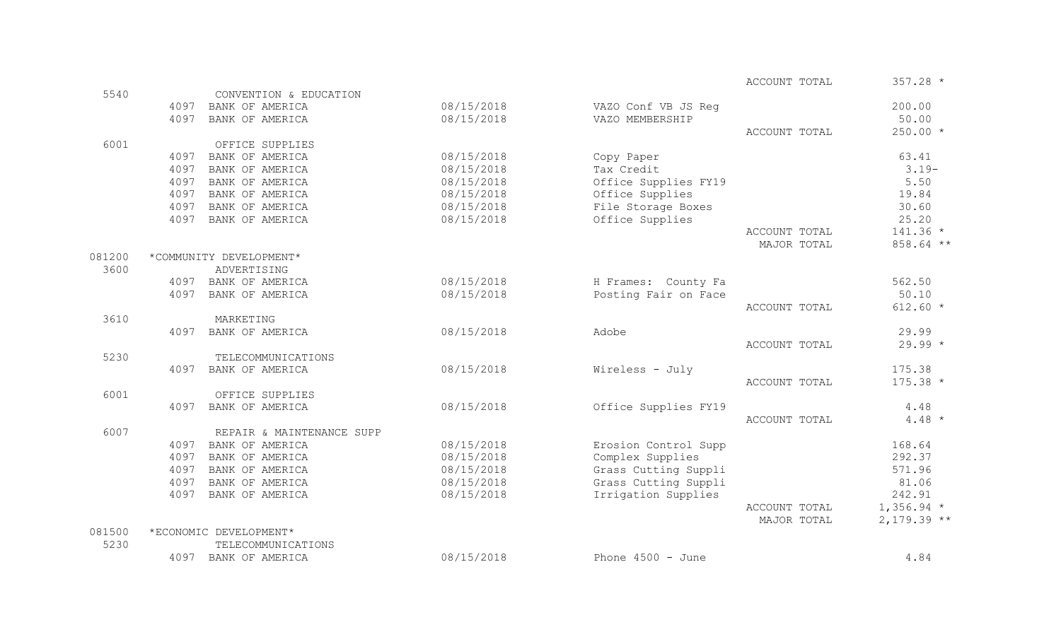| Account | Vendor | Date | Description | | Amount |
|---|---|---|---|---|---|
| | | | | ACCOUNT TOTAL | 357.28 * |
| 5540 | CONVENTION & EDUCATION | | | | |
| | 4097 BANK OF AMERICA | 08/15/2018 | VAZO Conf VB JS Reg | | 200.00 |
| | 4097 BANK OF AMERICA | 08/15/2018 | VAZO MEMBERSHIP | | 50.00 |
| | | | | ACCOUNT TOTAL | 250.00 * |
| 6001 | OFFICE SUPPLIES | | | | |
| | 4097 BANK OF AMERICA | 08/15/2018 | Copy Paper | | 63.41 |
| | 4097 BANK OF AMERICA | 08/15/2018 | Tax Credit | | 3.19- |
| | 4097 BANK OF AMERICA | 08/15/2018 | Office Supplies FY19 | | 5.50 |
| | 4097 BANK OF AMERICA | 08/15/2018 | Office Supplies | | 19.84 |
| | 4097 BANK OF AMERICA | 08/15/2018 | File Storage Boxes | | 30.60 |
| | 4097 BANK OF AMERICA | 08/15/2018 | Office Supplies | | 25.20 |
| | | | | ACCOUNT TOTAL | 141.36 * |
| | | | | MAJOR TOTAL | 858.64 ** |
| 081200 | *COMMUNITY DEVELOPMENT* | | | | |
| 3600 | ADVERTISING | | | | |
| | 4097 BANK OF AMERICA | 08/15/2018 | H Frames: County Fa | | 562.50 |
| | 4097 BANK OF AMERICA | 08/15/2018 | Posting Fair on Face | | 50.10 |
| | | | | ACCOUNT TOTAL | 612.60 * |
| 3610 | MARKETING | | | | |
| | 4097 BANK OF AMERICA | 08/15/2018 | Adobe | | 29.99 |
| | | | | ACCOUNT TOTAL | 29.99 * |
| 5230 | TELECOMMUNICATIONS | | | | |
| | 4097 BANK OF AMERICA | 08/15/2018 | Wireless - July | | 175.38 |
| | | | | ACCOUNT TOTAL | 175.38 * |
| 6001 | OFFICE SUPPLIES | | | | |
| | 4097 BANK OF AMERICA | 08/15/2018 | Office Supplies FY19 | | 4.48 |
| | | | | ACCOUNT TOTAL | 4.48 * |
| 6007 | REPAIR & MAINTENANCE SUPP | | | | |
| | 4097 BANK OF AMERICA | 08/15/2018 | Erosion Control Supp | | 168.64 |
| | 4097 BANK OF AMERICA | 08/15/2018 | Complex Supplies | | 292.37 |
| | 4097 BANK OF AMERICA | 08/15/2018 | Grass Cutting Suppli | | 571.96 |
| | 4097 BANK OF AMERICA | 08/15/2018 | Grass Cutting Suppli | | 81.06 |
| | 4097 BANK OF AMERICA | 08/15/2018 | Irrigation Supplies | | 242.91 |
| | | | | ACCOUNT TOTAL | 1,356.94 * |
| | | | | MAJOR TOTAL | 2,179.39 ** |
| 081500 | *ECONOMIC DEVELOPMENT* | | | | |
| 5230 | TELECOMMUNICATIONS | | | | |
| | 4097 BANK OF AMERICA | 08/15/2018 | Phone 4500 - June | | 4.84 |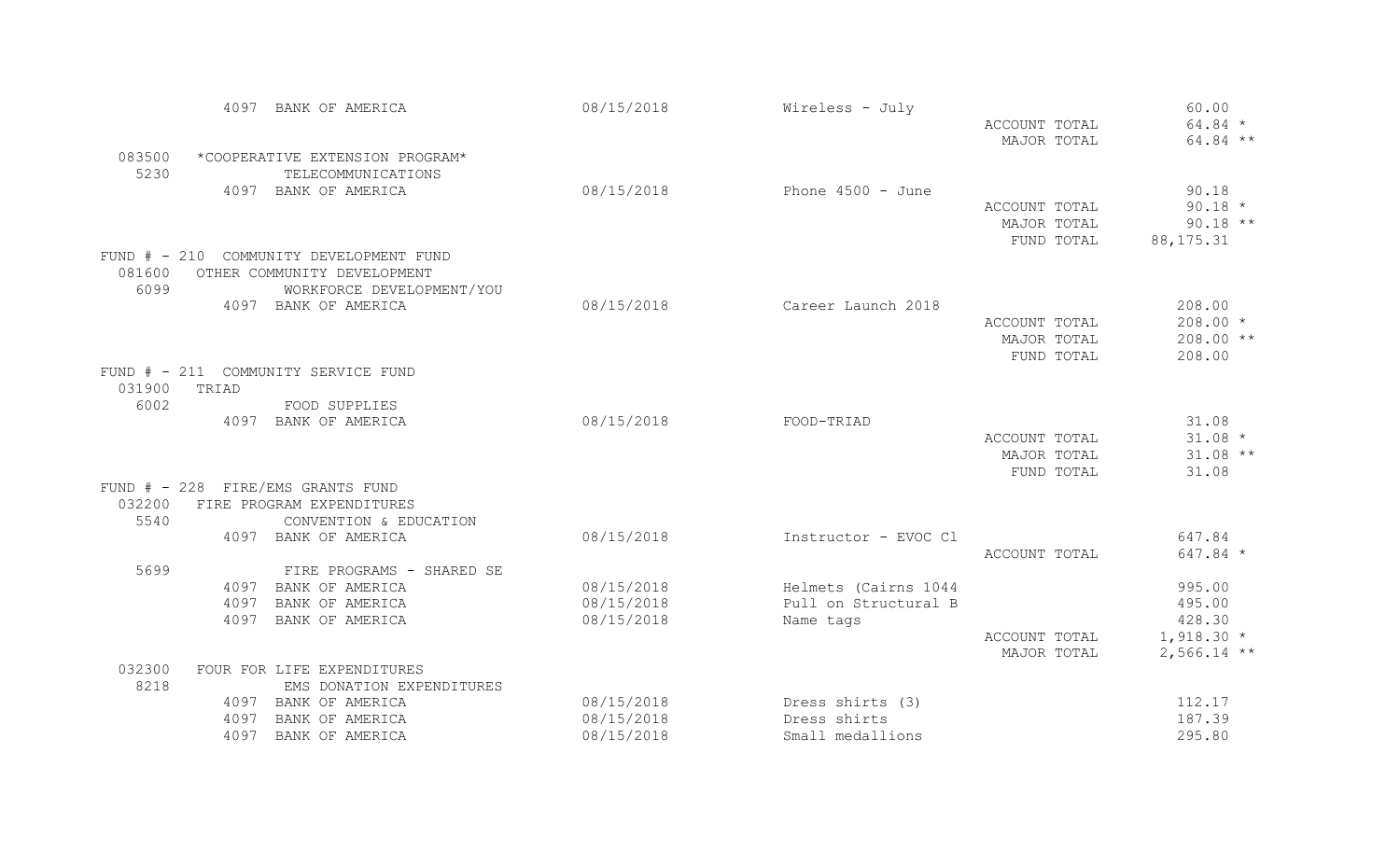| | | | | | |
|---|---|---|---|---|---|
| | 4097 BANK OF AMERICA | 08/15/2018 | Wireless - July | | 60.00 |
| | | | | ACCOUNT TOTAL | 64.84 * |
| | | | | MAJOR TOTAL | 64.84 ** |
| 083500 | *COOPERATIVE EXTENSION PROGRAM* | | | | |
| 5230 | TELECOMMUNICATIONS | | | | |
| | 4097 BANK OF AMERICA | 08/15/2018 | Phone 4500 - June | | 90.18 |
| | | | | ACCOUNT TOTAL | 90.18 * |
| | | | | MAJOR TOTAL | 90.18 ** |
| | | | | FUND TOTAL | 88,175.31 |
| FUND # - 210 | COMMUNITY DEVELOPMENT FUND | | | | |
| 081600 | OTHER COMMUNITY DEVELOPMENT | | | | |
| 6099 | WORKFORCE DEVELOPMENT/YOU | | | | |
| | 4097 BANK OF AMERICA | 08/15/2018 | Career Launch 2018 | | 208.00 |
| | | | | ACCOUNT TOTAL | 208.00 * |
| | | | | MAJOR TOTAL | 208.00 ** |
| | | | | FUND TOTAL | 208.00 |
| FUND # - 211 | COMMUNITY SERVICE FUND | | | | |
| 031900 | TRIAD | | | | |
| 6002 | FOOD SUPPLIES | | | | |
| | 4097 BANK OF AMERICA | 08/15/2018 | FOOD-TRIAD | | 31.08 |
| | | | | ACCOUNT TOTAL | 31.08 * |
| | | | | MAJOR TOTAL | 31.08 ** |
| | | | | FUND TOTAL | 31.08 |
| FUND # - 228 | FIRE/EMS GRANTS FUND | | | | |
| 032200 | FIRE PROGRAM EXPENDITURES | | | | |
| 5540 | CONVENTION & EDUCATION | | | | |
| | 4097 BANK OF AMERICA | 08/15/2018 | Instructor - EVOC Cl | | 647.84 |
| | | | | ACCOUNT TOTAL | 647.84 * |
| 5699 | FIRE PROGRAMS - SHARED SE | | | | |
| | 4097 BANK OF AMERICA | 08/15/2018 | Helmets (Cairns 1044 | | 995.00 |
| | 4097 BANK OF AMERICA | 08/15/2018 | Pull on Structural B | | 495.00 |
| | 4097 BANK OF AMERICA | 08/15/2018 | Name tags | | 428.30 |
| | | | | ACCOUNT TOTAL | 1,918.30 * |
| | | | | MAJOR TOTAL | 2,566.14 ** |
| 032300 | FOUR FOR LIFE EXPENDITURES | | | | |
| 8218 | EMS DONATION EXPENDITURES | | | | |
| | 4097 BANK OF AMERICA | 08/15/2018 | Dress shirts (3) | | 112.17 |
| | 4097 BANK OF AMERICA | 08/15/2018 | Dress shirts | | 187.39 |
| | 4097 BANK OF AMERICA | 08/15/2018 | Small medallions | | 295.80 |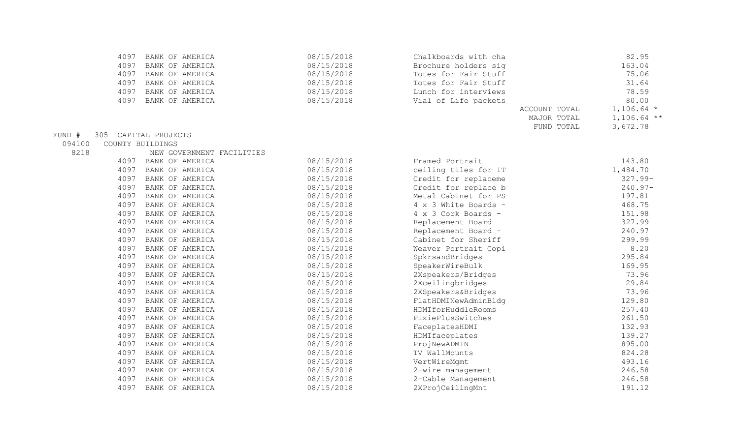| Vendor # | Vendor Name | Date | Description | | Amount |
|---|---|---|---|---|---|
| 4097 | BANK OF AMERICA | 08/15/2018 | Chalkboards with cha | | 82.95 |
| 4097 | BANK OF AMERICA | 08/15/2018 | Brochure holders sig | | 163.04 |
| 4097 | BANK OF AMERICA | 08/15/2018 | Totes for Fair Stuff | | 75.06 |
| 4097 | BANK OF AMERICA | 08/15/2018 | Totes for Fair Stuff | | 31.64 |
| 4097 | BANK OF AMERICA | 08/15/2018 | Lunch for interviews | | 78.59 |
| 4097 | BANK OF AMERICA | 08/15/2018 | Vial of Life packets | | 80.00 |
| | | | | ACCOUNT TOTAL | 1,106.64 * |
| | | | | MAJOR TOTAL | 1,106.64 ** |
| | | | | FUND TOTAL | 3,672.78 |

FUND # - 305 CAPITAL PROJECTS

094100 COUNTY BUILDINGS

8218 NEW GOVERNMENT FACILITIES

| Vendor # | Vendor Name | Date | Description | Amount |
|---|---|---|---|---|
| 4097 | BANK OF AMERICA | 08/15/2018 | Framed Portrait | 143.80 |
| 4097 | BANK OF AMERICA | 08/15/2018 | ceiling tiles for IT | 1,484.70 |
| 4097 | BANK OF AMERICA | 08/15/2018 | Credit for replaceme | 327.99- |
| 4097 | BANK OF AMERICA | 08/15/2018 | Credit for replace b | 240.97- |
| 4097 | BANK OF AMERICA | 08/15/2018 | Metal Cabinet for PS | 197.81 |
| 4097 | BANK OF AMERICA | 08/15/2018 | 4 x 3 White Boards - | 468.75 |
| 4097 | BANK OF AMERICA | 08/15/2018 | 4 x 3 Cork Boards - | 151.98 |
| 4097 | BANK OF AMERICA | 08/15/2018 | Replacement Board | 327.99 |
| 4097 | BANK OF AMERICA | 08/15/2018 | Replacement Board - | 240.97 |
| 4097 | BANK OF AMERICA | 08/15/2018 | Cabinet for Sheriff | 299.99 |
| 4097 | BANK OF AMERICA | 08/15/2018 | Weaver Portrait Copi | 8.20 |
| 4097 | BANK OF AMERICA | 08/15/2018 | SpkrsandBridges | 295.84 |
| 4097 | BANK OF AMERICA | 08/15/2018 | SpeakerWireBulk | 169.95 |
| 4097 | BANK OF AMERICA | 08/15/2018 | 2Xspeakers/Bridges | 73.96 |
| 4097 | BANK OF AMERICA | 08/15/2018 | 2Xceilingbridges | 29.84 |
| 4097 | BANK OF AMERICA | 08/15/2018 | 2XSpeakers&Bridges | 73.96 |
| 4097 | BANK OF AMERICA | 08/15/2018 | FlatHDMINewAdminBldg | 129.80 |
| 4097 | BANK OF AMERICA | 08/15/2018 | HDMIforHuddleRooms | 257.40 |
| 4097 | BANK OF AMERICA | 08/15/2018 | PixiePlusSwitches | 261.50 |
| 4097 | BANK OF AMERICA | 08/15/2018 | FaceplatesHDMI | 132.93 |
| 4097 | BANK OF AMERICA | 08/15/2018 | HDMIfaceplates | 139.27 |
| 4097 | BANK OF AMERICA | 08/15/2018 | ProjNewADMIN | 895.00 |
| 4097 | BANK OF AMERICA | 08/15/2018 | TV WallMounts | 824.28 |
| 4097 | BANK OF AMERICA | 08/15/2018 | VertWireMgmt | 493.16 |
| 4097 | BANK OF AMERICA | 08/15/2018 | 2-wire management | 246.58 |
| 4097 | BANK OF AMERICA | 08/15/2018 | 2-Cable Management | 246.58 |
| 4097 | BANK OF AMERICA | 08/15/2018 | 2XProjCeilingMnt | 191.12 |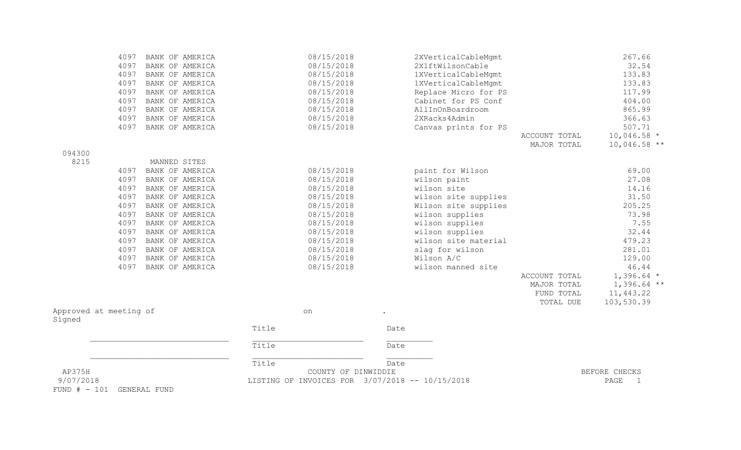| Vendor No. | Vendor Name | Invoice Date | Description | | Amount |
|---|---|---|---|---|---|
| 4097 | BANK OF AMERICA | 08/15/2018 | 2XVerticalCableMgmt | | 267.66 |
| 4097 | BANK OF AMERICA | 08/15/2018 | 2X1ftWilsonCable | | 32.54 |
| 4097 | BANK OF AMERICA | 08/15/2018 | 1XVerticalCableMgmt | | 133.83 |
| 4097 | BANK OF AMERICA | 08/15/2018 | 1XVerticalCableMgmt | | 133.83 |
| 4097 | BANK OF AMERICA | 08/15/2018 | Replace Micro for PS | | 117.99 |
| 4097 | BANK OF AMERICA | 08/15/2018 | Cabinet for PS Conf | | 404.00 |
| 4097 | BANK OF AMERICA | 08/15/2018 | AllInOnBoardroom | | 865.99 |
| 4097 | BANK OF AMERICA | 08/15/2018 | 2XRacks4Admin | | 366.63 |
| 4097 | BANK OF AMERICA | 08/15/2018 | Canvas prints for PS | | 507.71 |
| | | | | ACCOUNT TOTAL | 10,046.58 * |
| | | | | MAJOR TOTAL | 10,046.58 ** |
| 094300 | | | | | |
| 8215 | MANNED SITES | | | | |
| 4097 | BANK OF AMERICA | 08/15/2018 | paint for Wilson | | 69.00 |
| 4097 | BANK OF AMERICA | 08/15/2018 | wilson paint | | 27.08 |
| 4097 | BANK OF AMERICA | 08/15/2018 | wilson site | | 14.16 |
| 4097 | BANK OF AMERICA | 08/15/2018 | wilson site supplies | | 31.50 |
| 4097 | BANK OF AMERICA | 08/15/2018 | Wilson site supplies | | 205.25 |
| 4097 | BANK OF AMERICA | 08/15/2018 | wilson supplies | | 73.98 |
| 4097 | BANK OF AMERICA | 08/15/2018 | wilson supplies | | 7.55 |
| 4097 | BANK OF AMERICA | 08/15/2018 | wilson supplies | | 32.44 |
| 4097 | BANK OF AMERICA | 08/15/2018 | wilson site material | | 479.23 |
| 4097 | BANK OF AMERICA | 08/15/2018 | slag for wilson | | 281.01 |
| 4097 | BANK OF AMERICA | 08/15/2018 | Wilson A/C | | 129.00 |
| 4097 | BANK OF AMERICA | 08/15/2018 | wilson manned site | | 46.44 |
| | | | | ACCOUNT TOTAL | 1,396.64 * |
| | | | | MAJOR TOTAL | 1,396.64 ** |
| | | | | FUND TOTAL | 11,443.22 |
| | | | | TOTAL DUE | 103,530.39 |

Approved at meeting of on .

Signed

| | Title | Date |
|---|---|---|
| ____________________________ | ______________________ | _________ |
| | Title | Date |
| ____________________________ | ______________________ | _________ |
| | Title | Date |

AP375H — COUNTY OF DINWIDDIE — BEFORE CHECKS

9/07/2018 — LISTING OF INVOICES FOR 3/07/2018 -- 10/15/2018 — PAGE 1

FUND # - 101 GENERAL FUND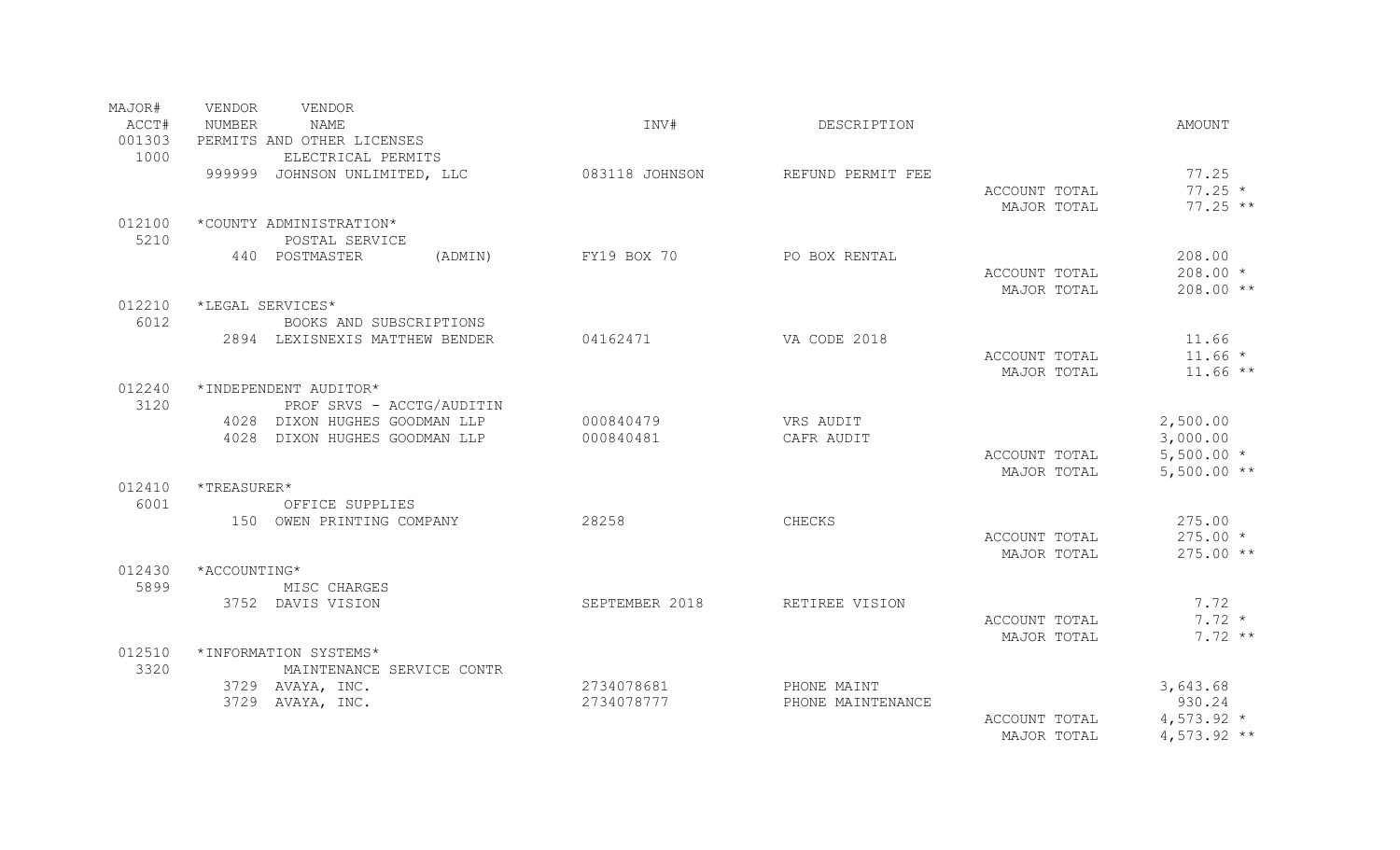| MAJOR# ACCT# | VENDOR NUMBER | VENDOR NAME | INV# | DESCRIPTION | | AMOUNT |
|---|---|---|---|---|---|---|
| 001303 | PERMITS AND OTHER LICENSES | | | | | |
| 1000 | | ELECTRICAL PERMITS | | | | |
| | 999999 | JOHNSON UNLIMITED, LLC | 083118 JOHNSON | REFUND PERMIT FEE | | 77.25 |
| | | | | | ACCOUNT TOTAL | 77.25 * |
| | | | | | MAJOR TOTAL | 77.25 ** |
| 012100 | *COUNTY ADMINISTRATION* | | | | | |
| 5210 | | POSTAL SERVICE | | | | |
| | 440 | POSTMASTER (ADMIN) | FY19 BOX 70 | PO BOX RENTAL | | 208.00 |
| | | | | | ACCOUNT TOTAL | 208.00 * |
| | | | | | MAJOR TOTAL | 208.00 ** |
| 012210 | *LEGAL SERVICES* | | | | | |
| 6012 | | BOOKS AND SUBSCRIPTIONS | | | | |
| | 2894 | LEXISNEXIS MATTHEW BENDER | 04162471 | VA CODE 2018 | | 11.66 |
| | | | | | ACCOUNT TOTAL | 11.66 * |
| | | | | | MAJOR TOTAL | 11.66 ** |
| 012240 | *INDEPENDENT AUDITOR* | | | | | |
| 3120 | | PROF SRVS - ACCTG/AUDITIN | | | | |
| | 4028 | DIXON HUGHES GOODMAN LLP | 000840479 | VRS AUDIT | | 2,500.00 |
| | 4028 | DIXON HUGHES GOODMAN LLP | 000840481 | CAFR AUDIT | | 3,000.00 |
| | | | | | ACCOUNT TOTAL | 5,500.00 * |
| | | | | | MAJOR TOTAL | 5,500.00 ** |
| 012410 | *TREASURER* | | | | | |
| 6001 | | OFFICE SUPPLIES | | | | |
| | 150 | OWEN PRINTING COMPANY | 28258 | CHECKS | | 275.00 |
| | | | | | ACCOUNT TOTAL | 275.00 * |
| | | | | | MAJOR TOTAL | 275.00 ** |
| 012430 | *ACCOUNTING* | | | | | |
| 5899 | | MISC CHARGES | | | | |
| | 3752 | DAVIS VISION | SEPTEMBER 2018 | RETIREE VISION | | 7.72 |
| | | | | | ACCOUNT TOTAL | 7.72 * |
| | | | | | MAJOR TOTAL | 7.72 ** |
| 012510 | *INFORMATION SYSTEMS* | | | | | |
| 3320 | | MAINTENANCE SERVICE CONTR | | | | |
| | 3729 | AVAYA, INC. | 2734078681 | PHONE MAINT | | 3,643.68 |
| | 3729 | AVAYA, INC. | 2734078777 | PHONE MAINTENANCE | | 930.24 |
| | | | | | ACCOUNT TOTAL | 4,573.92 * |
| | | | | | MAJOR TOTAL | 4,573.92 ** |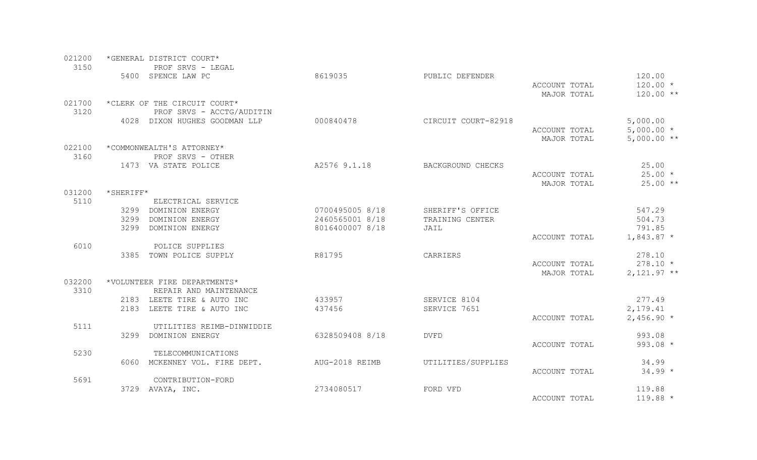| Code | Account / Vendor | Invoice | Description | Total Type | Amount |
|---|---|---|---|---|---|
| 021200 | *GENERAL DISTRICT COURT* | | | | |
| 3150 | PROF SRVS - LEGAL | | | | |
| | 5400 SPENCE LAW PC | 8619035 | PUBLIC DEFENDER | | 120.00 |
| | | | | ACCOUNT TOTAL | 120.00 * |
| | | | | MAJOR TOTAL | 120.00 ** |
| 021700 | *CLERK OF THE CIRCUIT COURT* | | | | |
| 3120 | PROF SRVS - ACCTG/AUDITIN | | | | |
| | 4028 DIXON HUGHES GOODMAN LLP | 000840478 | CIRCUIT COURT-82918 | | 5,000.00 |
| | | | | ACCOUNT TOTAL | 5,000.00 * |
| | | | | MAJOR TOTAL | 5,000.00 ** |
| 022100 | *COMMONWEALTH'S ATTORNEY* | | | | |
| 3160 | PROF SRVS - OTHER | | | | |
| | 1473 VA STATE POLICE | A2576 9.1.18 | BACKGROUND CHECKS | | 25.00 |
| | | | | ACCOUNT TOTAL | 25.00 * |
| | | | | MAJOR TOTAL | 25.00 ** |
| 031200 | *SHERIFF* | | | | |
| 5110 | ELECTRICAL SERVICE | | | | |
| | 3299 DOMINION ENERGY | 0700495005 8/18 | SHERIFF'S OFFICE | | 547.29 |
| | 3299 DOMINION ENERGY | 2460565001 8/18 | TRAINING CENTER | | 504.73 |
| | 3299 DOMINION ENERGY | 8016400007 8/18 | JAIL | | 791.85 |
| | | | | ACCOUNT TOTAL | 1,843.87 * |
| 6010 | POLICE SUPPLIES | | | | |
| | 3385 TOWN POLICE SUPPLY | R81795 | CARRIERS | | 278.10 |
| | | | | ACCOUNT TOTAL | 278.10 * |
| | | | | MAJOR TOTAL | 2,121.97 ** |
| 032200 | *VOLUNTEER FIRE DEPARTMENTS* | | | | |
| 3310 | REPAIR AND MAINTENANCE | | | | |
| | 2183 LEETE TIRE & AUTO INC | 433957 | SERVICE 8104 | | 277.49 |
| | 2183 LEETE TIRE & AUTO INC | 437456 | SERVICE 7651 | | 2,179.41 |
| | | | | ACCOUNT TOTAL | 2,456.90 * |
| 5111 | UTILITIES REIMB-DINWIDDIE | | | | |
| | 3299 DOMINION ENERGY | 6328509408 8/18 | DVFD | | 993.08 |
| | | | | ACCOUNT TOTAL | 993.08 * |
| 5230 | TELECOMMUNICATIONS | | | | |
| | 6060 MCKENNEY VOL. FIRE DEPT. | AUG-2018 REIMB | UTILITIES/SUPPLIES | | 34.99 |
| | | | | ACCOUNT TOTAL | 34.99 * |
| 5691 | CONTRIBUTION-FORD | | | | |
| | 3729 AVAYA, INC. | 2734080517 | FORD VFD | | 119.88 |
| | | | | ACCOUNT TOTAL | 119.88 * |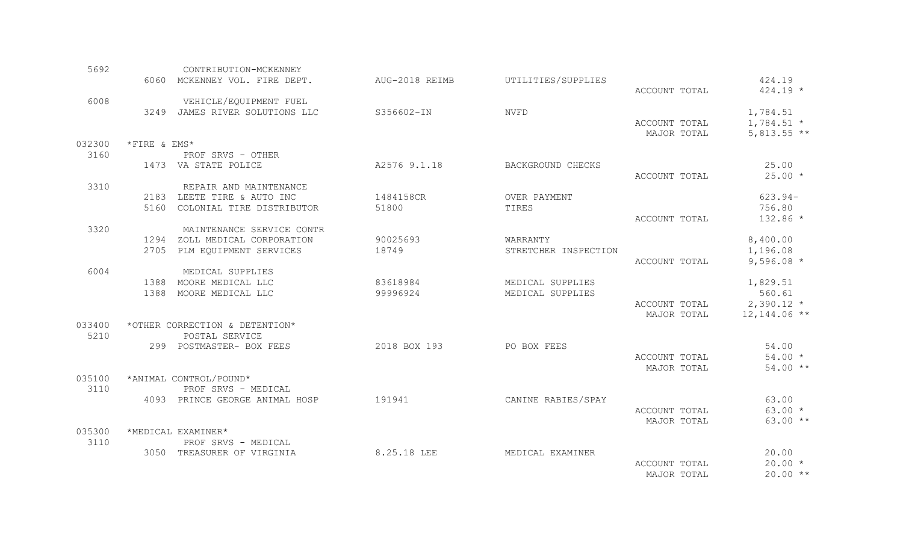| Account | Vendor | Invoice | Description | | Amount |
|---|---|---|---|---|---|
| 5692 | CONTRIBUTION-MCKENNEY | | | | |
| | 6060 MCKENNEY VOL. FIRE DEPT. | AUG-2018 REIMB | UTILITIES/SUPPLIES | | 424.19 |
| | | | | ACCOUNT TOTAL | 424.19 * |
| 6008 | VEHICLE/EQUIPMENT FUEL | | | | |
| | 3249 JAMES RIVER SOLUTIONS LLC | S356602-IN | NVFD | | 1,784.51 |
| | | | | ACCOUNT TOTAL | 1,784.51 * |
| | | | | MAJOR TOTAL | 5,813.55 ** |
| 032300 | *FIRE & EMS* | | | | |
| 3160 | PROF SRVS - OTHER | | | | |
| | 1473 VA STATE POLICE | A2576 9.1.18 | BACKGROUND CHECKS | | 25.00 |
| | | | | ACCOUNT TOTAL | 25.00 * |
| 3310 | REPAIR AND MAINTENANCE | | | | |
| | 2183 LEETE TIRE & AUTO INC | 1484158CR | OVER PAYMENT | | 623.94- |
| | 5160 COLONIAL TIRE DISTRIBUTOR | 51800 | TIRES | | 756.80 |
| | | | | ACCOUNT TOTAL | 132.86 * |
| 3320 | MAINTENANCE SERVICE CONTR | | | | |
| | 1294 ZOLL MEDICAL CORPORATION | 90025693 | WARRANTY | | 8,400.00 |
| | 2705 PLM EQUIPMENT SERVICES | 18749 | STRETCHER INSPECTION | | 1,196.08 |
| | | | | ACCOUNT TOTAL | 9,596.08 * |
| 6004 | MEDICAL SUPPLIES | | | | |
| | 1388 MOORE MEDICAL LLC | 83618984 | MEDICAL SUPPLIES | | 1,829.51 |
| | 1388 MOORE MEDICAL LLC | 99996924 | MEDICAL SUPPLIES | | 560.61 |
| | | | | ACCOUNT TOTAL | 2,390.12 * |
| | | | | MAJOR TOTAL | 12,144.06 ** |
| 033400 | *OTHER CORRECTION & DETENTION* | | | | |
| 5210 | POSTAL SERVICE | | | | |
| | 299 POSTMASTER- BOX FEES | 2018 BOX 193 | PO BOX FEES | | 54.00 |
| | | | | ACCOUNT TOTAL | 54.00 * |
| | | | | MAJOR TOTAL | 54.00 ** |
| 035100 | *ANIMAL CONTROL/POUND* | | | | |
| 3110 | PROF SRVS - MEDICAL | | | | |
| | 4093 PRINCE GEORGE ANIMAL HOSP | 191941 | CANINE RABIES/SPAY | | 63.00 |
| | | | | ACCOUNT TOTAL | 63.00 * |
| | | | | MAJOR TOTAL | 63.00 ** |
| 035300 | *MEDICAL EXAMINER* | | | | |
| 3110 | PROF SRVS - MEDICAL | | | | |
| | 3050 TREASURER OF VIRGINIA | 8.25.18 LEE | MEDICAL EXAMINER | | 20.00 |
| | | | | ACCOUNT TOTAL | 20.00 * |
| | | | | MAJOR TOTAL | 20.00 ** |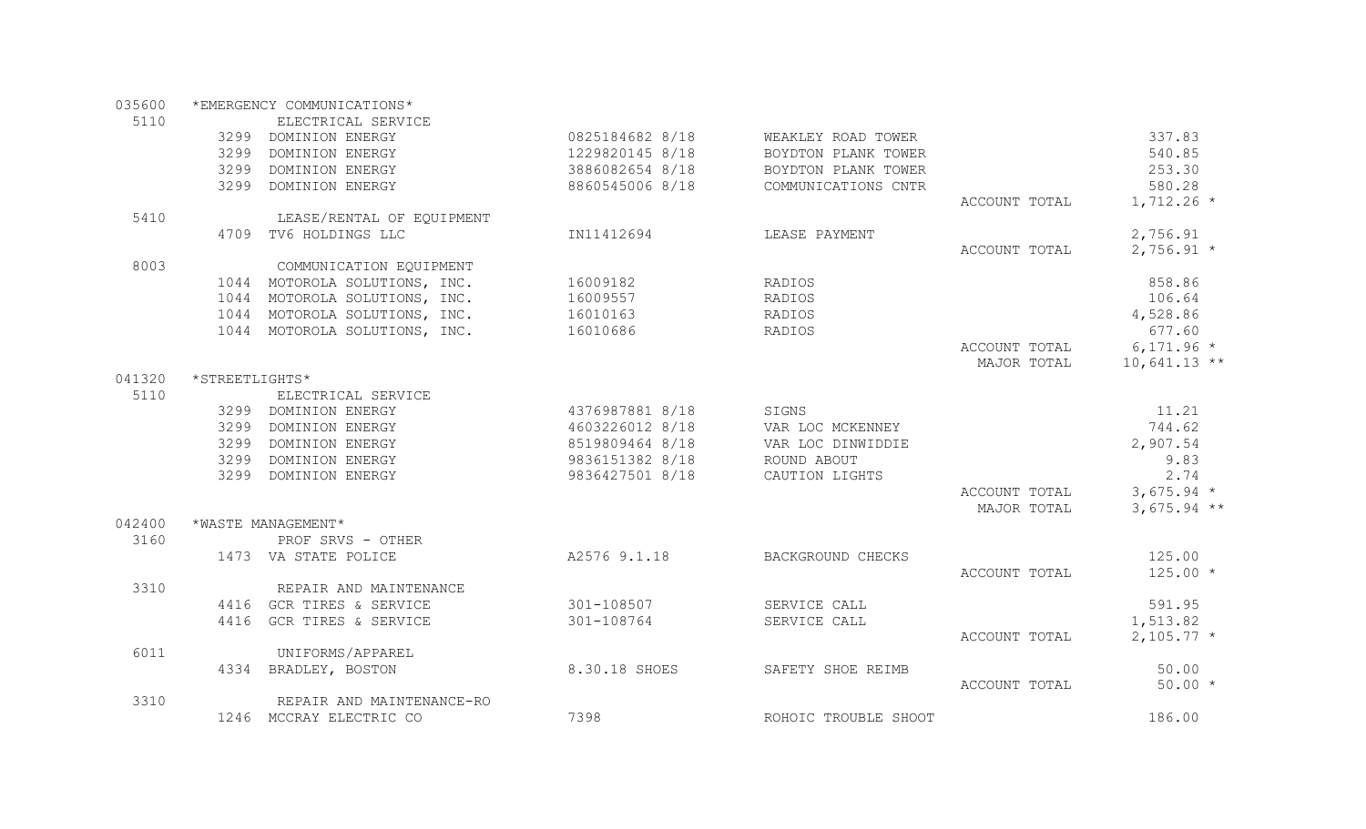| Dept/Acct | Vendor | Vendor Name | Invoice | Description | | Amount |
|---|---|---|---|---|---|---|
| 035600 | *EMERGENCY COMMUNICATIONS* | | | | | |
| 5110 | | ELECTRICAL SERVICE | | | | |
| | 3299 | DOMINION ENERGY | 0825184682 8/18 | WEAKLEY ROAD TOWER | | 337.83 |
| | 3299 | DOMINION ENERGY | 1229820145 8/18 | BOYDTON PLANK TOWER | | 540.85 |
| | 3299 | DOMINION ENERGY | 3886082654 8/18 | BOYDTON PLANK TOWER | | 253.30 |
| | 3299 | DOMINION ENERGY | 8860545006 8/18 | COMMUNICATIONS CNTR | | 580.28 |
| | | | | | ACCOUNT TOTAL | 1,712.26 * |
| 5410 | | LEASE/RENTAL OF EQUIPMENT | | | | |
| | 4709 | TV6 HOLDINGS LLC | IN11412694 | LEASE PAYMENT | | 2,756.91 |
| | | | | | ACCOUNT TOTAL | 2,756.91 * |
| 8003 | | COMMUNICATION EQUIPMENT | | | | |
| | 1044 | MOTOROLA SOLUTIONS, INC. | 16009182 | RADIOS | | 858.86 |
| | 1044 | MOTOROLA SOLUTIONS, INC. | 16009557 | RADIOS | | 106.64 |
| | 1044 | MOTOROLA SOLUTIONS, INC. | 16010163 | RADIOS | | 4,528.86 |
| | 1044 | MOTOROLA SOLUTIONS, INC. | 16010686 | RADIOS | | 677.60 |
| | | | | | ACCOUNT TOTAL | 6,171.96 * |
| | | | | | MAJOR TOTAL | 10,641.13 ** |
| 041320 | *STREETLIGHTS* | | | | | |
| 5110 | | ELECTRICAL SERVICE | | | | |
| | 3299 | DOMINION ENERGY | 4376987881 8/18 | SIGNS | | 11.21 |
| | 3299 | DOMINION ENERGY | 4603226012 8/18 | VAR LOC MCKENNEY | | 744.62 |
| | 3299 | DOMINION ENERGY | 8519809464 8/18 | VAR LOC DINWIDDIE | | 2,907.54 |
| | 3299 | DOMINION ENERGY | 9836151382 8/18 | ROUND ABOUT | | 9.83 |
| | 3299 | DOMINION ENERGY | 9836427501 8/18 | CAUTION LIGHTS | | 2.74 |
| | | | | | ACCOUNT TOTAL | 3,675.94 * |
| | | | | | MAJOR TOTAL | 3,675.94 ** |
| 042400 | *WASTE MANAGEMENT* | | | | | |
| 3160 | | PROF SRVS - OTHER | | | | |
| | 1473 | VA STATE POLICE | A2576 9.1.18 | BACKGROUND CHECKS | | 125.00 |
| | | | | | ACCOUNT TOTAL | 125.00 * |
| 3310 | | REPAIR AND MAINTENANCE | | | | |
| | 4416 | GCR TIRES & SERVICE | 301-108507 | SERVICE CALL | | 591.95 |
| | 4416 | GCR TIRES & SERVICE | 301-108764 | SERVICE CALL | | 1,513.82 |
| | | | | | ACCOUNT TOTAL | 2,105.77 * |
| 6011 | | UNIFORMS/APPAREL | | | | |
| | 4334 | BRADLEY, BOSTON | 8.30.18 SHOES | SAFETY SHOE REIMB | | 50.00 |
| | | | | | ACCOUNT TOTAL | 50.00 * |
| 3310 | | REPAIR AND MAINTENANCE-RO | | | | |
| | 1246 | MCCRAY ELECTRIC CO | 7398 | ROHOIC TROUBLE SHOOT | | 186.00 |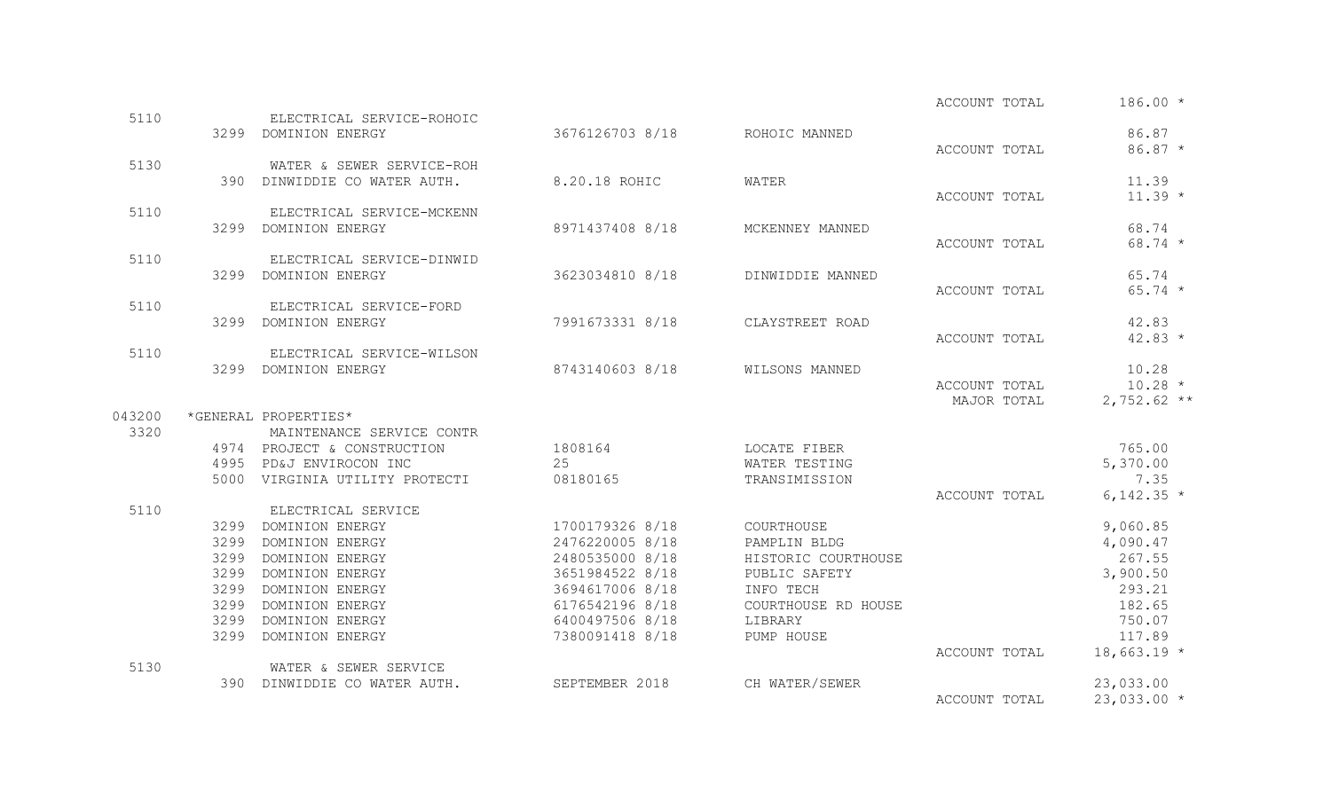| Account | Vendor No. | Vendor / Description | Invoice | Description | | Amount |
|---|---|---|---|---|---|---|
| | | | | | ACCOUNT TOTAL | 186.00 * |
| 5110 | | ELECTRICAL SERVICE-ROHOIC | | | | |
| | 3299 | DOMINION ENERGY | 3676126703 8/18 | ROHOIC MANNED | | 86.87 |
| | | | | | ACCOUNT TOTAL | 86.87 * |
| 5130 | | WATER & SEWER SERVICE-ROH | | | | |
| | 390 | DINWIDDIE CO WATER AUTH. | 8.20.18 ROHIC | WATER | | 11.39 |
| | | | | | ACCOUNT TOTAL | 11.39 * |
| 5110 | | ELECTRICAL SERVICE-MCKENN | | | | |
| | 3299 | DOMINION ENERGY | 8971437408 8/18 | MCKENNEY MANNED | | 68.74 |
| | | | | | ACCOUNT TOTAL | 68.74 * |
| 5110 | | ELECTRICAL SERVICE-DINWID | | | | |
| | 3299 | DOMINION ENERGY | 3623034810 8/18 | DINWIDDIE MANNED | | 65.74 |
| | | | | | ACCOUNT TOTAL | 65.74 * |
| 5110 | | ELECTRICAL SERVICE-FORD | | | | |
| | 3299 | DOMINION ENERGY | 7991673331 8/18 | CLAYSTREET ROAD | | 42.83 |
| | | | | | ACCOUNT TOTAL | 42.83 * |
| 5110 | | ELECTRICAL SERVICE-WILSON | | | | |
| | 3299 | DOMINION ENERGY | 8743140603 8/18 | WILSONS MANNED | | 10.28 |
| | | | | | ACCOUNT TOTAL | 10.28 * |
| | | | | | MAJOR TOTAL | 2,752.62 ** |
| 043200 | | *GENERAL PROPERTIES* | | | | |
| 3320 | | MAINTENANCE SERVICE CONTR | | | | |
| | 4974 | PROJECT & CONSTRUCTION | 1808164 | LOCATE FIBER | | 765.00 |
| | 4995 | PD&J ENVIROCON INC | 25 | WATER TESTING | | 5,370.00 |
| | 5000 | VIRGINIA UTILITY PROTECTI | 08180165 | TRANSIMISSION | | 7.35 |
| | | | | | ACCOUNT TOTAL | 6,142.35 * |
| 5110 | | ELECTRICAL SERVICE | | | | |
| | 3299 | DOMINION ENERGY | 1700179326 8/18 | COURTHOUSE | | 9,060.85 |
| | 3299 | DOMINION ENERGY | 2476220005 8/18 | PAMPLIN BLDG | | 4,090.47 |
| | 3299 | DOMINION ENERGY | 2480535000 8/18 | HISTORIC COURTHOUSE | | 267.55 |
| | 3299 | DOMINION ENERGY | 3651984522 8/18 | PUBLIC SAFETY | | 3,900.50 |
| | 3299 | DOMINION ENERGY | 3694617006 8/18 | INFO TECH | | 293.21 |
| | 3299 | DOMINION ENERGY | 6176542196 8/18 | COURTHOUSE RD HOUSE | | 182.65 |
| | 3299 | DOMINION ENERGY | 6400497506 8/18 | LIBRARY | | 750.07 |
| | 3299 | DOMINION ENERGY | 7380091418 8/18 | PUMP HOUSE | | 117.89 |
| | | | | | ACCOUNT TOTAL | 18,663.19 * |
| 5130 | | WATER & SEWER SERVICE | | | | |
| | 390 | DINWIDDIE CO WATER AUTH. | SEPTEMBER 2018 | CH WATER/SEWER | | 23,033.00 |
| | | | | | ACCOUNT TOTAL | 23,033.00 * |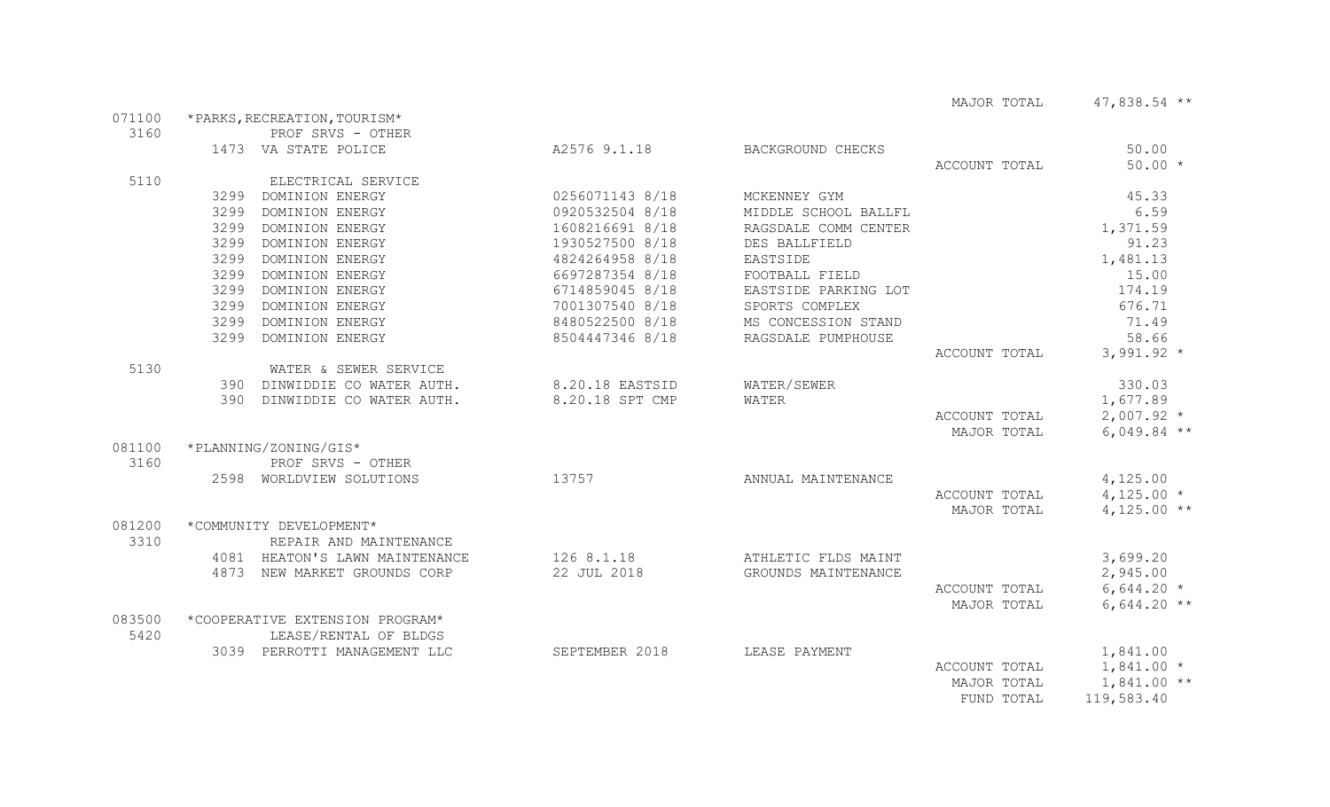| | | | | | |
|---|---|---|---|---|---|
| | | | | MAJOR TOTAL | 47,838.54 ** |
| 071100 | *PARKS,RECREATION,TOURISM* | | | | |
| 3160 | PROF SRVS - OTHER | | | | |
| | 1473 VA STATE POLICE | A2576 9.1.18 | BACKGROUND CHECKS | | 50.00 |
| | | | | ACCOUNT TOTAL | 50.00 * |
| 5110 | ELECTRICAL SERVICE | | | | |
| | 3299 DOMINION ENERGY | 0256071143 8/18 | MCKENNEY GYM | | 45.33 |
| | 3299 DOMINION ENERGY | 0920532504 8/18 | MIDDLE SCHOOL BALLFL | | 6.59 |
| | 3299 DOMINION ENERGY | 1608216691 8/18 | RAGSDALE COMM CENTER | | 1,371.59 |
| | 3299 DOMINION ENERGY | 1930527500 8/18 | DES BALLFIELD | | 91.23 |
| | 3299 DOMINION ENERGY | 4824264958 8/18 | EASTSIDE | | 1,481.13 |
| | 3299 DOMINION ENERGY | 6697287354 8/18 | FOOTBALL FIELD | | 15.00 |
| | 3299 DOMINION ENERGY | 6714859045 8/18 | EASTSIDE PARKING LOT | | 174.19 |
| | 3299 DOMINION ENERGY | 7001307540 8/18 | SPORTS COMPLEX | | 676.71 |
| | 3299 DOMINION ENERGY | 8480522500 8/18 | MS CONCESSION STAND | | 71.49 |
| | 3299 DOMINION ENERGY | 8504447346 8/18 | RAGSDALE PUMPHOUSE | | 58.66 |
| | | | | ACCOUNT TOTAL | 3,991.92 * |
| 5130 | WATER & SEWER SERVICE | | | | |
| | 390 DINWIDDIE CO WATER AUTH. | 8.20.18 EASTSID | WATER/SEWER | | 330.03 |
| | 390 DINWIDDIE CO WATER AUTH. | 8.20.18 SPT CMP | WATER | | 1,677.89 |
| | | | | ACCOUNT TOTAL | 2,007.92 * |
| | | | | MAJOR TOTAL | 6,049.84 ** |
| 081100 | *PLANNING/ZONING/GIS* | | | | |
| 3160 | PROF SRVS - OTHER | | | | |
| | 2598 WORLDVIEW SOLUTIONS | 13757 | ANNUAL MAINTENANCE | | 4,125.00 |
| | | | | ACCOUNT TOTAL | 4,125.00 * |
| | | | | MAJOR TOTAL | 4,125.00 ** |
| 081200 | *COMMUNITY DEVELOPMENT* | | | | |
| 3310 | REPAIR AND MAINTENANCE | | | | |
| | 4081 HEATON'S LAWN MAINTENANCE | 126 8.1.18 | ATHLETIC FLDS MAINT | | 3,699.20 |
| | 4873 NEW MARKET GROUNDS CORP | 22 JUL 2018 | GROUNDS MAINTENANCE | | 2,945.00 |
| | | | | ACCOUNT TOTAL | 6,644.20 * |
| | | | | MAJOR TOTAL | 6,644.20 ** |
| 083500 | *COOPERATIVE EXTENSION PROGRAM* | | | | |
| 5420 | LEASE/RENTAL OF BLDGS | | | | |
| | 3039 PERROTTI MANAGEMENT LLC | SEPTEMBER 2018 | LEASE PAYMENT | | 1,841.00 |
| | | | | ACCOUNT TOTAL | 1,841.00 * |
| | | | | MAJOR TOTAL | 1,841.00 ** |
| | | | | FUND TOTAL | 119,583.40 |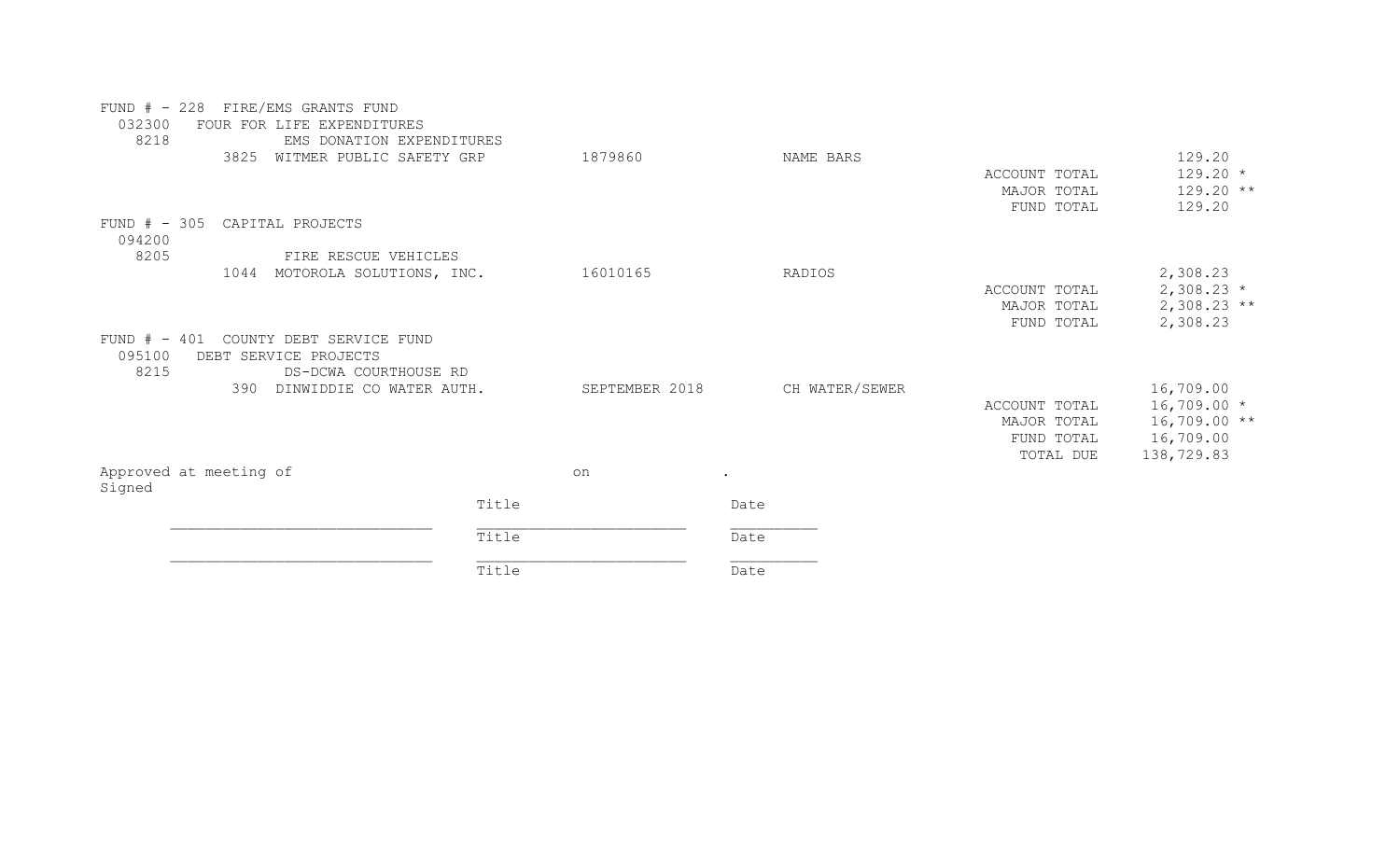FUND # - 228 FIRE/EMS GRANTS FUND
032300 FOUR FOR LIFE EXPENDITURES
8218 EMS DONATION EXPENDITURES

| | | | | | |
|---|---|---|---|---|---|
| 3825 | WITMER PUBLIC SAFETY GRP | 1879860 | NAME BARS | | 129.20 |
| | | | | ACCOUNT TOTAL | 129.20 * |
| | | | | MAJOR TOTAL | 129.20 ** |
| | | | | FUND TOTAL | 129.20 |

FUND # - 305 CAPITAL PROJECTS
094200
8205 FIRE RESCUE VEHICLES

| | | | | | |
|---|---|---|---|---|---|
| 1044 | MOTOROLA SOLUTIONS, INC. | 16010165 | RADIOS | | 2,308.23 |
| | | | | ACCOUNT TOTAL | 2,308.23 * |
| | | | | MAJOR TOTAL | 2,308.23 ** |
| | | | | FUND TOTAL | 2,308.23 |

FUND # - 401 COUNTY DEBT SERVICE FUND
095100 DEBT SERVICE PROJECTS
8215 DS-DCWA COURTHOUSE RD

| | | | | | |
|---|---|---|---|---|---|
| 390 | DINWIDDIE CO WATER AUTH. | SEPTEMBER 2018 | CH WATER/SEWER | | 16,709.00 |
| | | | | ACCOUNT TOTAL | 16,709.00 * |
| | | | | MAJOR TOTAL | 16,709.00 ** |
| | | | | FUND TOTAL | 16,709.00 |
| | | | | TOTAL DUE | 138,729.83 |

Approved at meeting of on .
Signed

Title Date

____________________________ ______________________ _________
Title Date

____________________________ ______________________ _________
Title Date